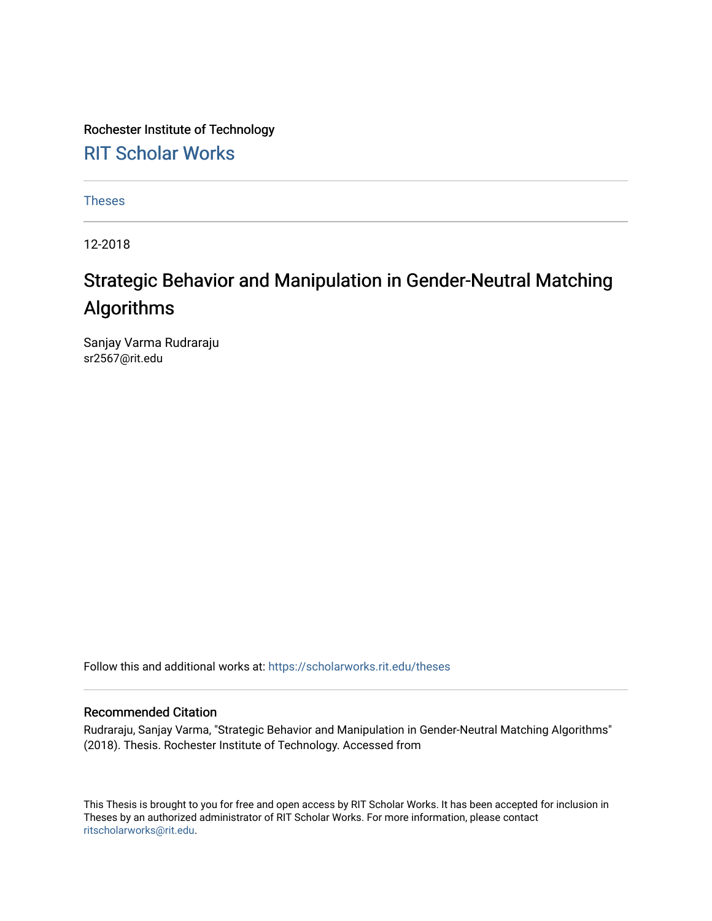Rochester Institute of Technology

RIT Scholar Works

Theses

12-2018

# Strategic Behavior and Manipulation in Gender-Neutral Matching Algorithms

Sanjay Varma Rudraraju
sr2567@rit.edu

Follow this and additional works at: https://scholarworks.rit.edu/theses

## Recommended Citation

Rudraraju, Sanjay Varma, "Strategic Behavior and Manipulation in Gender-Neutral Matching Algorithms" (2018). Thesis. Rochester Institute of Technology. Accessed from

This Thesis is brought to you for free and open access by RIT Scholar Works. It has been accepted for inclusion in Theses by an authorized administrator of RIT Scholar Works. For more information, please contact ritscholarworks@rit.edu.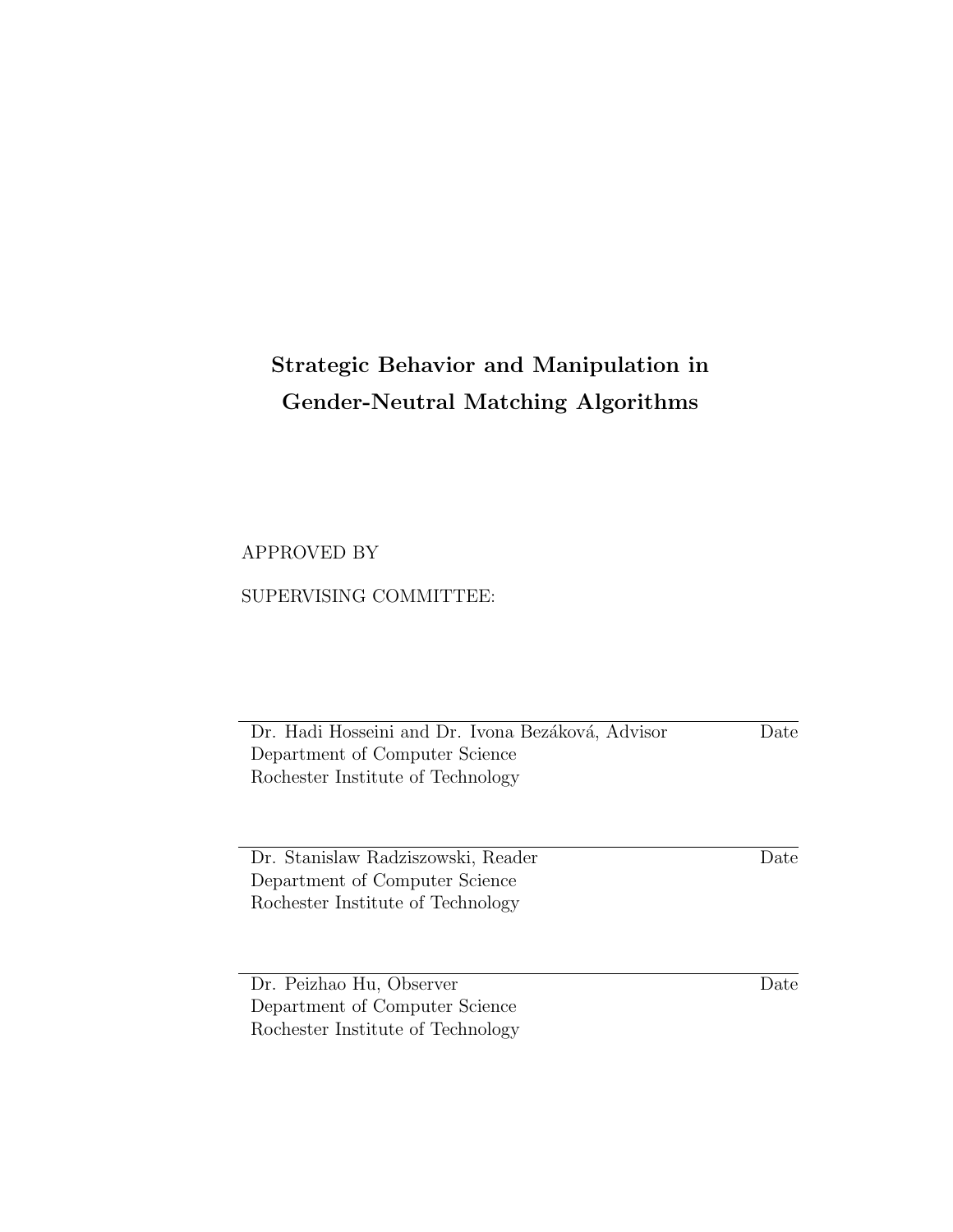**Strategic Behavior and Manipulation in Gender-Neutral Matching Algorithms**

APPROVED BY

SUPERVISING COMMITTEE:

---

Dr. Hadi Hosseini and Dr. Ivona Bezáková, Advisor Date
Department of Computer Science
Rochester Institute of Technology

---

Dr. Stanislaw Radziszowski, Reader Date
Department of Computer Science
Rochester Institute of Technology

---

Dr. Peizhao Hu, Observer Date
Department of Computer Science
Rochester Institute of Technology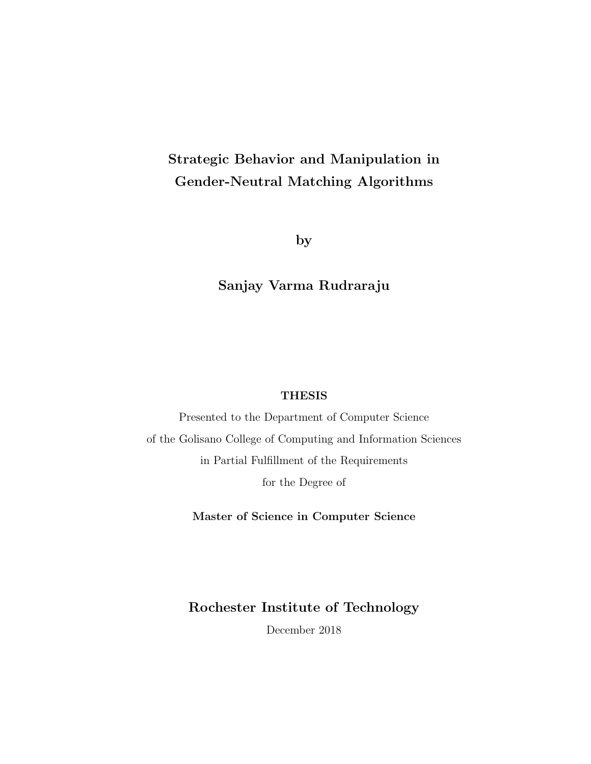# Strategic Behavior and Manipulation in Gender-Neutral Matching Algorithms

by

**Sanjay Varma Rudraraju**

**THESIS**

Presented to the Department of Computer Science
of the Golisano College of Computing and Information Sciences
in Partial Fulfillment of the Requirements
for the Degree of

**Master of Science in Computer Science**

**Rochester Institute of Technology**

December 2018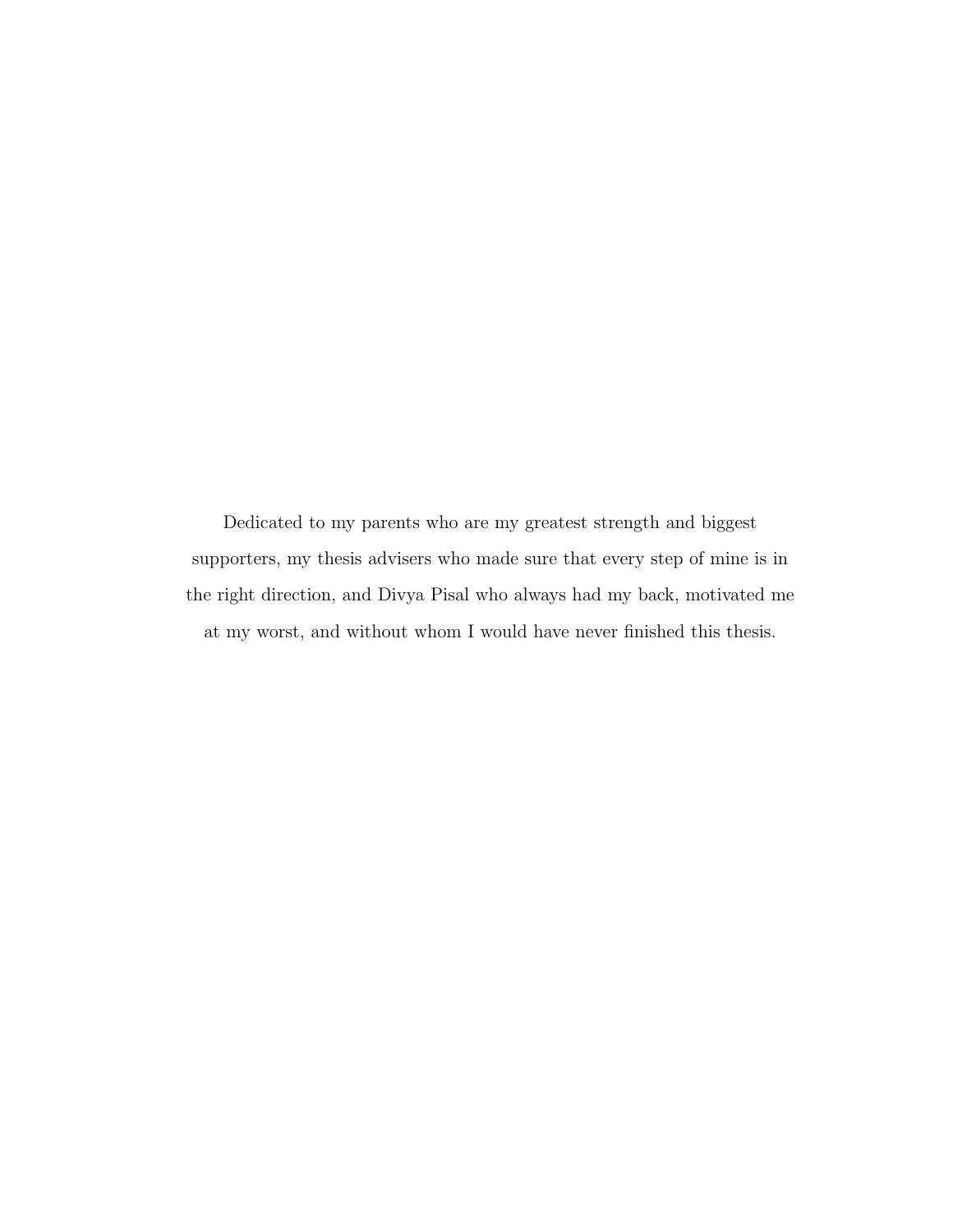Dedicated to my parents who are my greatest strength and biggest supporters, my thesis advisers who made sure that every step of mine is in the right direction, and Divya Pisal who always had my back, motivated me at my worst, and without whom I would have never finished this thesis.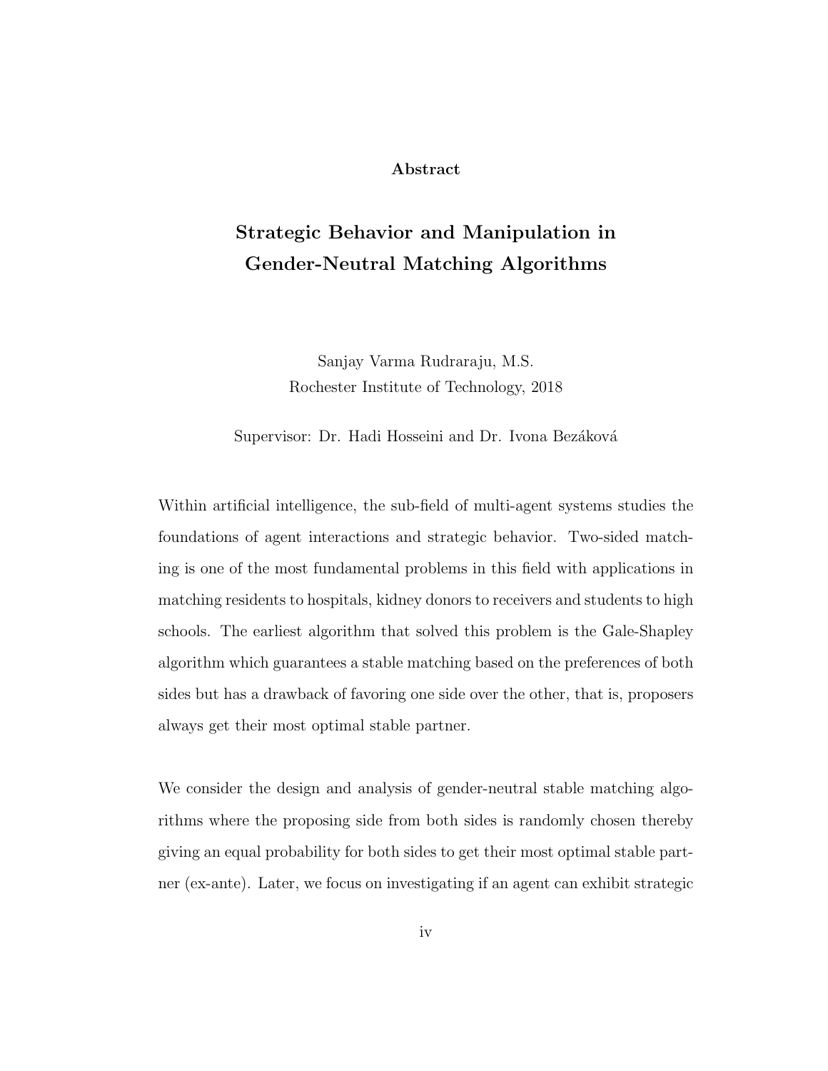**Abstract**

## Strategic Behavior and Manipulation in Gender-Neutral Matching Algorithms

Sanjay Varma Rudraraju, M.S.
Rochester Institute of Technology, 2018

Supervisor: Dr. Hadi Hosseini and Dr. Ivona Bezáková

Within artificial intelligence, the sub-field of multi-agent systems studies the foundations of agent interactions and strategic behavior. Two-sided matching is one of the most fundamental problems in this field with applications in matching residents to hospitals, kidney donors to receivers and students to high schools. The earliest algorithm that solved this problem is the Gale-Shapley algorithm which guarantees a stable matching based on the preferences of both sides but has a drawback of favoring one side over the other, that is, proposers always get their most optimal stable partner.

We consider the design and analysis of gender-neutral stable matching algorithms where the proposing side from both sides is randomly chosen thereby giving an equal probability for both sides to get their most optimal stable partner (ex-ante). Later, we focus on investigating if an agent can exhibit strategic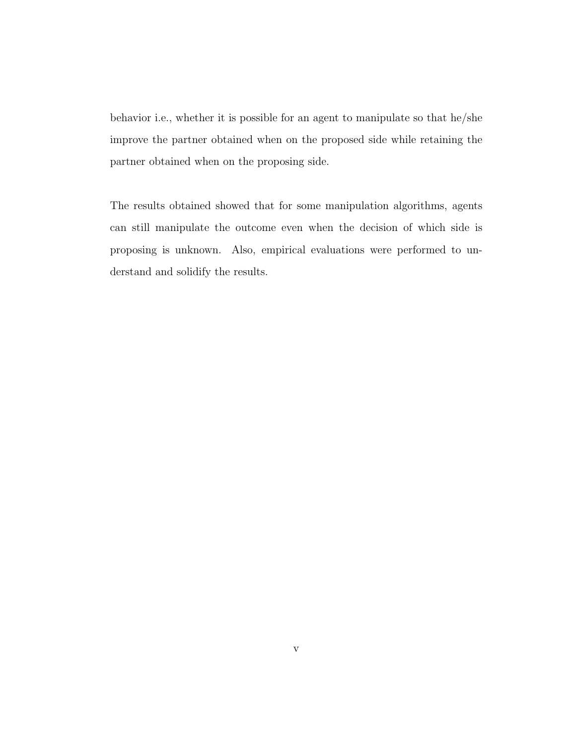behavior i.e., whether it is possible for an agent to manipulate so that he/she improve the partner obtained when on the proposed side while retaining the partner obtained when on the proposing side.

The results obtained showed that for some manipulation algorithms, agents can still manipulate the outcome even when the decision of which side is proposing is unknown. Also, empirical evaluations were performed to understand and solidify the results.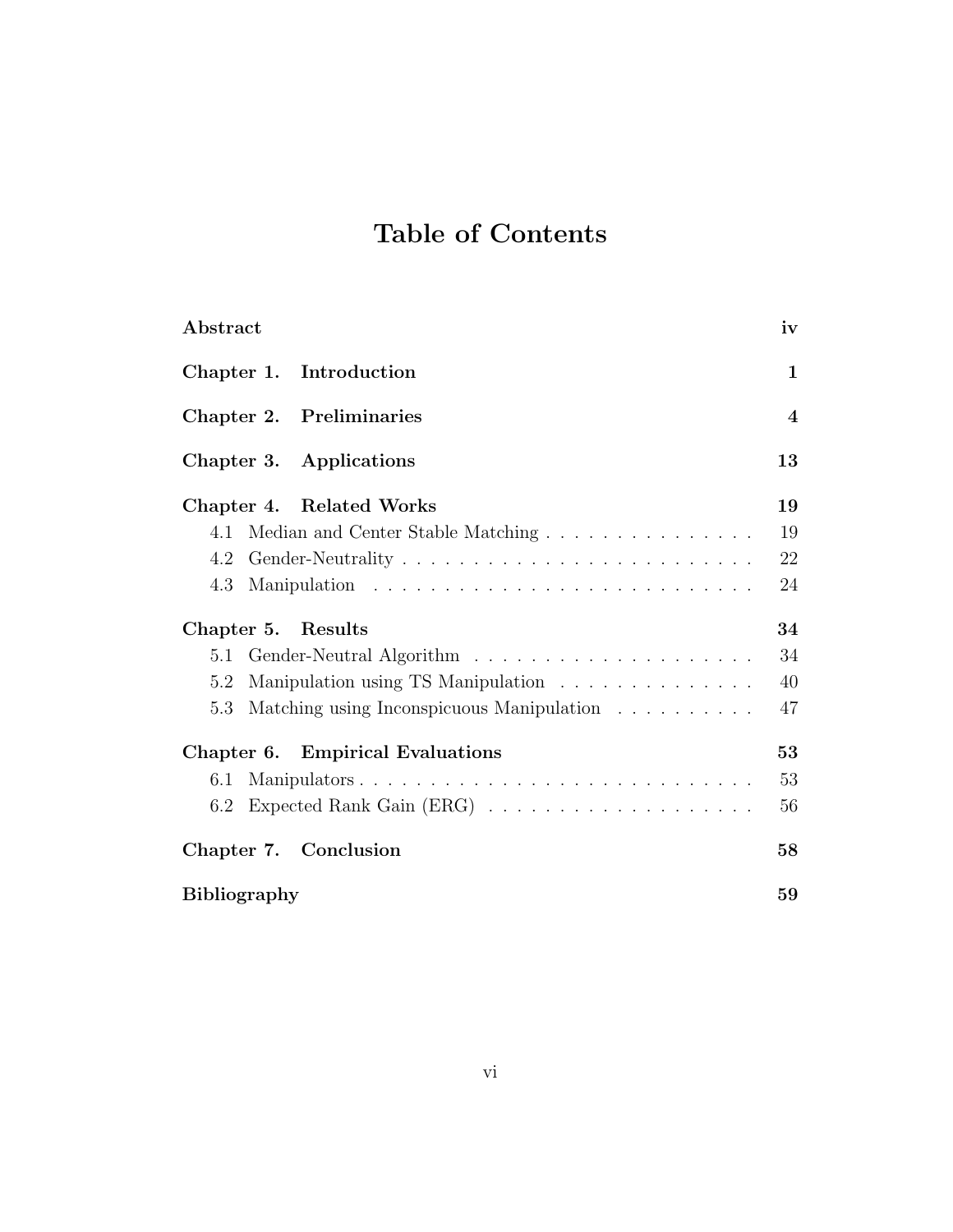# Table of Contents

**Abstract** **iv**

**Chapter 1. Introduction** **1**

**Chapter 2. Preliminaries** **4**

**Chapter 3. Applications** **13**

**Chapter 4. Related Works** **19**

- 4.1 Median and Center Stable Matching . . . . . . . . . . . . . . . 19
- 4.2 Gender-Neutrality . . . . . . . . . . . . . . . . . . . . . . . . . . 22
- 4.3 Manipulation . . . . . . . . . . . . . . . . . . . . . . . . . . . . 24

**Chapter 5. Results** **34**

- 5.1 Gender-Neutral Algorithm . . . . . . . . . . . . . . . . . . . . 34
- 5.2 Manipulation using TS Manipulation . . . . . . . . . . . . . . 40
- 5.3 Matching using Inconspicuous Manipulation . . . . . . . . . . 47

**Chapter 6. Empirical Evaluations** **53**

- 6.1 Manipulators . . . . . . . . . . . . . . . . . . . . . . . . . . . . 53
- 6.2 Expected Rank Gain (ERG) . . . . . . . . . . . . . . . . . . . 56

**Chapter 7. Conclusion** **58**

**Bibliography** **59**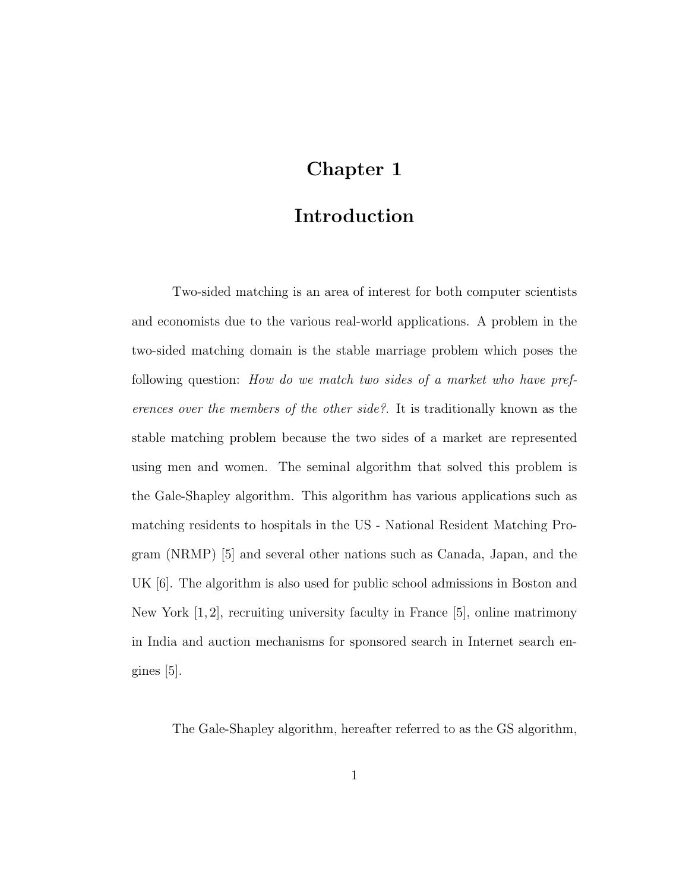# Chapter 1

# Introduction

Two-sided matching is an area of interest for both computer scientists and economists due to the various real-world applications. A problem in the two-sided matching domain is the stable marriage problem which poses the following question: *How do we match two sides of a market who have preferences over the members of the other side?*. It is traditionally known as the stable matching problem because the two sides of a market are represented using men and women. The seminal algorithm that solved this problem is the Gale-Shapley algorithm. This algorithm has various applications such as matching residents to hospitals in the US - National Resident Matching Program (NRMP) [5] and several other nations such as Canada, Japan, and the UK [6]. The algorithm is also used for public school admissions in Boston and New York [1, 2], recruiting university faculty in France [5], online matrimony in India and auction mechanisms for sponsored search in Internet search engines [5].

The Gale-Shapley algorithm, hereafter referred to as the GS algorithm,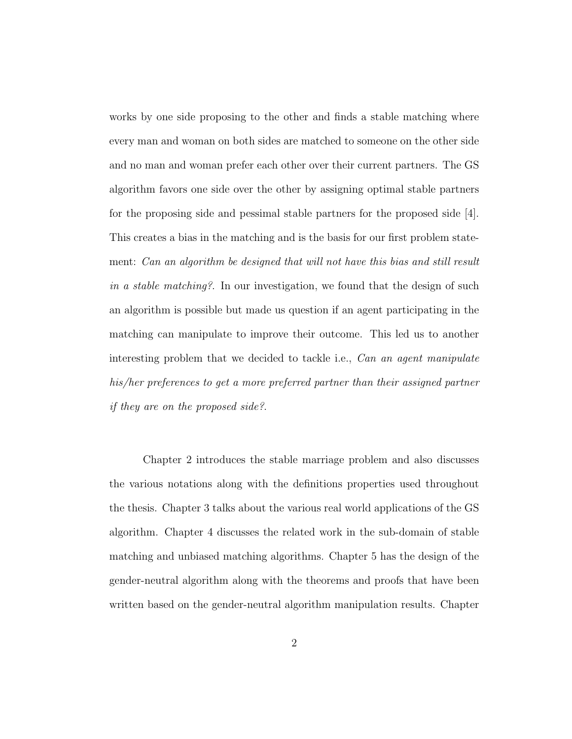works by one side proposing to the other and finds a stable matching where every man and woman on both sides are matched to someone on the other side and no man and woman prefer each other over their current partners. The GS algorithm favors one side over the other by assigning optimal stable partners for the proposing side and pessimal stable partners for the proposed side [4]. This creates a bias in the matching and is the basis for our first problem statement: *Can an algorithm be designed that will not have this bias and still result in a stable matching?*. In our investigation, we found that the design of such an algorithm is possible but made us question if an agent participating in the matching can manipulate to improve their outcome. This led us to another interesting problem that we decided to tackle i.e., *Can an agent manipulate his/her preferences to get a more preferred partner than their assigned partner if they are on the proposed side?*.

Chapter 2 introduces the stable marriage problem and also discusses the various notations along with the definitions properties used throughout the thesis. Chapter 3 talks about the various real world applications of the GS algorithm. Chapter 4 discusses the related work in the sub-domain of stable matching and unbiased matching algorithms. Chapter 5 has the design of the gender-neutral algorithm along with the theorems and proofs that have been written based on the gender-neutral algorithm manipulation results. Chapter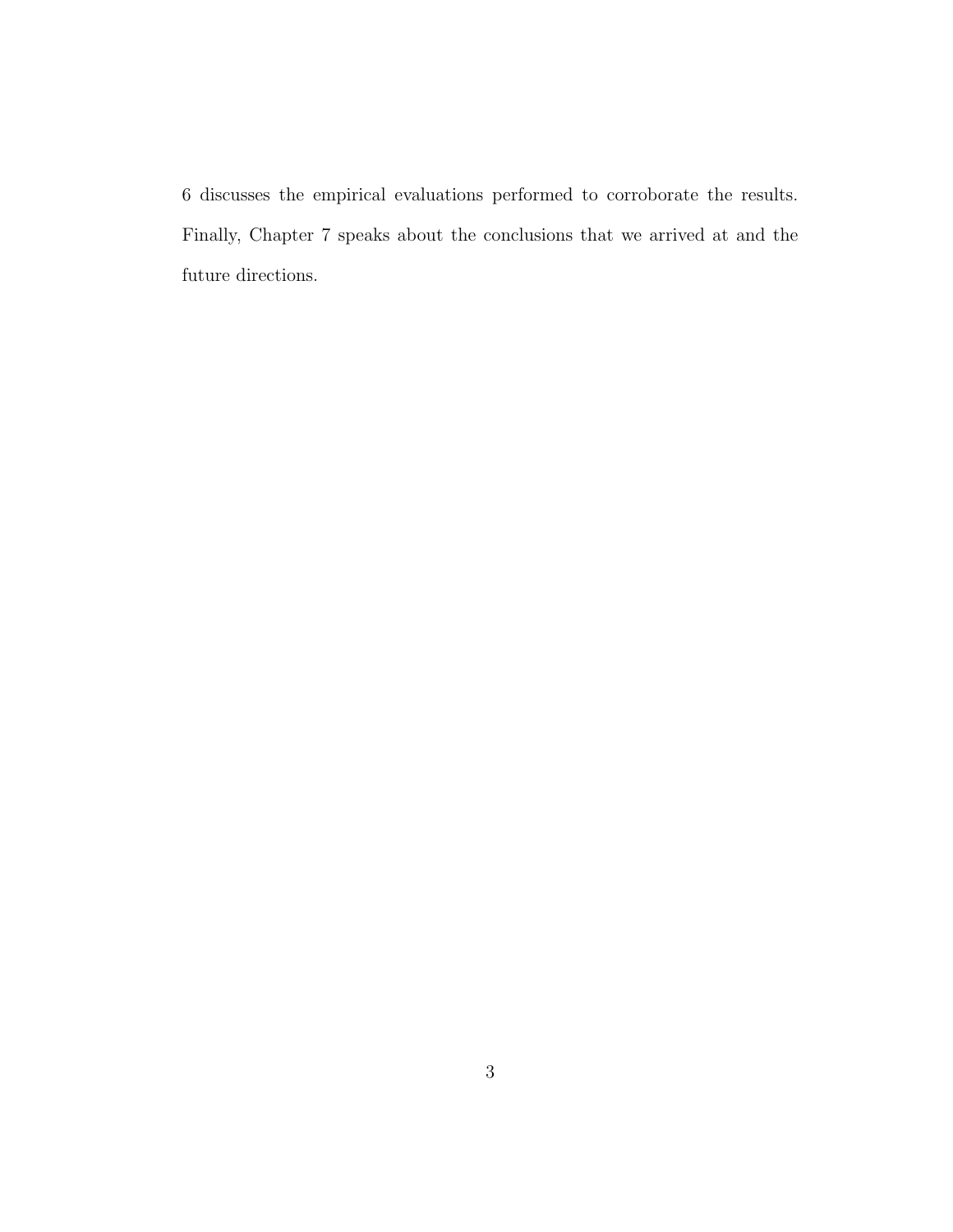6 discusses the empirical evaluations performed to corroborate the results. Finally, Chapter 7 speaks about the conclusions that we arrived at and the future directions.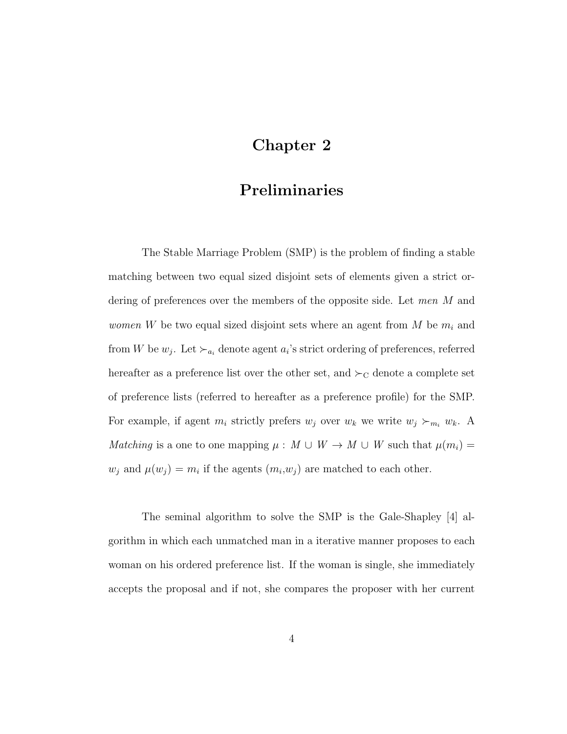# Chapter 2

# Preliminaries

The Stable Marriage Problem (SMP) is the problem of finding a stable matching between two equal sized disjoint sets of elements given a strict ordering of preferences over the members of the opposite side. Let *men* $M$ and *women* $W$ be two equal sized disjoint sets where an agent from $M$ be $m_i$ and from $W$ be $w_j$. Let $\succ_{a_i}$ denote agent $a_i$'s strict ordering of preferences, referred hereafter as a preference list over the other set, and $\succ_{\mathrm{C}}$ denote a complete set of preference lists (referred to hereafter as a preference profile) for the SMP. For example, if agent $m_i$ strictly prefers $w_j$ over $w_k$ we write $w_j \succ_{m_i} w_k$. A *Matching* is a one to one mapping $\mu : M \cup W \rightarrow M \cup W$ such that $\mu(m_i) = w_j$ and $\mu(w_j) = m_i$ if the agents ($m_i$,$w_j$) are matched to each other.

The seminal algorithm to solve the SMP is the Gale-Shapley [4] algorithm in which each unmatched man in a iterative manner proposes to each woman on his ordered preference list. If the woman is single, she immediately accepts the proposal and if not, she compares the proposer with her current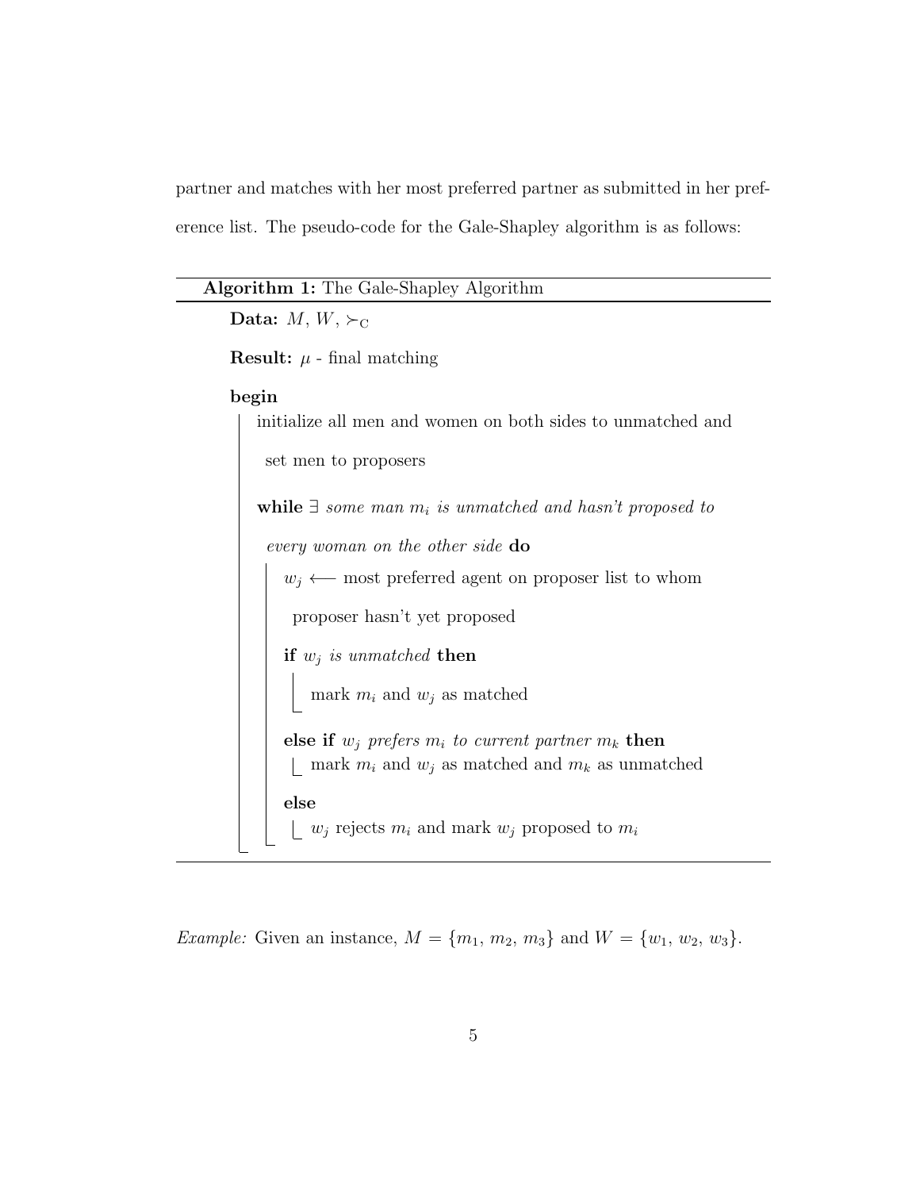partner and matches with her most preferred partner as submitted in her preference list. The pseudo-code for the Gale-Shapley algorithm is as follows:

---

**Algorithm 1:** The Gale-Shapley Algorithm

---

**Data:** $M$, $W$, $\succ_C$

**Result:** $\mu$ - final matching

**begin**

  initialize all men and women on both sides to unmatched and set men to proposers

  **while** $\exists$ *some man* $m_i$ *is unmatched and hasn't proposed to every woman on the other side* **do**

    $w_j \longleftarrow$ most preferred agent on proposer list to whom proposer hasn't yet proposed

    **if** $w_j$ *is unmatched* **then**

      mark $m_i$ and $w_j$ as matched

    **else if** $w_j$ *prefers* $m_i$ *to current partner* $m_k$ **then**

      mark $m_i$ and $w_j$ as matched and $m_k$ as unmatched

    **else**

      $w_j$ rejects $m_i$ and mark $w_j$ proposed to $m_i$

---

*Example:* Given an instance, $M = \{m_1, m_2, m_3\}$ and $W = \{w_1, w_2, w_3\}$.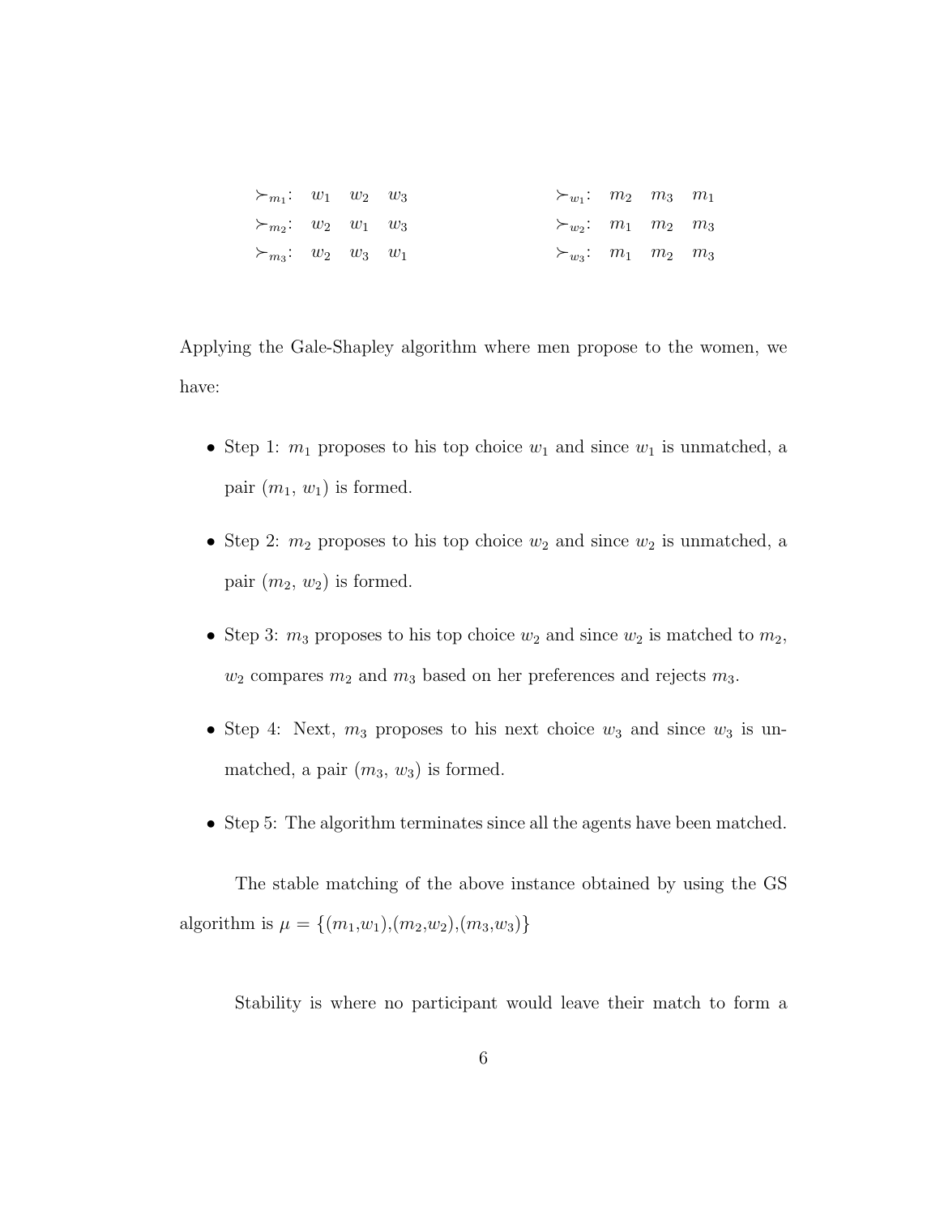$$
\begin{array}{llll}
\succ_{m_1}: & w_1 & w_2 & w_3 \\
\succ_{m_2}: & w_2 & w_1 & w_3 \\
\succ_{m_3}: & w_2 & w_3 & w_1
\end{array}
\qquad\qquad
\begin{array}{llll}
\succ_{w_1}: & m_2 & m_3 & m_1 \\
\succ_{w_2}: & m_1 & m_2 & m_3 \\
\succ_{w_3}: & m_1 & m_2 & m_3
\end{array}
$$

Applying the Gale-Shapley algorithm where men propose to the women, we have:

- Step 1: $m_1$ proposes to his top choice $w_1$ and since $w_1$ is unmatched, a pair ($m_1$, $w_1$) is formed.
- Step 2: $m_2$ proposes to his top choice $w_2$ and since $w_2$ is unmatched, a pair ($m_2$, $w_2$) is formed.
- Step 3: $m_3$ proposes to his top choice $w_2$ and since $w_2$ is matched to $m_2$, $w_2$ compares $m_2$ and $m_3$ based on her preferences and rejects $m_3$.
- Step 4: Next, $m_3$ proposes to his next choice $w_3$ and since $w_3$ is unmatched, a pair ($m_3$, $w_3$) is formed.
- Step 5: The algorithm terminates since all the agents have been matched.

The stable matching of the above instance obtained by using the GS algorithm is $\mu = \{(m_1,w_1),(m_2,w_2),(m_3,w_3)\}$

Stability is where no participant would leave their match to form a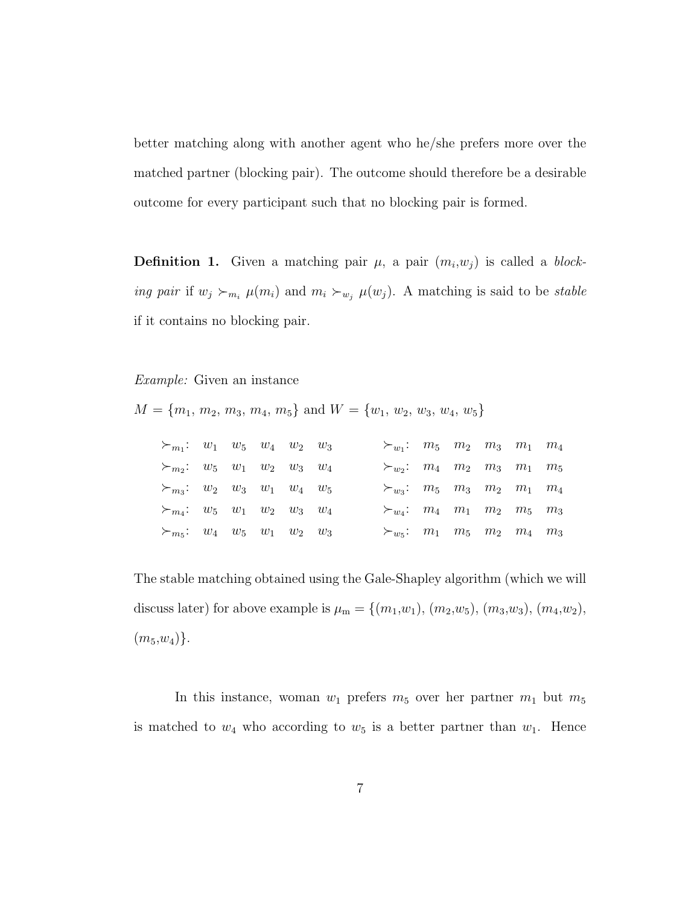better matching along with another agent who he/she prefers more over the matched partner (blocking pair). The outcome should therefore be a desirable outcome for every participant such that no blocking pair is formed.

**Definition 1.** Given a matching pair $\mu$, a pair $(m_i, w_j)$ is called a *blocking pair* if $w_j \succ_{m_i} \mu(m_i)$ and $m_i \succ_{w_j} \mu(w_j)$. A matching is said to be *stable* if it contains no blocking pair.

*Example:* Given an instance

$M = \{m_1, m_2, m_3, m_4, m_5\}$ and $W = \{w_1, w_2, w_3, w_4, w_5\}$

$$
\begin{array}{llllll}
\succ_{m_1}: & w_1 & w_5 & w_4 & w_2 & w_3 \\
\succ_{m_2}: & w_5 & w_1 & w_2 & w_3 & w_4 \\
\succ_{m_3}: & w_2 & w_3 & w_1 & w_4 & w_5 \\
\succ_{m_4}: & w_5 & w_1 & w_2 & w_3 & w_4 \\
\succ_{m_5}: & w_4 & w_5 & w_1 & w_2 & w_3
\end{array}
\qquad
\begin{array}{llllll}
\succ_{w_1}: & m_5 & m_2 & m_3 & m_1 & m_4 \\
\succ_{w_2}: & m_4 & m_2 & m_3 & m_1 & m_5 \\
\succ_{w_3}: & m_5 & m_3 & m_2 & m_1 & m_4 \\
\succ_{w_4}: & m_4 & m_1 & m_2 & m_5 & m_3 \\
\succ_{w_5}: & m_1 & m_5 & m_2 & m_4 & m_3
\end{array}
$$

The stable matching obtained using the Gale-Shapley algorithm (which we will discuss later) for above example is $\mu_{\mathrm{m}} = \{(m_1,w_1), (m_2,w_5), (m_3,w_3), (m_4,w_2), (m_5,w_4)\}$.

In this instance, woman $w_1$ prefers $m_5$ over her partner $m_1$ but $m_5$ is matched to $w_4$ who according to $w_5$ is a better partner than $w_1$. Hence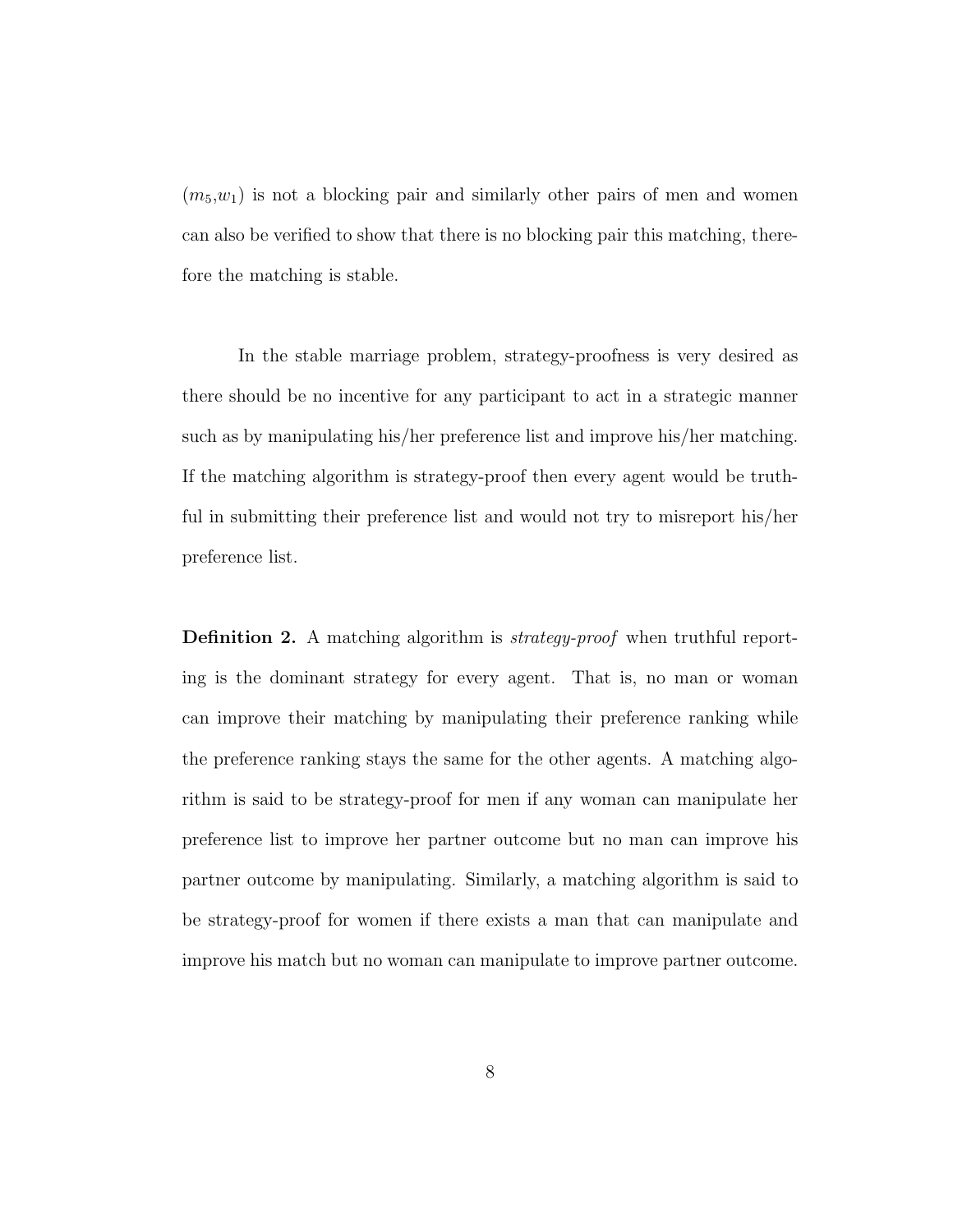($m_5$,$w_1$) is not a blocking pair and similarly other pairs of men and women can also be verified to show that there is no blocking pair this matching, therefore the matching is stable.

In the stable marriage problem, strategy-proofness is very desired as there should be no incentive for any participant to act in a strategic manner such as by manipulating his/her preference list and improve his/her matching. If the matching algorithm is strategy-proof then every agent would be truthful in submitting their preference list and would not try to misreport his/her preference list.

**Definition 2.** A matching algorithm is *strategy-proof* when truthful reporting is the dominant strategy for every agent. That is, no man or woman can improve their matching by manipulating their preference ranking while the preference ranking stays the same for the other agents. A matching algorithm is said to be strategy-proof for men if any woman can manipulate her preference list to improve her partner outcome but no man can improve his partner outcome by manipulating. Similarly, a matching algorithm is said to be strategy-proof for women if there exists a man that can manipulate and improve his match but no woman can manipulate to improve partner outcome.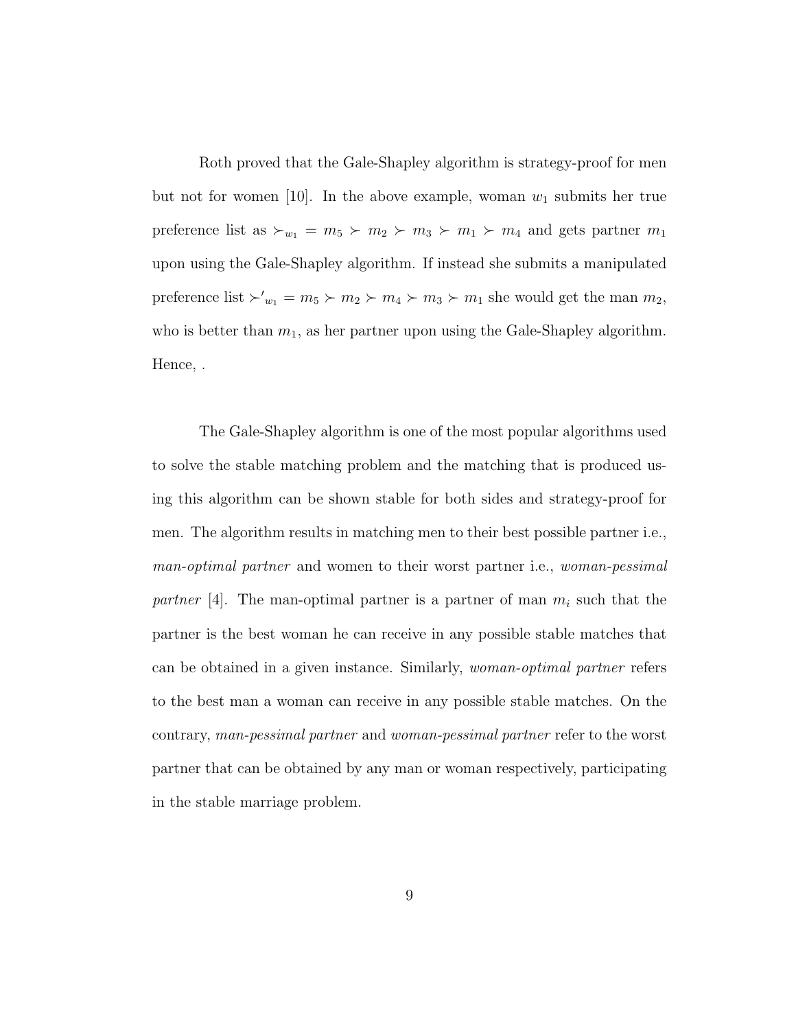Roth proved that the Gale-Shapley algorithm is strategy-proof for men but not for women [10]. In the above example, woman $w_1$ submits her true preference list as $\succ_{w_1} = m_5 \succ m_2 \succ m_3 \succ m_1 \succ m_4$ and gets partner $m_1$ upon using the Gale-Shapley algorithm. If instead she submits a manipulated preference list $\succ'_{w_1} = m_5 \succ m_2 \succ m_4 \succ m_3 \succ m_1$ she would get the man $m_2$, who is better than $m_1$, as her partner upon using the Gale-Shapley algorithm. Hence, .

The Gale-Shapley algorithm is one of the most popular algorithms used to solve the stable matching problem and the matching that is produced using this algorithm can be shown stable for both sides and strategy-proof for men. The algorithm results in matching men to their best possible partner i.e., *man-optimal partner* and women to their worst partner i.e., *woman-pessimal partner* [4]. The man-optimal partner is a partner of man $m_i$ such that the partner is the best woman he can receive in any possible stable matches that can be obtained in a given instance. Similarly, *woman-optimal partner* refers to the best man a woman can receive in any possible stable matches. On the contrary, *man-pessimal partner* and *woman-pessimal partner* refer to the worst partner that can be obtained by any man or woman respectively, participating in the stable marriage problem.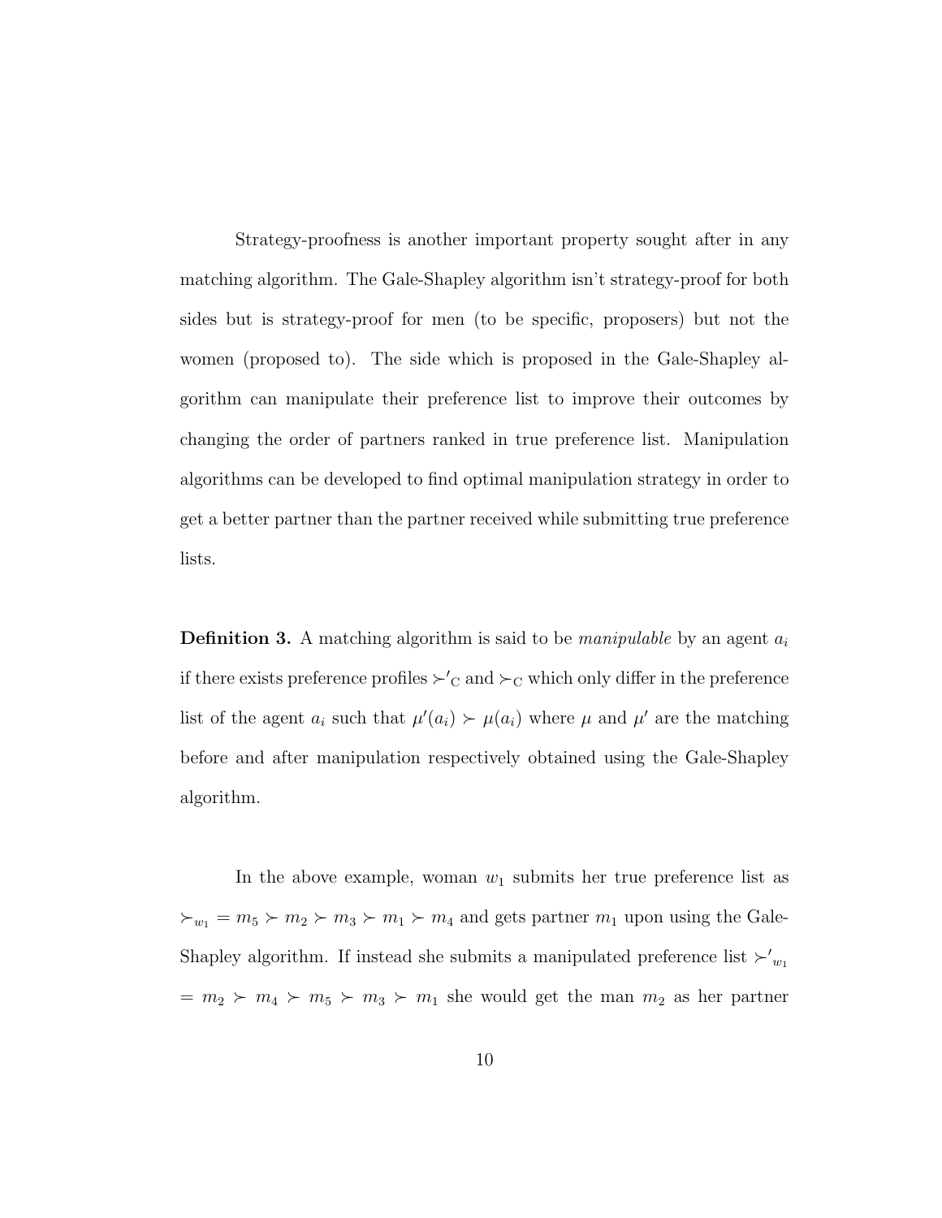Strategy-proofness is another important property sought after in any matching algorithm. The Gale-Shapley algorithm isn't strategy-proof for both sides but is strategy-proof for men (to be specific, proposers) but not the women (proposed to). The side which is proposed in the Gale-Shapley algorithm can manipulate their preference list to improve their outcomes by changing the order of partners ranked in true preference list. Manipulation algorithms can be developed to find optimal manipulation strategy in order to get a better partner than the partner received while submitting true preference lists.

**Definition 3.** A matching algorithm is said to be *manipulable* by an agent $a_i$ if there exists preference profiles $\succ'_{\mathrm{C}}$ and $\succ_{\mathrm{C}}$ which only differ in the preference list of the agent $a_i$ such that $\mu'(a_i) \succ \mu(a_i)$ where $\mu$ and $\mu'$ are the matching before and after manipulation respectively obtained using the Gale-Shapley algorithm.

In the above example, woman $w_1$ submits her true preference list as $\succ_{w_1} = m_5 \succ m_2 \succ m_3 \succ m_1 \succ m_4$ and gets partner $m_1$ upon using the Gale-Shapley algorithm. If instead she submits a manipulated preference list $\succ'_{w_1}$ $= m_2 \succ m_4 \succ m_5 \succ m_3 \succ m_1$ she would get the man $m_2$ as her partner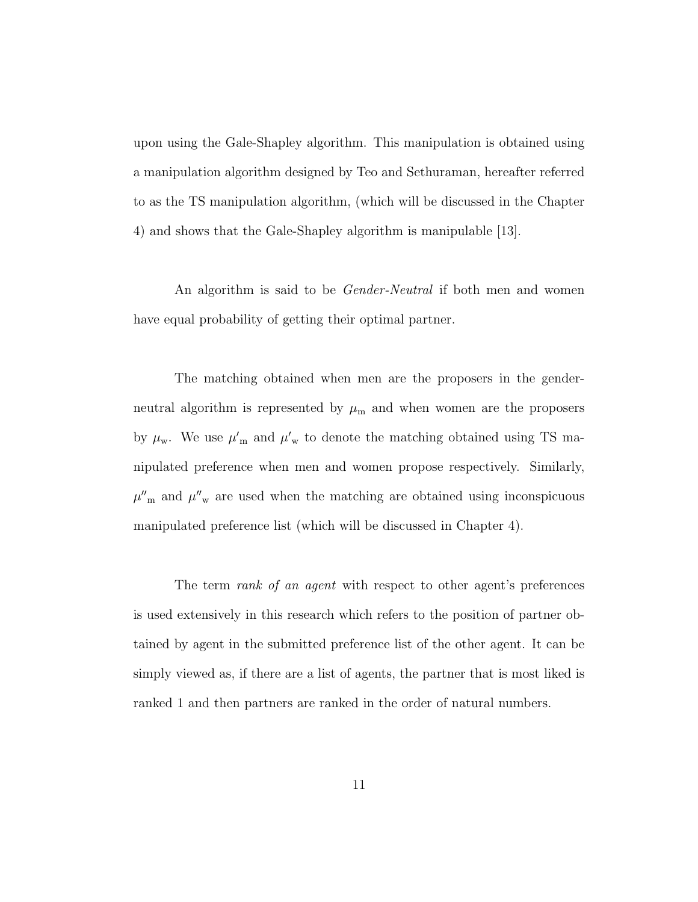upon using the Gale-Shapley algorithm. This manipulation is obtained using a manipulation algorithm designed by Teo and Sethuraman, hereafter referred to as the TS manipulation algorithm, (which will be discussed in the Chapter 4) and shows that the Gale-Shapley algorithm is manipulable [13].

An algorithm is said to be *Gender-Neutral* if both men and women have equal probability of getting their optimal partner.

The matching obtained when men are the proposers in the gender-neutral algorithm is represented by $\mu_{\mathrm{m}}$ and when women are the proposers by $\mu_{\mathrm{w}}$. We use $\mu'_{\mathrm{m}}$ and $\mu'_{\mathrm{w}}$ to denote the matching obtained using TS manipulated preference when men and women propose respectively. Similarly, $\mu''_{\mathrm{m}}$ and $\mu''_{\mathrm{w}}$ are used when the matching are obtained using inconspicuous manipulated preference list (which will be discussed in Chapter 4).

The term *rank of an agent* with respect to other agent's preferences is used extensively in this research which refers to the position of partner obtained by agent in the submitted preference list of the other agent. It can be simply viewed as, if there are a list of agents, the partner that is most liked is ranked 1 and then partners are ranked in the order of natural numbers.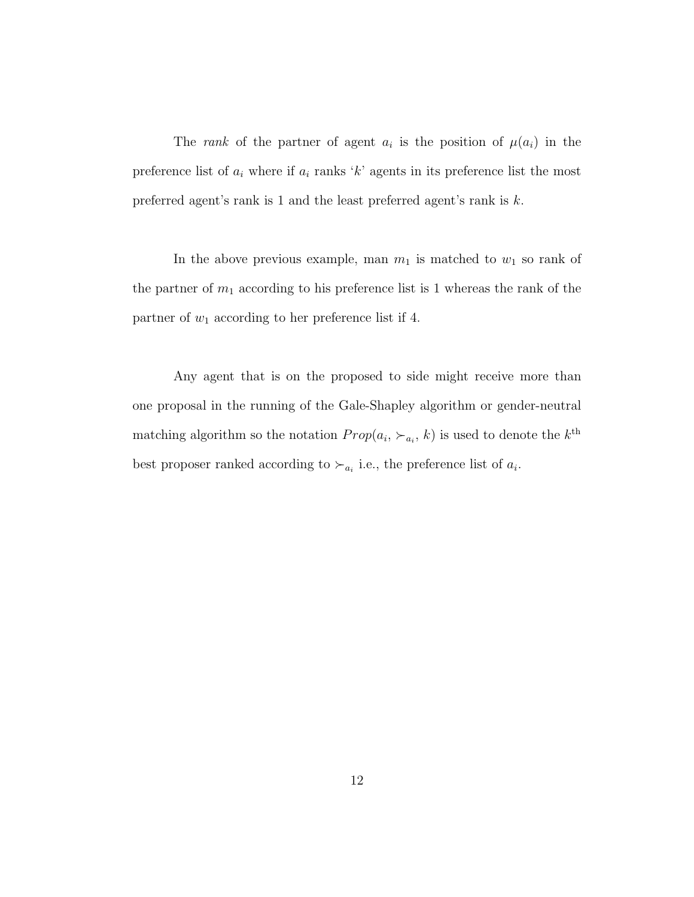The *rank* of the partner of agent $a_i$ is the position of $\mu(a_i)$ in the preference list of $a_i$ where if $a_i$ ranks '$k$' agents in its preference list the most preferred agent's rank is 1 and the least preferred agent's rank is $k$.

In the above previous example, man $m_1$ is matched to $w_1$ so rank of the partner of $m_1$ according to his preference list is 1 whereas the rank of the partner of $w_1$ according to her preference list if 4.

Any agent that is on the proposed to side might receive more than one proposal in the running of the Gale-Shapley algorithm or gender-neutral matching algorithm so the notation $Prop(a_i, \succ_{a_i}, k)$ is used to denote the $k^{\text{th}}$ best proposer ranked according to $\succ_{a_i}$ i.e., the preference list of $a_i$.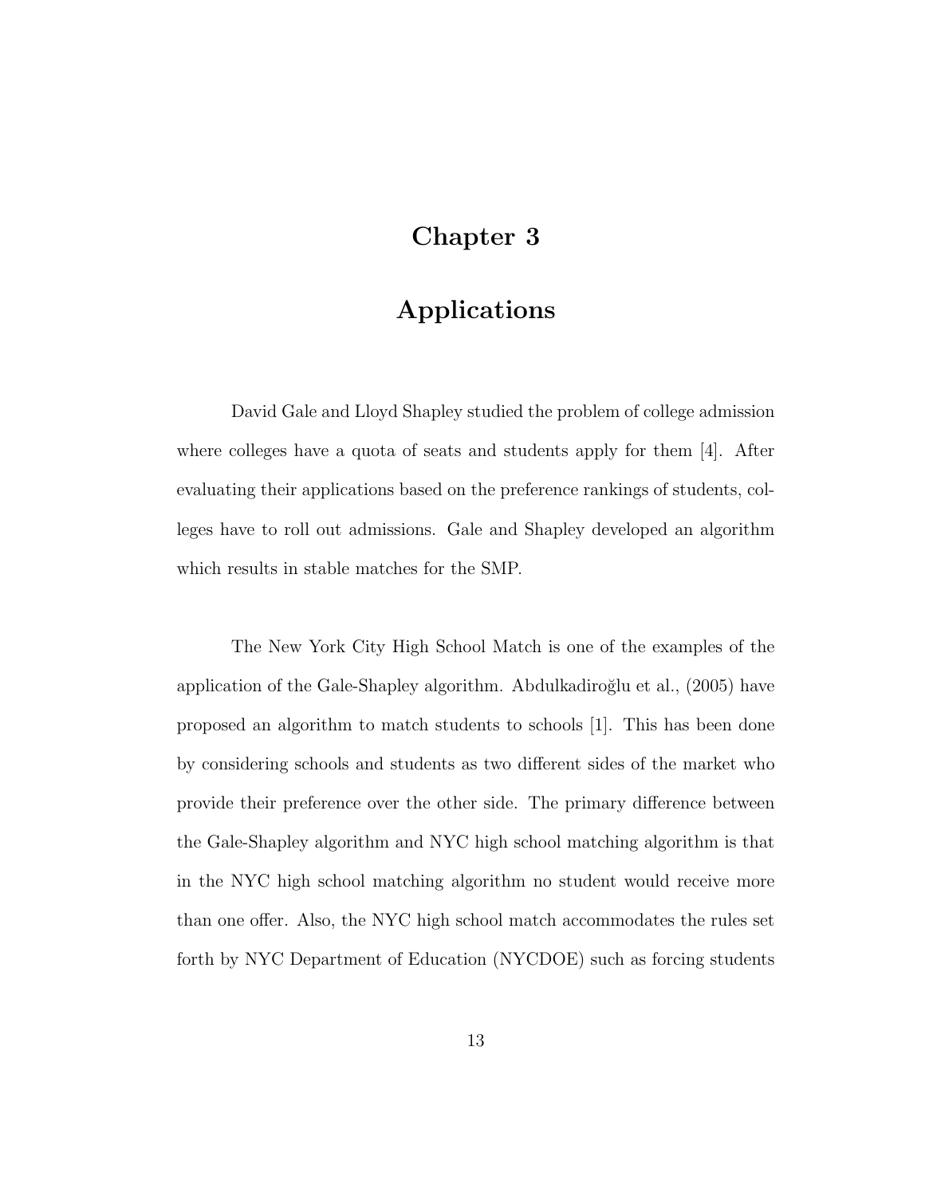# Chapter 3

# Applications

David Gale and Lloyd Shapley studied the problem of college admission where colleges have a quota of seats and students apply for them [4]. After evaluating their applications based on the preference rankings of students, colleges have to roll out admissions. Gale and Shapley developed an algorithm which results in stable matches for the SMP.

The New York City High School Match is one of the examples of the application of the Gale-Shapley algorithm. Abdulkadiroğlu et al., (2005) have proposed an algorithm to match students to schools [1]. This has been done by considering schools and students as two different sides of the market who provide their preference over the other side. The primary difference between the Gale-Shapley algorithm and NYC high school matching algorithm is that in the NYC high school matching algorithm no student would receive more than one offer. Also, the NYC high school match accommodates the rules set forth by NYC Department of Education (NYCDOE) such as forcing students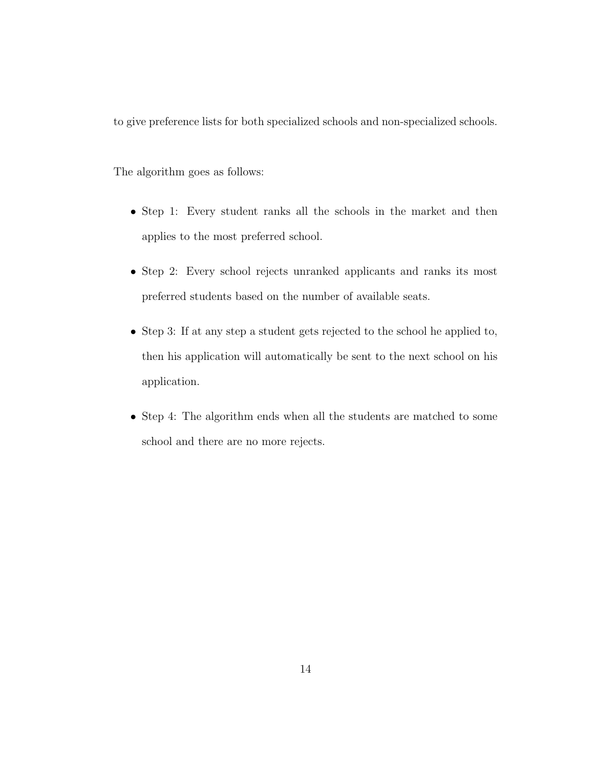to give preference lists for both specialized schools and non-specialized schools.

The algorithm goes as follows:

- Step 1: Every student ranks all the schools in the market and then applies to the most preferred school.
- Step 2: Every school rejects unranked applicants and ranks its most preferred students based on the number of available seats.
- Step 3: If at any step a student gets rejected to the school he applied to, then his application will automatically be sent to the next school on his application.
- Step 4: The algorithm ends when all the students are matched to some school and there are no more rejects.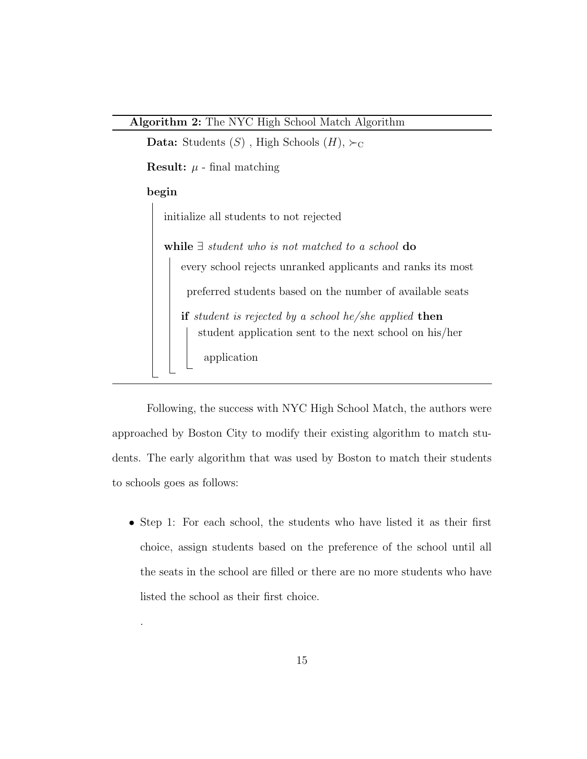**Algorithm 2:** The NYC High School Match Algorithm

```
Data: Students (S) , High Schools (H), ≻_C
Result: μ - final matching
begin
    initialize all students to not rejected
    while ∃ student who is not matched to a school do
        every school rejects unranked applicants and ranks its most
          preferred students based on the number of available seats
        if student is rejected by a school he/she applied then
            student application sent to the next school on his/her
              application
```

Following, the success with NYC High School Match, the authors were approached by Boston City to modify their existing algorithm to match students. The early algorithm that was used by Boston to match their students to schools goes as follows:

- Step 1: For each school, the students who have listed it as their first choice, assign students based on the preference of the school until all the seats in the school are filled or there are no more students who have listed the school as their first choice.

.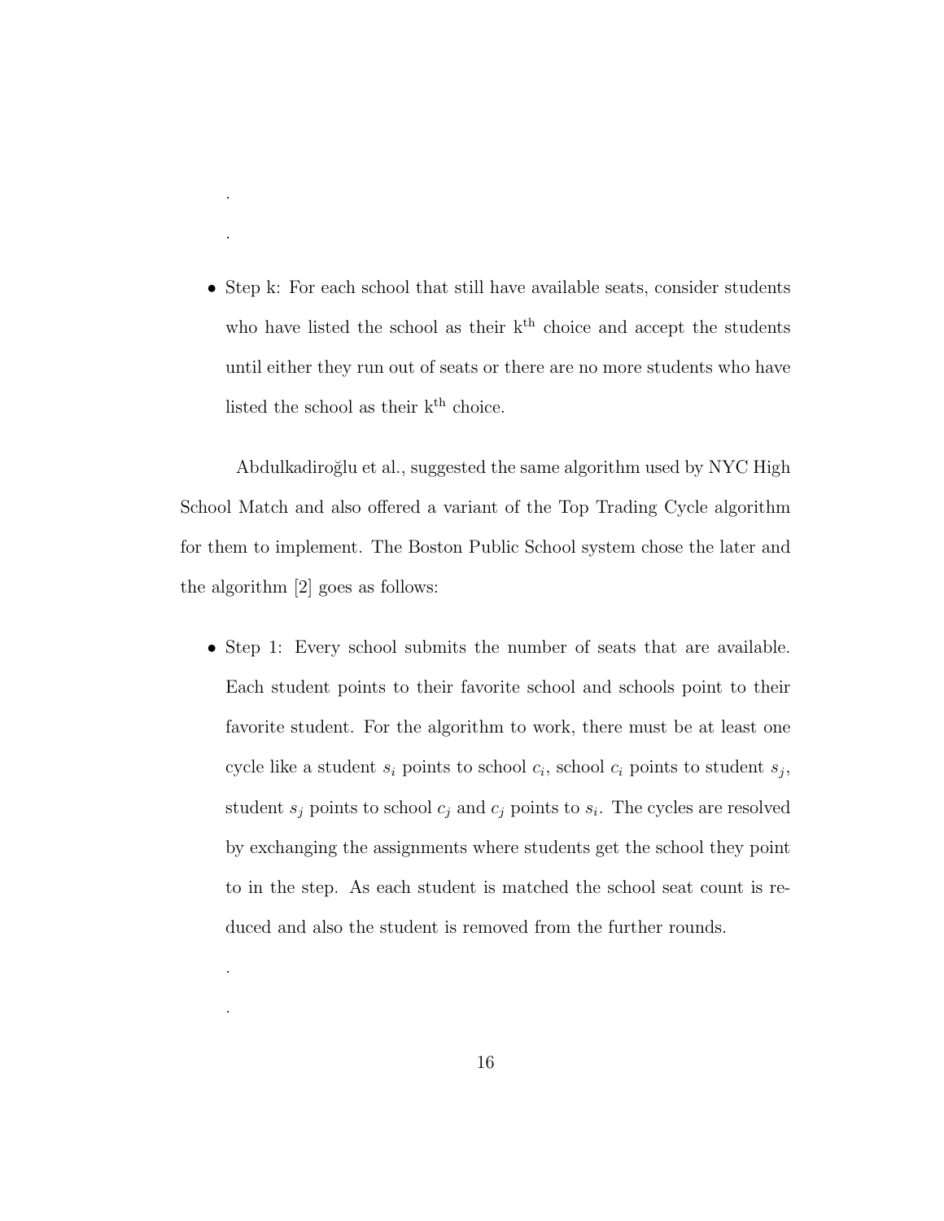.

.

- Step k: For each school that still have available seats, consider students who have listed the school as their k$^{\text{th}}$ choice and accept the students until either they run out of seats or there are no more students who have listed the school as their k$^{\text{th}}$ choice.

Abdulkadiroğlu et al., suggested the same algorithm used by NYC High School Match and also offered a variant of the Top Trading Cycle algorithm for them to implement. The Boston Public School system chose the later and the algorithm [2] goes as follows:

- Step 1: Every school submits the number of seats that are available. Each student points to their favorite school and schools point to their favorite student. For the algorithm to work, there must be at least one cycle like a student $s_i$ points to school $c_i$, school $c_i$ points to student $s_j$, student $s_j$ points to school $c_j$ and $c_j$ points to $s_i$. The cycles are resolved by exchanging the assignments where students get the school they point to in the step. As each student is matched the school seat count is reduced and also the student is removed from the further rounds.

.

.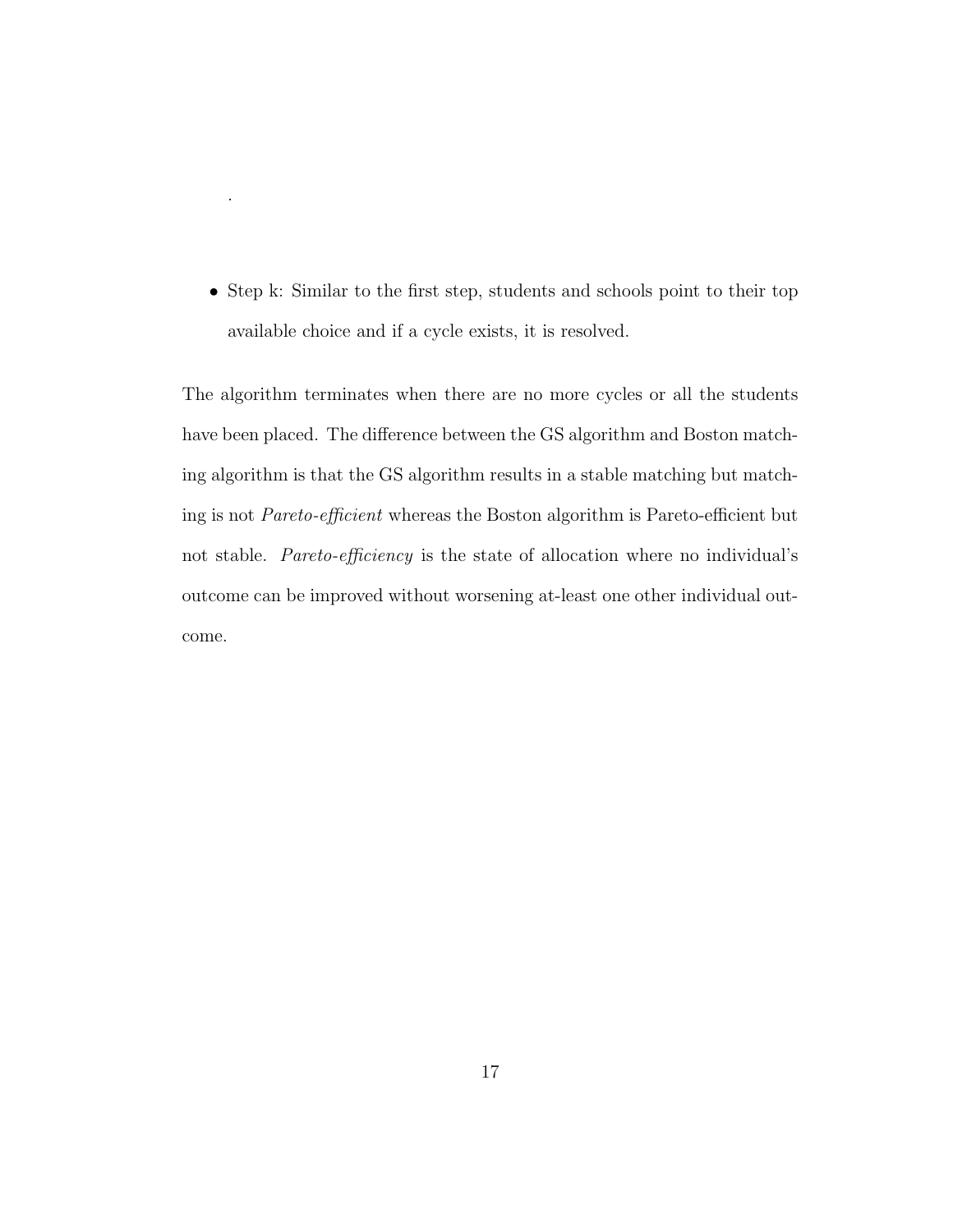.

- Step k: Similar to the first step, students and schools point to their top available choice and if a cycle exists, it is resolved.

The algorithm terminates when there are no more cycles or all the students have been placed. The difference between the GS algorithm and Boston matching algorithm is that the GS algorithm results in a stable matching but matching is not *Pareto-efficient* whereas the Boston algorithm is Pareto-efficient but not stable. *Pareto-efficiency* is the state of allocation where no individual's outcome can be improved without worsening at-least one other individual outcome.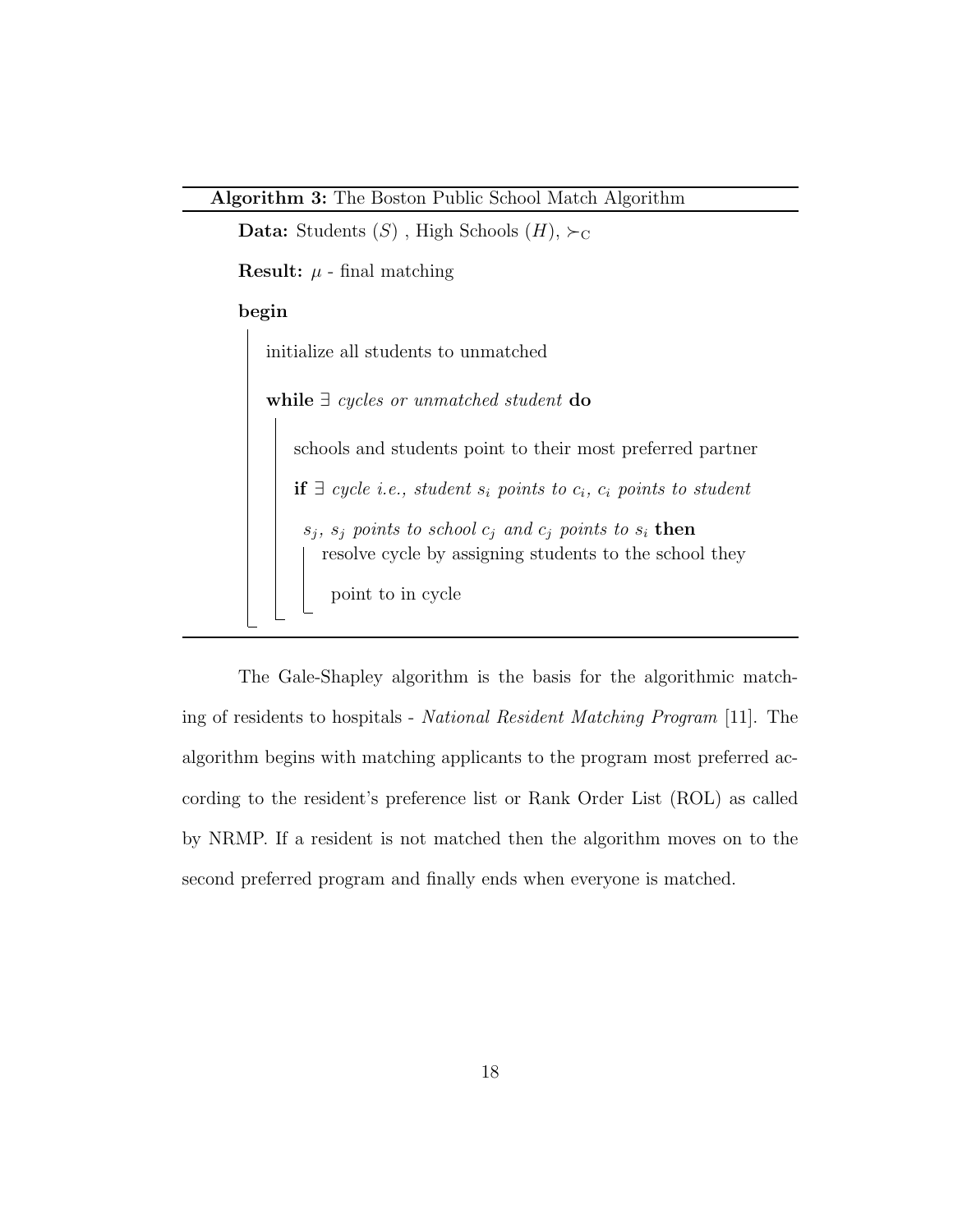**Algorithm 3:** The Boston Public School Match Algorithm

```
Data: Students (S) , High Schools (H), ≻_C
Result: μ - final matching
begin
    initialize all students to unmatched
    while ∃ cycles or unmatched student do
        schools and students point to their most preferred partner
        if ∃ cycle i.e., student s_i points to c_i, c_i points to student
          s_j, s_j points to school c_j and c_j points to s_i then
            resolve cycle by assigning students to the school they
              point to in cycle
```

The Gale-Shapley algorithm is the basis for the algorithmic matching of residents to hospitals - *National Resident Matching Program* [11]. The algorithm begins with matching applicants to the program most preferred according to the resident's preference list or Rank Order List (ROL) as called by NRMP. If a resident is not matched then the algorithm moves on to the second preferred program and finally ends when everyone is matched.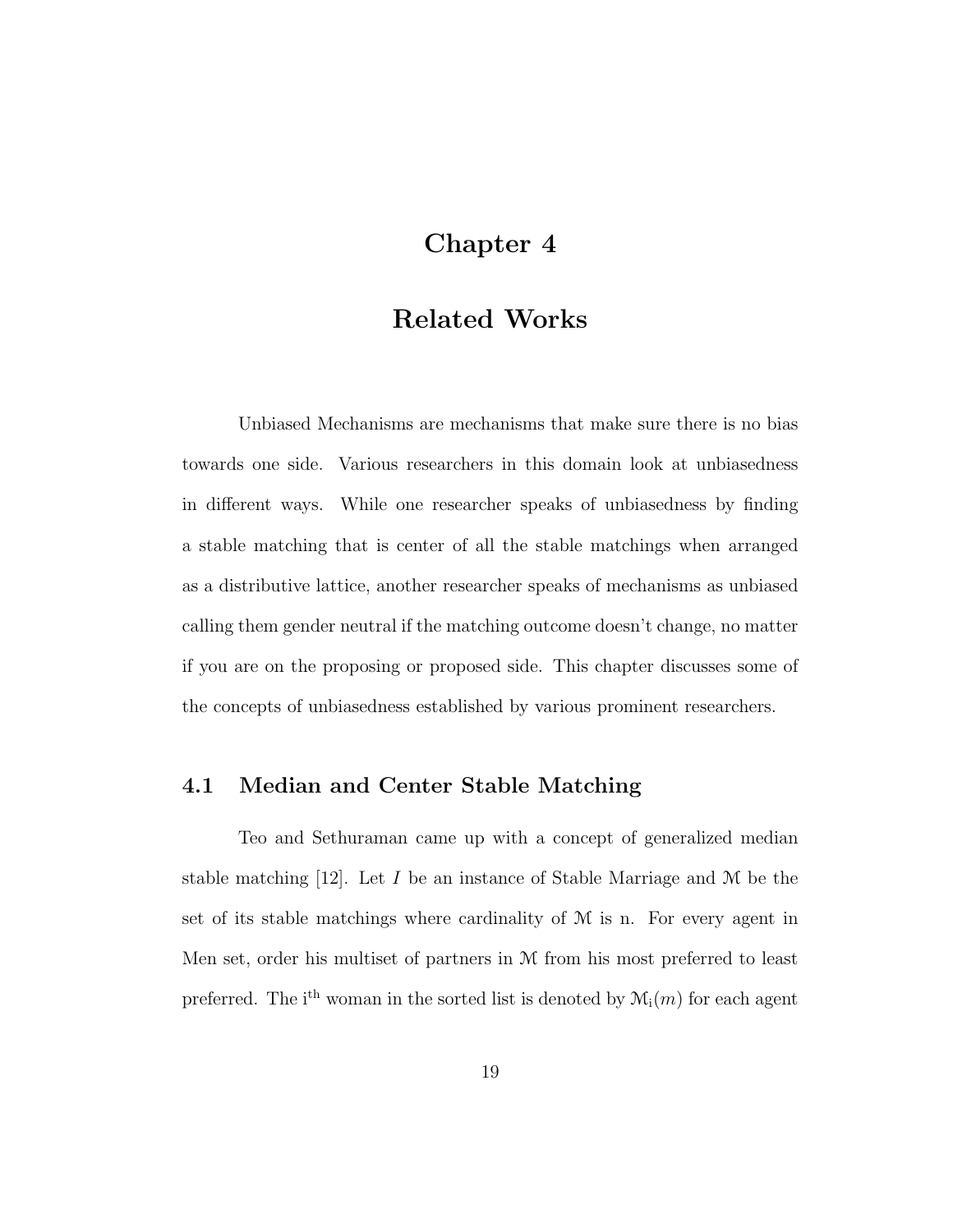# Chapter 4

# Related Works

Unbiased Mechanisms are mechanisms that make sure there is no bias towards one side. Various researchers in this domain look at unbiasedness in different ways. While one researcher speaks of unbiasedness by finding a stable matching that is center of all the stable matchings when arranged as a distributive lattice, another researcher speaks of mechanisms as unbiased calling them gender neutral if the matching outcome doesn't change, no matter if you are on the proposing or proposed side. This chapter discusses some of the concepts of unbiasedness established by various prominent researchers.

## 4.1 Median and Center Stable Matching

Teo and Sethuraman came up with a concept of generalized median stable matching [12]. Let $I$ be an instance of Stable Marriage and $\mathcal{M}$ be the set of its stable matchings where cardinality of $\mathcal{M}$ is n. For every agent in Men set, order his multiset of partners in $\mathcal{M}$ from his most preferred to least preferred. The $\mathrm{i}^{\mathrm{th}}$ woman in the sorted list is denoted by $\mathcal{M}_{\mathrm{i}}(m)$ for each agent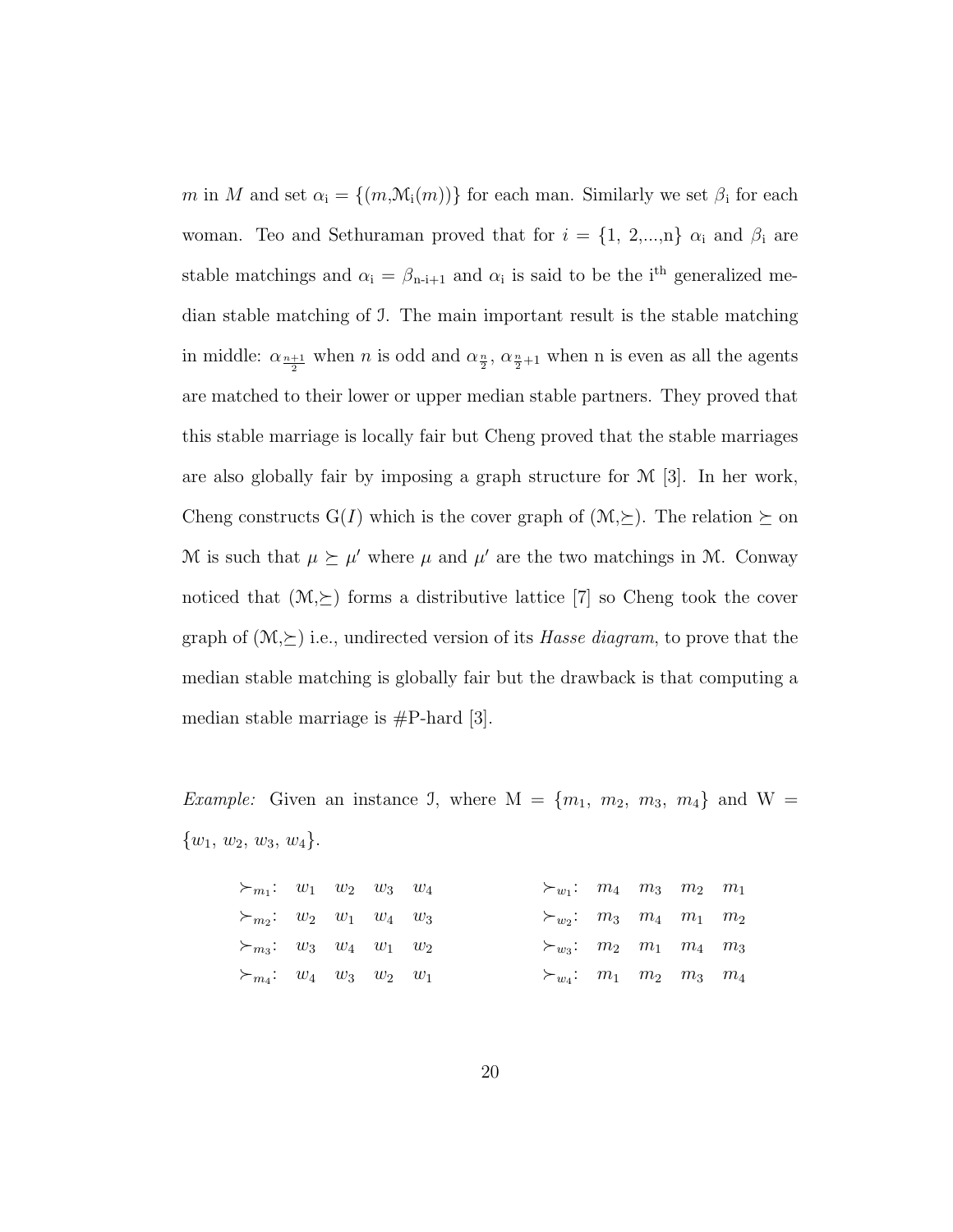$m$ in $M$ and set $\alpha_i = \{(m, \mathcal{M}_i(m))\}$ for each man. Similarly we set $\beta_i$ for each woman. Teo and Sethuraman proved that for $i = \{1, 2, ..., n\}$ $\alpha_i$ and $\beta_i$ are stable matchings and $\alpha_i = \beta_{n-i+1}$ and $\alpha_i$ is said to be the $i^{th}$ generalized median stable matching of $\mathcal{I}$. The main important result is the stable matching in middle: $\alpha_{\frac{n+1}{2}}$ when $n$ is odd and $\alpha_{\frac{n}{2}}$, $\alpha_{\frac{n}{2}+1}$ when n is even as all the agents are matched to their lower or upper median stable partners. They proved that this stable marriage is locally fair but Cheng proved that the stable marriages are also globally fair by imposing a graph structure for $\mathcal{M}$ [3]. In her work, Cheng constructs G($I$) which is the cover graph of ($\mathcal{M}$,$\succeq$). The relation $\succeq$ on $\mathcal{M}$ is such that $\mu \succeq \mu'$ where $\mu$ and $\mu'$ are the two matchings in $\mathcal{M}$. Conway noticed that ($\mathcal{M}$,$\succeq$) forms a distributive lattice [7] so Cheng took the cover graph of ($\mathcal{M}$,$\succeq$) i.e., undirected version of its *Hasse diagram*, to prove that the median stable matching is globally fair but the drawback is that computing a median stable marriage is #P-hard [3].

*Example:* Given an instance $\mathcal{I}$, where M = $\{m_1, m_2, m_3, m_4\}$ and W = $\{w_1, w_2, w_3, w_4\}$.

| | | | | | | | | | |
|---|---|---|---|---|---|---|---|---|---|
| $\succ_{m_1}$: | $w_1$ | $w_2$ | $w_3$ | $w_4$ | $\succ_{w_1}$: | $m_4$ | $m_3$ | $m_2$ | $m_1$ |
| $\succ_{m_2}$: | $w_2$ | $w_1$ | $w_4$ | $w_3$ | $\succ_{w_2}$: | $m_3$ | $m_4$ | $m_1$ | $m_2$ |
| $\succ_{m_3}$: | $w_3$ | $w_4$ | $w_1$ | $w_2$ | $\succ_{w_3}$: | $m_2$ | $m_1$ | $m_4$ | $m_3$ |
| $\succ_{m_4}$: | $w_4$ | $w_3$ | $w_2$ | $w_1$ | $\succ_{w_4}$: | $m_1$ | $m_2$ | $m_3$ | $m_4$ |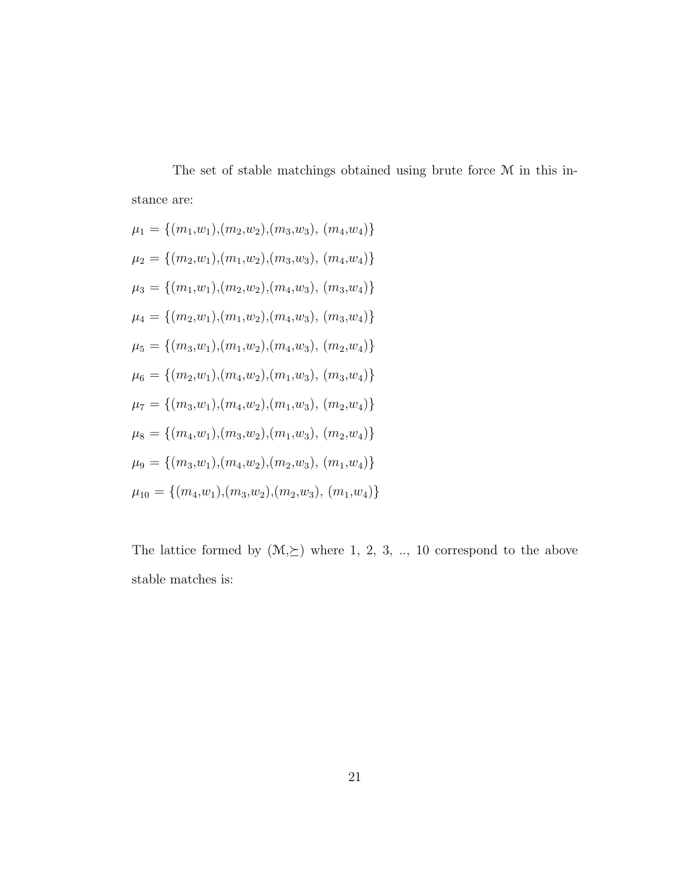The set of stable matchings obtained using brute force $\mathcal{M}$ in this instance are:

$\mu_1 = \{(m_1,w_1),(m_2,w_2),(m_3,w_3),\ (m_4,w_4)\}$

$\mu_2 = \{(m_2,w_1),(m_1,w_2),(m_3,w_3),\ (m_4,w_4)\}$

$\mu_3 = \{(m_1,w_1),(m_2,w_2),(m_4,w_3),\ (m_3,w_4)\}$

$\mu_4 = \{(m_2,w_1),(m_1,w_2),(m_4,w_3),\ (m_3,w_4)\}$

$\mu_5 = \{(m_3,w_1),(m_1,w_2),(m_4,w_3),\ (m_2,w_4)\}$

$\mu_6 = \{(m_2,w_1),(m_4,w_2),(m_1,w_3),\ (m_3,w_4)\}$

$\mu_7 = \{(m_3,w_1),(m_4,w_2),(m_1,w_3),\ (m_2,w_4)\}$

$\mu_8 = \{(m_4,w_1),(m_3,w_2),(m_1,w_3),\ (m_2,w_4)\}$

$\mu_9 = \{(m_3,w_1),(m_4,w_2),(m_2,w_3),\ (m_1,w_4)\}$

$\mu_{10} = \{(m_4,w_1),(m_3,w_2),(m_2,w_3),\ (m_1,w_4)\}$

The lattice formed by $(\mathcal{M},\succeq)$ where 1, 2, 3, .., 10 correspond to the above stable matches is: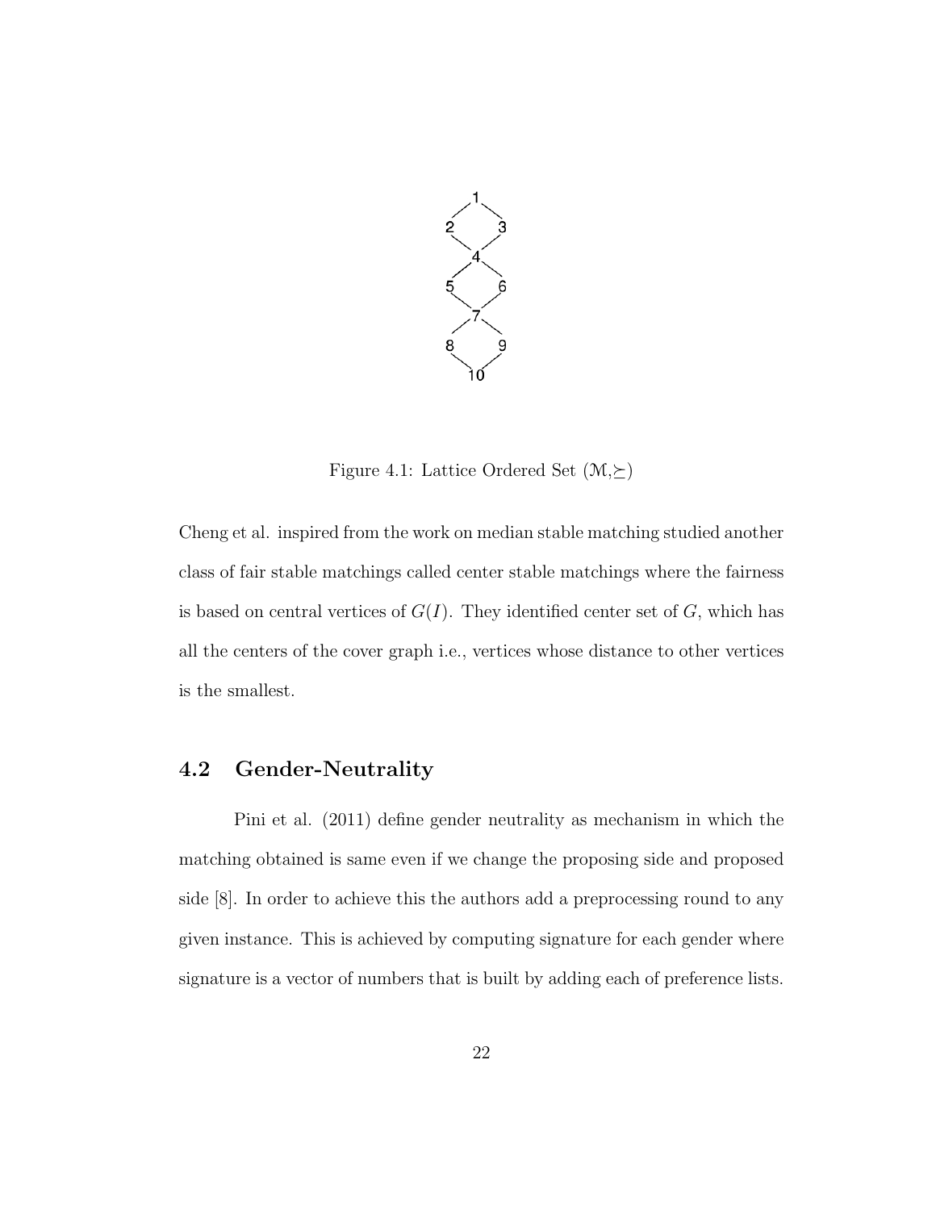Figure 4.1: Lattice Ordered Set $(\mathcal{M},\succeq)$

Cheng et al. inspired from the work on median stable matching studied another class of fair stable matchings called center stable matchings where the fairness is based on central vertices of $G(I)$. They identified center set of $G$, which has all the centers of the cover graph i.e., vertices whose distance to other vertices is the smallest.

## 4.2 Gender-Neutrality

Pini et al. (2011) define gender neutrality as mechanism in which the matching obtained is same even if we change the proposing side and proposed side [8]. In order to achieve this the authors add a preprocessing round to any given instance. This is achieved by computing signature for each gender where signature is a vector of numbers that is built by adding each of preference lists.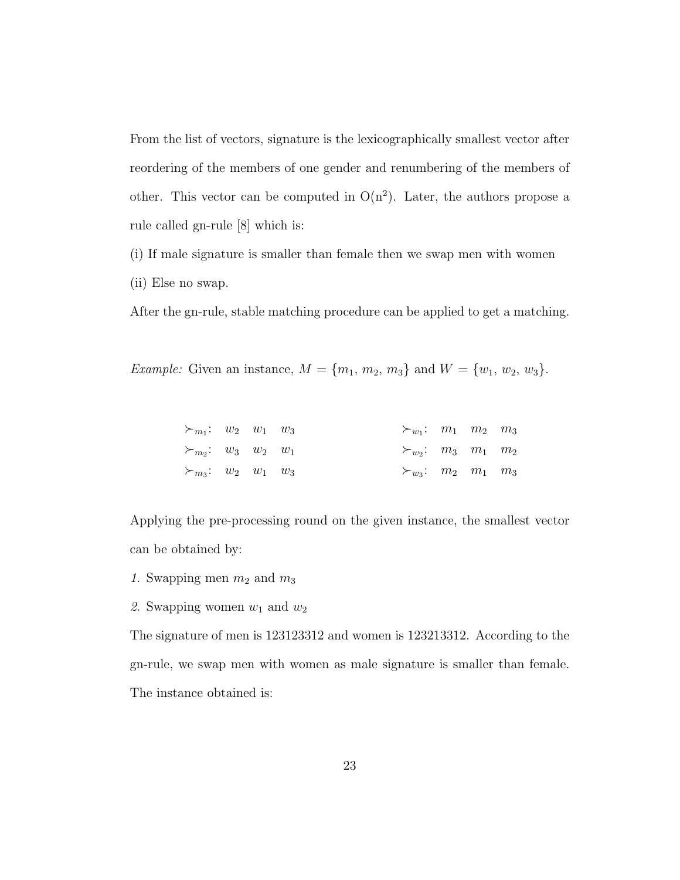From the list of vectors, signature is the lexicographically smallest vector after reordering of the members of one gender and renumbering of the members of other. This vector can be computed in $O(n^2)$. Later, the authors propose a rule called gn-rule [8] which is:

(i) If male signature is smaller than female then we swap men with women

(ii) Else no swap.

After the gn-rule, stable matching procedure can be applied to get a matching.

*Example:* Given an instance, $M = \{m_1, m_2, m_3\}$ and $W = \{w_1, w_2, w_3\}$.

| | | | | | | | |
|---|---|---|---|---|---|---|---|
| $\succ_{m_1}$: | $w_2$ | $w_1$ | $w_3$ | $\succ_{w_1}$: | $m_1$ | $m_2$ | $m_3$ |
| $\succ_{m_2}$: | $w_3$ | $w_2$ | $w_1$ | $\succ_{w_2}$: | $m_3$ | $m_1$ | $m_2$ |
| $\succ_{m_3}$: | $w_2$ | $w_1$ | $w_3$ | $\succ_{w_3}$: | $m_2$ | $m_1$ | $m_3$ |

Applying the pre-processing round on the given instance, the smallest vector can be obtained by:

*1.* Swapping men $m_2$ and $m_3$

*2.* Swapping women $w_1$ and $w_2$

The signature of men is 123123312 and women is 123213312. According to the gn-rule, we swap men with women as male signature is smaller than female. The instance obtained is: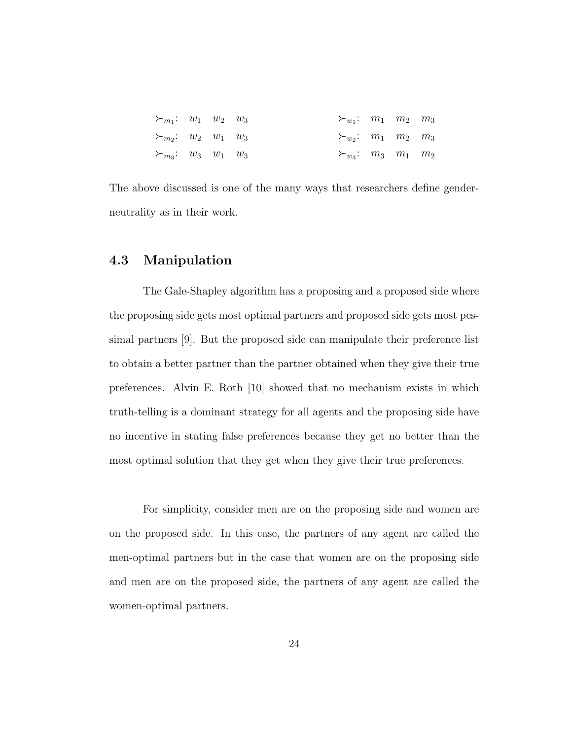$\succ_{m_1}$: $w_1$ $w_2$ $w_3$ &nbsp;&nbsp;&nbsp;&nbsp; $\succ_{w_1}$: $m_1$ $m_2$ $m_3$

$\succ_{m_2}$: $w_2$ $w_1$ $w_3$ &nbsp;&nbsp;&nbsp;&nbsp; $\succ_{w_2}$: $m_1$ $m_2$ $m_3$

$\succ_{m_3}$: $w_3$ $w_1$ $w_3$ &nbsp;&nbsp;&nbsp;&nbsp; $\succ_{w_3}$: $m_3$ $m_1$ $m_2$

The above discussed is one of the many ways that researchers define gender-neutrality as in their work.

## 4.3 Manipulation

The Gale-Shapley algorithm has a proposing and a proposed side where the proposing side gets most optimal partners and proposed side gets most pessimal partners [9]. But the proposed side can manipulate their preference list to obtain a better partner than the partner obtained when they give their true preferences. Alvin E. Roth [10] showed that no mechanism exists in which truth-telling is a dominant strategy for all agents and the proposing side have no incentive in stating false preferences because they get no better than the most optimal solution that they get when they give their true preferences.

For simplicity, consider men are on the proposing side and women are on the proposed side. In this case, the partners of any agent are called the men-optimal partners but in the case that women are on the proposing side and men are on the proposed side, the partners of any agent are called the women-optimal partners.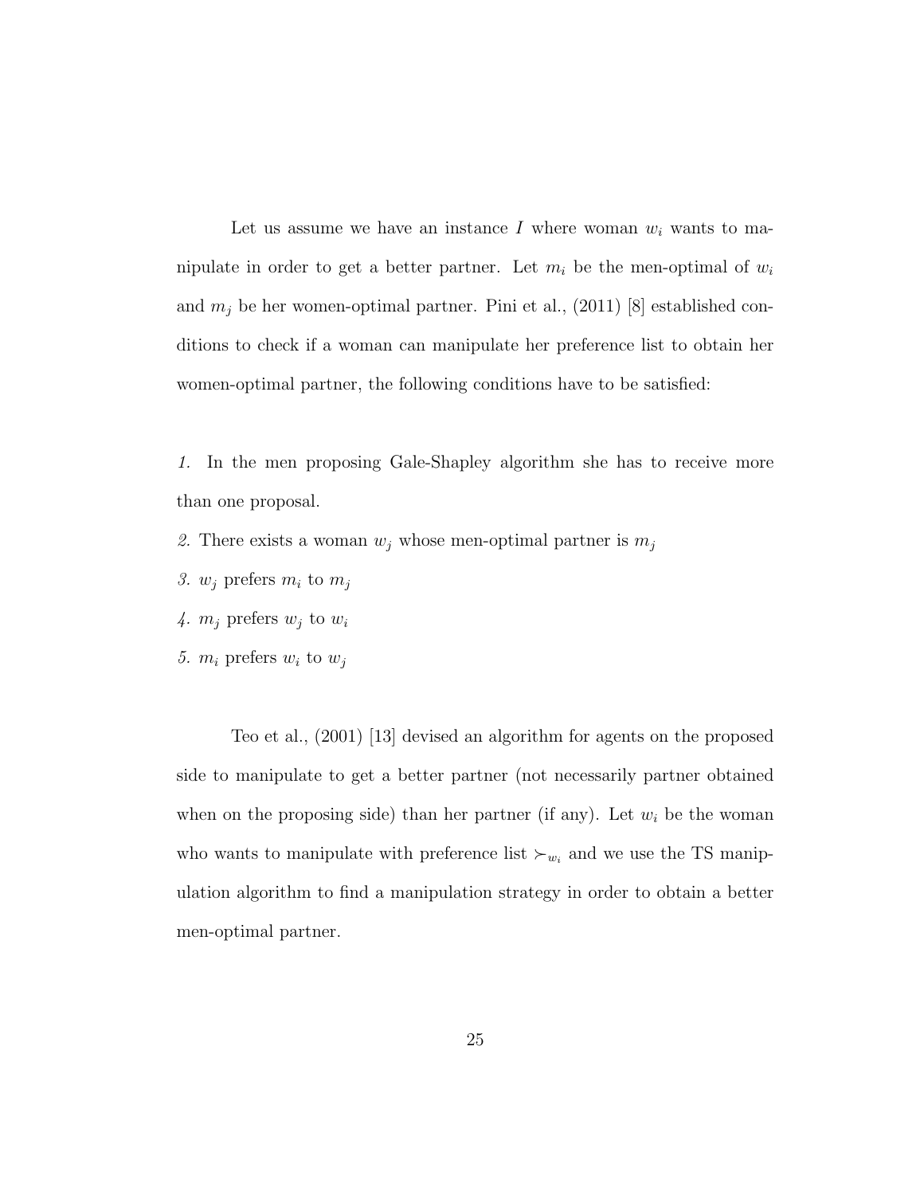Let us assume we have an instance $I$ where woman $w_i$ wants to manipulate in order to get a better partner. Let $m_i$ be the men-optimal of $w_i$ and $m_j$ be her women-optimal partner. Pini et al., (2011) [8] established conditions to check if a woman can manipulate her preference list to obtain her women-optimal partner, the following conditions have to be satisfied:

*1.* In the men proposing Gale-Shapley algorithm she has to receive more than one proposal.

*2.* There exists a woman $w_j$ whose men-optimal partner is $m_j$

*3.* $w_j$ prefers $m_i$ to $m_j$

*4.* $m_j$ prefers $w_j$ to $w_i$

*5.* $m_i$ prefers $w_i$ to $w_j$

Teo et al., (2001) [13] devised an algorithm for agents on the proposed side to manipulate to get a better partner (not necessarily partner obtained when on the proposing side) than her partner (if any). Let $w_i$ be the woman who wants to manipulate with preference list $\succ_{w_i}$ and we use the TS manipulation algorithm to find a manipulation strategy in order to obtain a better men-optimal partner.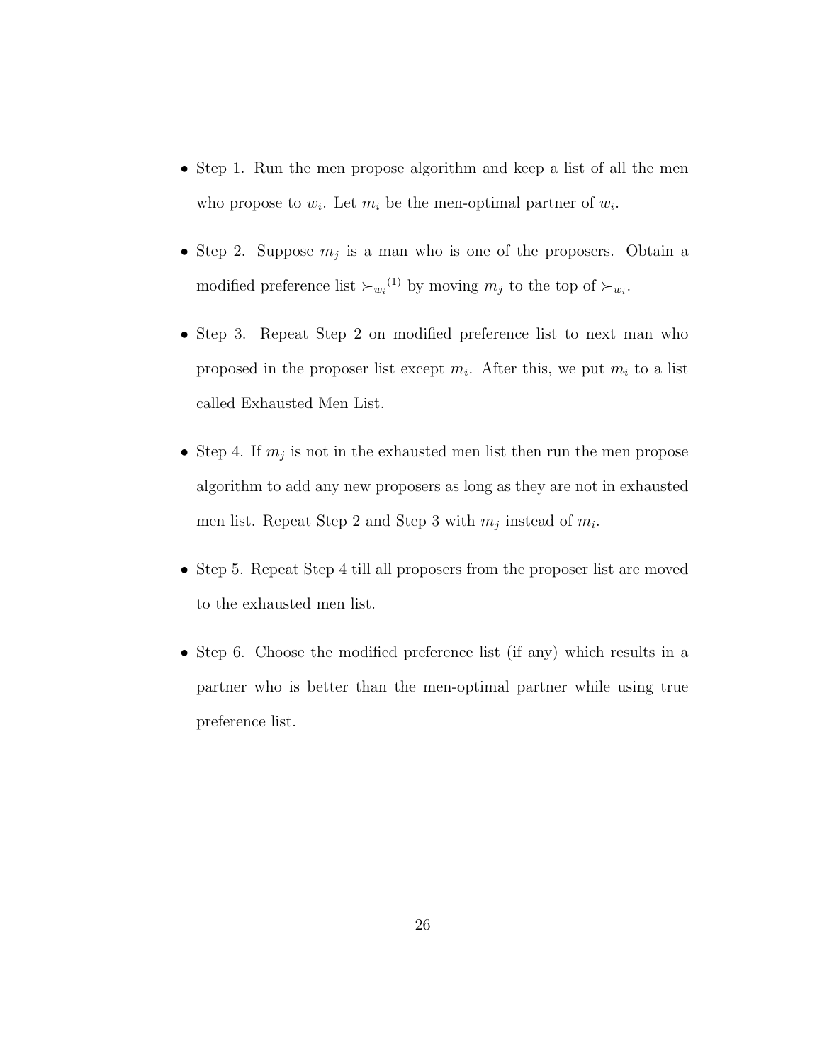- Step 1. Run the men propose algorithm and keep a list of all the men who propose to $w_i$. Let $m_i$ be the men-optimal partner of $w_i$.
- Step 2. Suppose $m_j$ is a man who is one of the proposers. Obtain a modified preference list ${\succ_{w_i}}^{(1)}$ by moving $m_j$ to the top of $\succ_{w_i}$.
- Step 3. Repeat Step 2 on modified preference list to next man who proposed in the proposer list except $m_i$. After this, we put $m_i$ to a list called Exhausted Men List.
- Step 4. If $m_j$ is not in the exhausted men list then run the men propose algorithm to add any new proposers as long as they are not in exhausted men list. Repeat Step 2 and Step 3 with $m_j$ instead of $m_i$.
- Step 5. Repeat Step 4 till all proposers from the proposer list are moved to the exhausted men list.
- Step 6. Choose the modified preference list (if any) which results in a partner who is better than the men-optimal partner while using true preference list.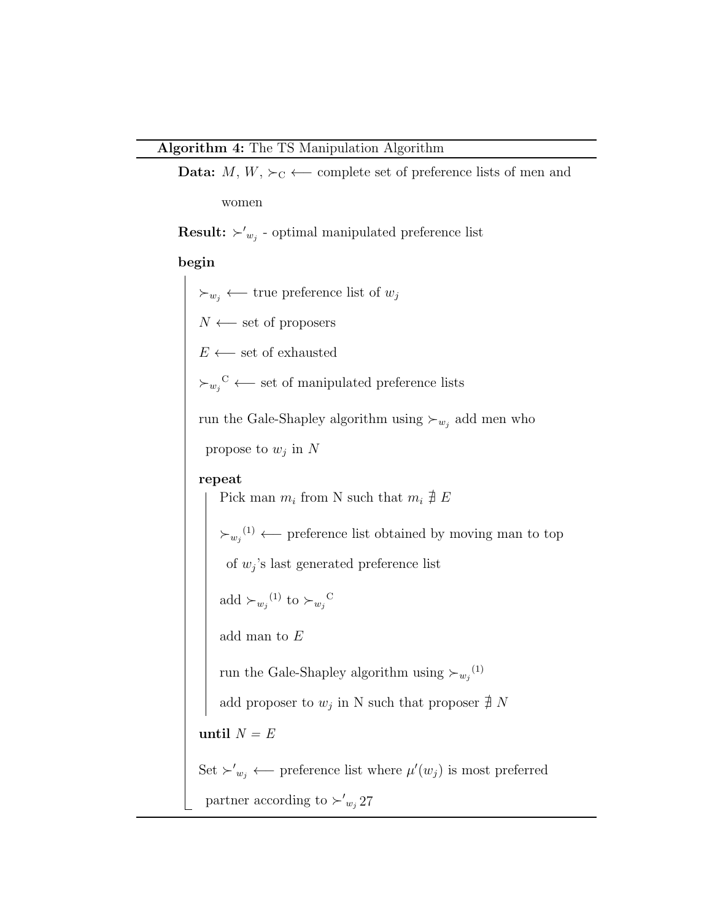**Algorithm 4:** The TS Manipulation Algorithm

---

**Data:** $M$, $W$, $\succ_{\mathrm{C}} \longleftarrow$ complete set of preference lists of men and women

**Result:** $\succ'_{w_j}$ - optimal manipulated preference list

**begin**

$\succ_{w_j} \longleftarrow$ true preference list of $w_j$

$N \longleftarrow$ set of proposers

$E \longleftarrow$ set of exhausted

${\succ_{w_j}}^{\mathrm{C}} \longleftarrow$ set of manipulated preference lists

run the Gale-Shapley algorithm using $\succ_{w_j}$ add men who propose to $w_j$ in $N$

**repeat**

Pick man $m_i$ from N such that $m_i \not\ni E$

${\succ_{w_j}}^{(1)} \longleftarrow$ preference list obtained by moving man to top of $w_j$'s last generated preference list

add ${\succ_{w_j}}^{(1)}$ to ${\succ_{w_j}}^{\mathrm{C}}$

add man to $E$

run the Gale-Shapley algorithm using ${\succ_{w_j}}^{(1)}$

add proposer to $w_j$ in N such that proposer $\not\ni N$

**until** $N = E$

Set $\succ'_{w_j} \longleftarrow$ preference list where $\mu'(w_j)$ is most preferred partner according to $\succ'_{w_j}$ 27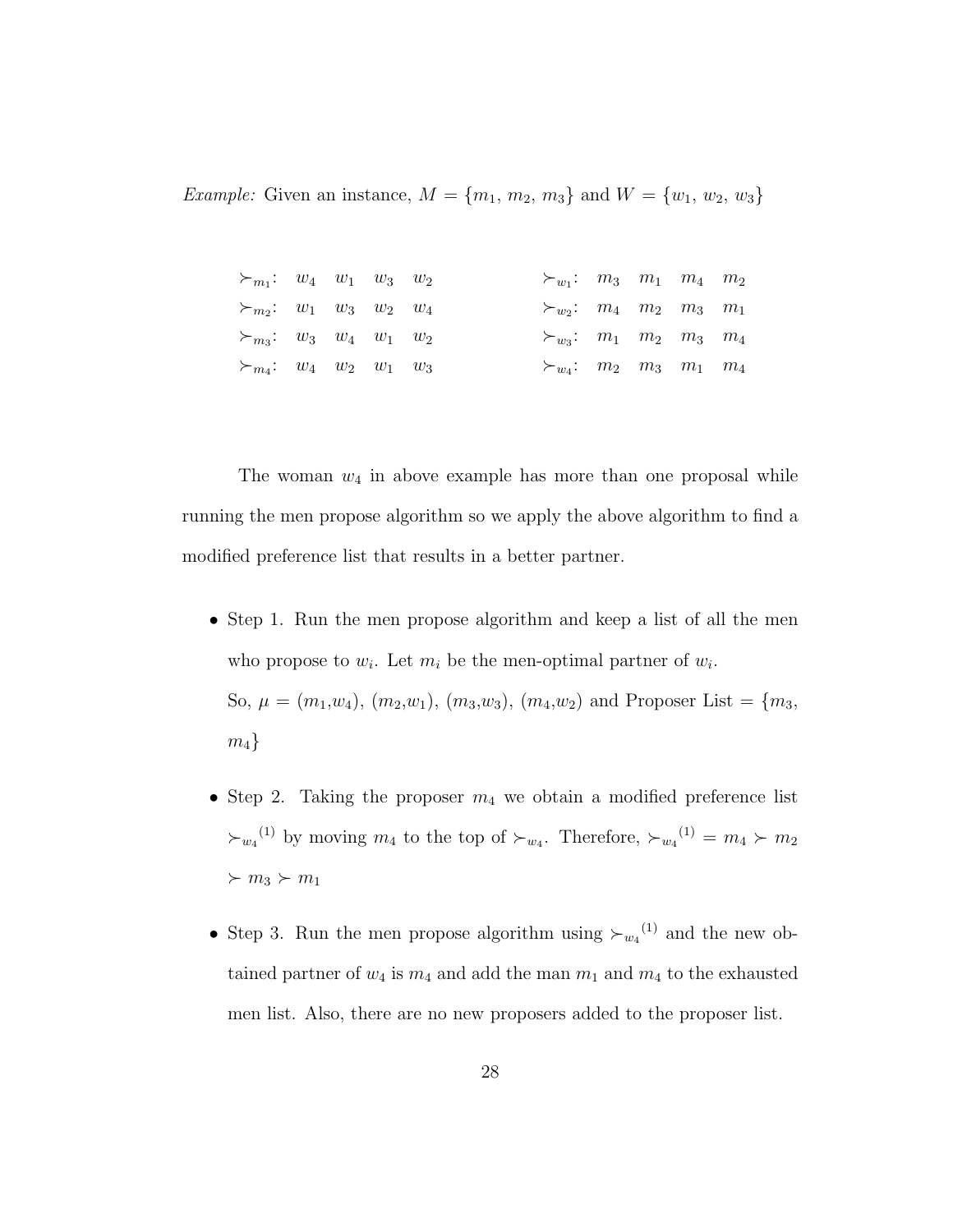*Example:* Given an instance, $M = \{m_1, m_2, m_3\}$ and $W = \{w_1, w_2, w_3\}$

| | | | | | | | | | |
|---|---|---|---|---|---|---|---|---|---|
| $\succ_{m_1}$: | $w_4$ | $w_1$ | $w_3$ | $w_2$ | $\succ_{w_1}$: | $m_3$ | $m_1$ | $m_4$ | $m_2$ |
| $\succ_{m_2}$: | $w_1$ | $w_3$ | $w_2$ | $w_4$ | $\succ_{w_2}$: | $m_4$ | $m_2$ | $m_3$ | $m_1$ |
| $\succ_{m_3}$: | $w_3$ | $w_4$ | $w_1$ | $w_2$ | $\succ_{w_3}$: | $m_1$ | $m_2$ | $m_3$ | $m_4$ |
| $\succ_{m_4}$: | $w_4$ | $w_2$ | $w_1$ | $w_3$ | $\succ_{w_4}$: | $m_2$ | $m_3$ | $m_1$ | $m_4$ |

The woman $w_4$ in above example has more than one proposal while running the men propose algorithm so we apply the above algorithm to find a modified preference list that results in a better partner.

- Step 1. Run the men propose algorithm and keep a list of all the men who propose to $w_i$. Let $m_i$ be the men-optimal partner of $w_i$.
  So, $\mu$ = ($m_1$,$w_4$), ($m_2$,$w_1$), ($m_3$,$w_3$), ($m_4$,$w_2$) and Proposer List = $\{m_3, m_4\}$

- Step 2. Taking the proposer $m_4$ we obtain a modified preference list ${\succ_{w_4}}^{(1)}$ by moving $m_4$ to the top of $\succ_{w_4}$. Therefore, ${\succ_{w_4}}^{(1)} = m_4 \succ m_2 \succ m_3 \succ m_1$

- Step 3. Run the men propose algorithm using ${\succ_{w_4}}^{(1)}$ and the new obtained partner of $w_4$ is $m_4$ and add the man $m_1$ and $m_4$ to the exhausted men list. Also, there are no new proposers added to the proposer list.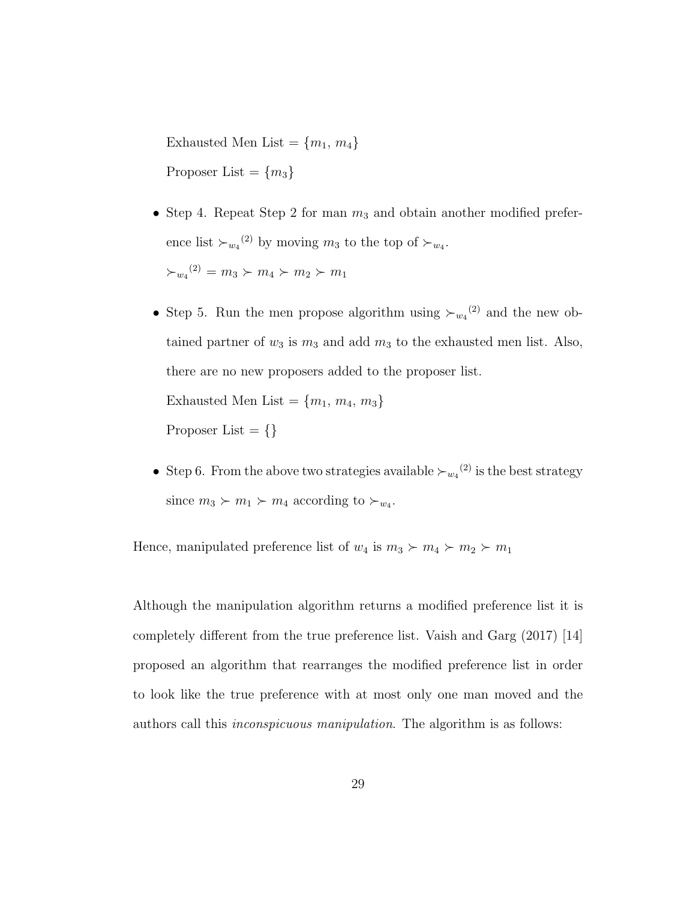Exhausted Men List = $\{m_1, m_4\}$

Proposer List = $\{m_3\}$

- Step 4. Repeat Step 2 for man $m_3$ and obtain another modified preference list ${\succ_{w_4}}^{(2)}$ by moving $m_3$ to the top of $\succ_{w_4}$.

  ${\succ_{w_4}}^{(2)} = m_3 \succ m_4 \succ m_2 \succ m_1$

- Step 5. Run the men propose algorithm using ${\succ_{w_4}}^{(2)}$ and the new obtained partner of $w_3$ is $m_3$ and add $m_3$ to the exhausted men list. Also, there are no new proposers added to the proposer list.

  Exhausted Men List = $\{m_1, m_4, m_3\}$

  Proposer List = $\{\}$

- Step 6. From the above two strategies available ${\succ_{w_4}}^{(2)}$ is the best strategy since $m_3 \succ m_1 \succ m_4$ according to $\succ_{w_4}$.

Hence, manipulated preference list of $w_4$ is $m_3 \succ m_4 \succ m_2 \succ m_1$

Although the manipulation algorithm returns a modified preference list it is completely different from the true preference list. Vaish and Garg (2017) [14] proposed an algorithm that rearranges the modified preference list in order to look like the true preference with at most only one man moved and the authors call this *inconspicuous manipulation*. The algorithm is as follows: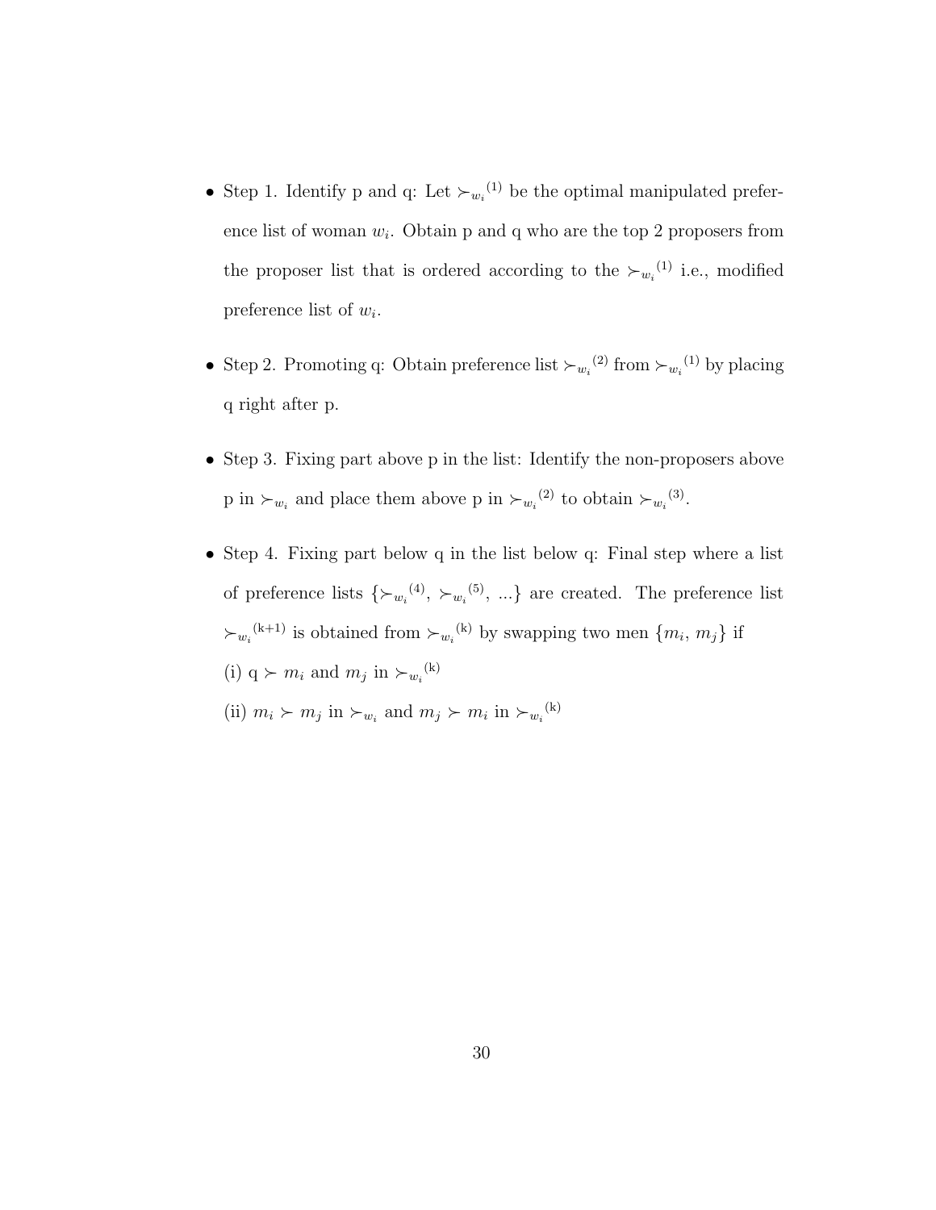- Step 1. Identify p and q: Let ${\succ_{w_i}}^{(1)}$ be the optimal manipulated preference list of woman $w_i$. Obtain p and q who are the top 2 proposers from the proposer list that is ordered according to the ${\succ_{w_i}}^{(1)}$ i.e., modified preference list of $w_i$.

- Step 2. Promoting q: Obtain preference list ${\succ_{w_i}}^{(2)}$ from ${\succ_{w_i}}^{(1)}$ by placing q right after p.

- Step 3. Fixing part above p in the list: Identify the non-proposers above p in $\succ_{w_i}$ and place them above p in ${\succ_{w_i}}^{(2)}$ to obtain ${\succ_{w_i}}^{(3)}$.

- Step 4. Fixing part below q in the list below q: Final step where a list of preference lists $\{{\succ_{w_i}}^{(4)}, {\succ_{w_i}}^{(5)}, ...\}$ are created. The preference list ${\succ_{w_i}}^{(\mathrm{k}+1)}$ is obtained from ${\succ_{w_i}}^{(\mathrm{k})}$ by swapping two men $\{m_i, m_j\}$ if

  (i) q $\succ$ $m_i$ and $m_j$ in ${\succ_{w_i}}^{(\mathrm{k})}$

  (ii) $m_i \succ m_j$ in $\succ_{w_i}$ and $m_j \succ m_i$ in ${\succ_{w_i}}^{(\mathrm{k})}$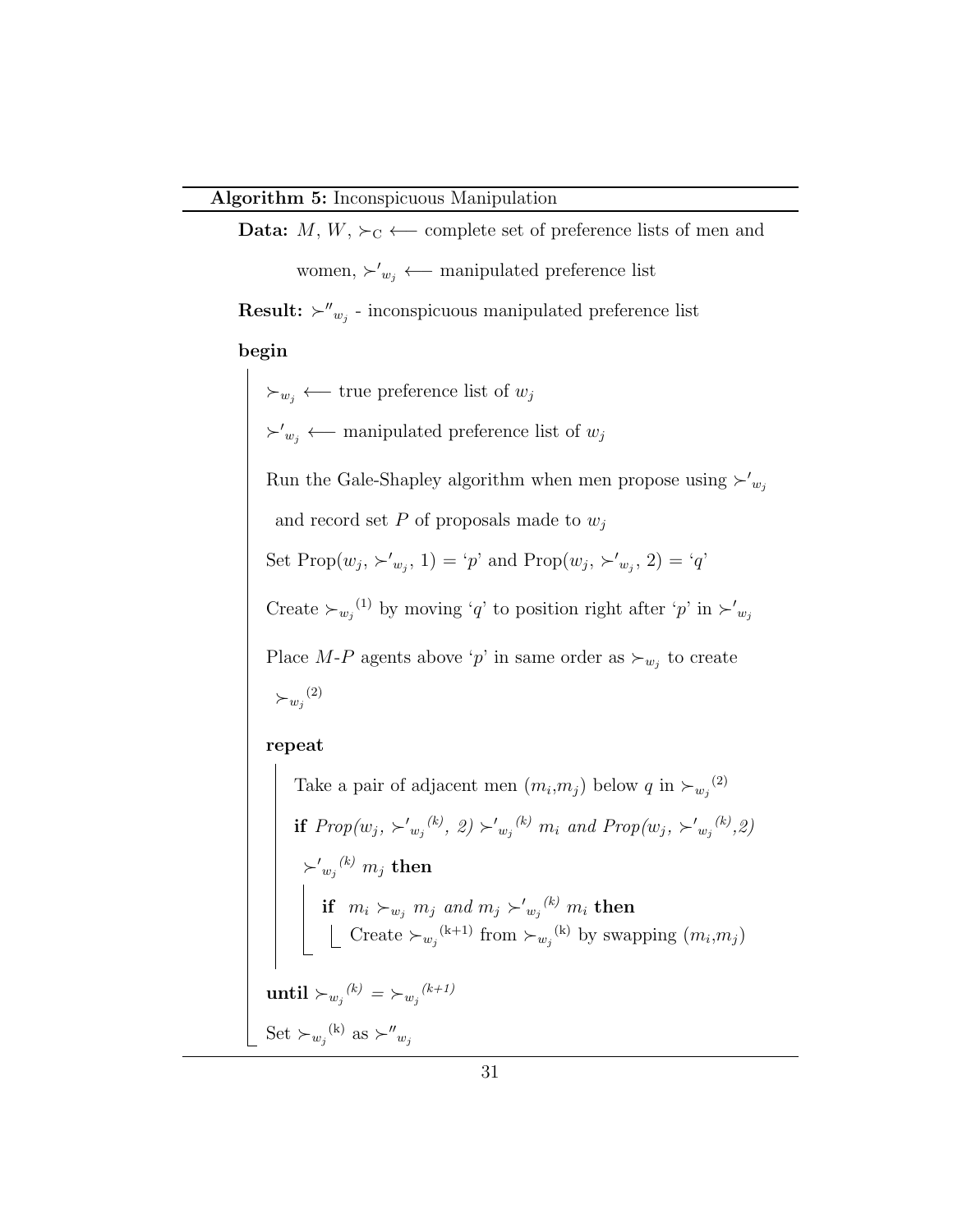**Algorithm 5:** Inconspicuous Manipulation

---

**Data:** $M$, $W$, $\succ_{\mathrm{C}} \longleftarrow$ complete set of preference lists of men and women, ${\succ'}_{w_j} \longleftarrow$ manipulated preference list

**Result:** ${\succ''}_{w_j}$ - inconspicuous manipulated preference list

**begin**

- $\succ_{w_j} \longleftarrow$ true preference list of $w_j$
- ${\succ'}_{w_j} \longleftarrow$ manipulated preference list of $w_j$
- Run the Gale-Shapley algorithm when men propose using ${\succ'}_{w_j}$ and record set $P$ of proposals made to $w_j$
- Set Prop($w_j$, ${\succ'}_{w_j}$, 1) = '$p$' and Prop($w_j$, ${\succ'}_{w_j}$, 2) = '$q$'
- Create ${\succ_{w_j}}^{(1)}$ by moving '$q$' to position right after '$p$' in ${\succ'}_{w_j}$
- Place $M$-$P$ agents above '$p$' in same order as $\succ_{w_j}$ to create ${\succ_{w_j}}^{(2)}$
- **repeat**
  - Take a pair of adjacent men ($m_i$,$m_j$) below $q$ in ${\succ_{w_j}}^{(2)}$
  - **if** *Prop*($w_j$, ${{\succ'}_{w_j}}^{(k)}$, *2*) ${{\succ'}_{w_j}}^{(k)}$ $m_i$ *and Prop*($w_j$, ${{\succ'}_{w_j}}^{(k)}$,*2*) ${{\succ'}_{w_j}}^{(k)}$ $m_j$ **then**
    - **if** $m_i \succ_{w_j} m_j$ *and* $m_j$ ${{\succ'}_{w_j}}^{(k)}$ $m_i$ **then**
      - Create ${\succ_{w_j}}^{(\mathrm{k+1})}$ from ${\succ_{w_j}}^{(\mathrm{k})}$ by swapping ($m_i$,$m_j$)
- **until** ${\succ_{w_j}}^{(k)} = {\succ_{w_j}}^{(k+1)}$
- Set ${\succ_{w_j}}^{(\mathrm{k})}$ as ${\succ''}_{w_j}$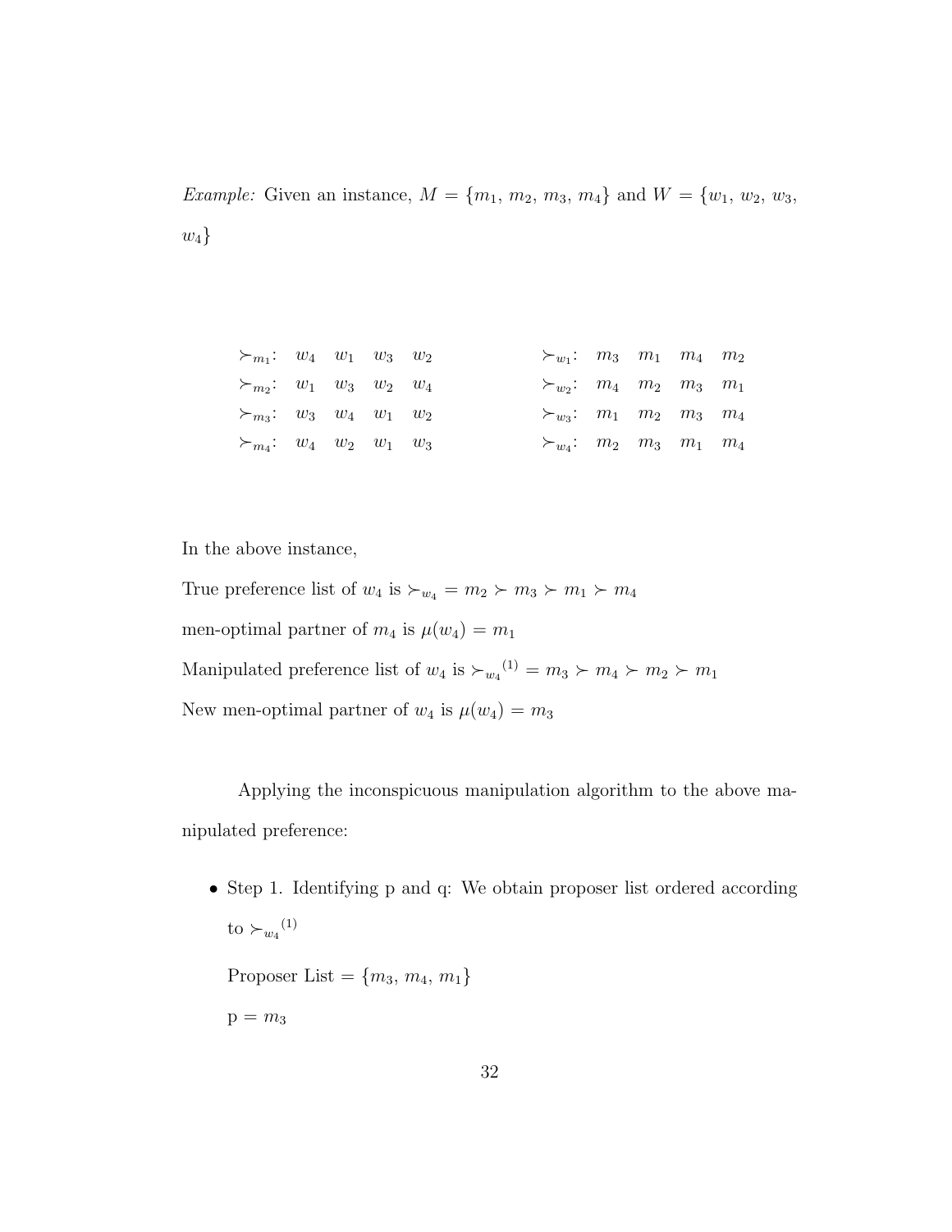*Example:* Given an instance, $M = \{m_1, m_2, m_3, m_4\}$ and $W = \{w_1, w_2, w_3, w_4\}$

| | | | | | | | | | |
|---|---|---|---|---|---|---|---|---|---|
| $\succ_{m_1}$: | $w_4$ | $w_1$ | $w_3$ | $w_2$ | $\succ_{w_1}$: | $m_3$ | $m_1$ | $m_4$ | $m_2$ |
| $\succ_{m_2}$: | $w_1$ | $w_3$ | $w_2$ | $w_4$ | $\succ_{w_2}$: | $m_4$ | $m_2$ | $m_3$ | $m_1$ |
| $\succ_{m_3}$: | $w_3$ | $w_4$ | $w_1$ | $w_2$ | $\succ_{w_3}$: | $m_1$ | $m_2$ | $m_3$ | $m_4$ |
| $\succ_{m_4}$: | $w_4$ | $w_2$ | $w_1$ | $w_3$ | $\succ_{w_4}$: | $m_2$ | $m_3$ | $m_1$ | $m_4$ |

In the above instance,

True preference list of $w_4$ is $\succ_{w_4} = m_2 \succ m_3 \succ m_1 \succ m_4$

men-optimal partner of $m_4$ is $\mu(w_4) = m_1$

Manipulated preference list of $w_4$ is ${\succ_{w_4}}^{(1)} = m_3 \succ m_4 \succ m_2 \succ m_1$

New men-optimal partner of $w_4$ is $\mu(w_4) = m_3$

Applying the inconspicuous manipulation algorithm to the above manipulated preference:

- Step 1. Identifying p and q: We obtain proposer list ordered according to ${\succ_{w_4}}^{(1)}$

  Proposer List = $\{m_3, m_4, m_1\}$

  p = $m_3$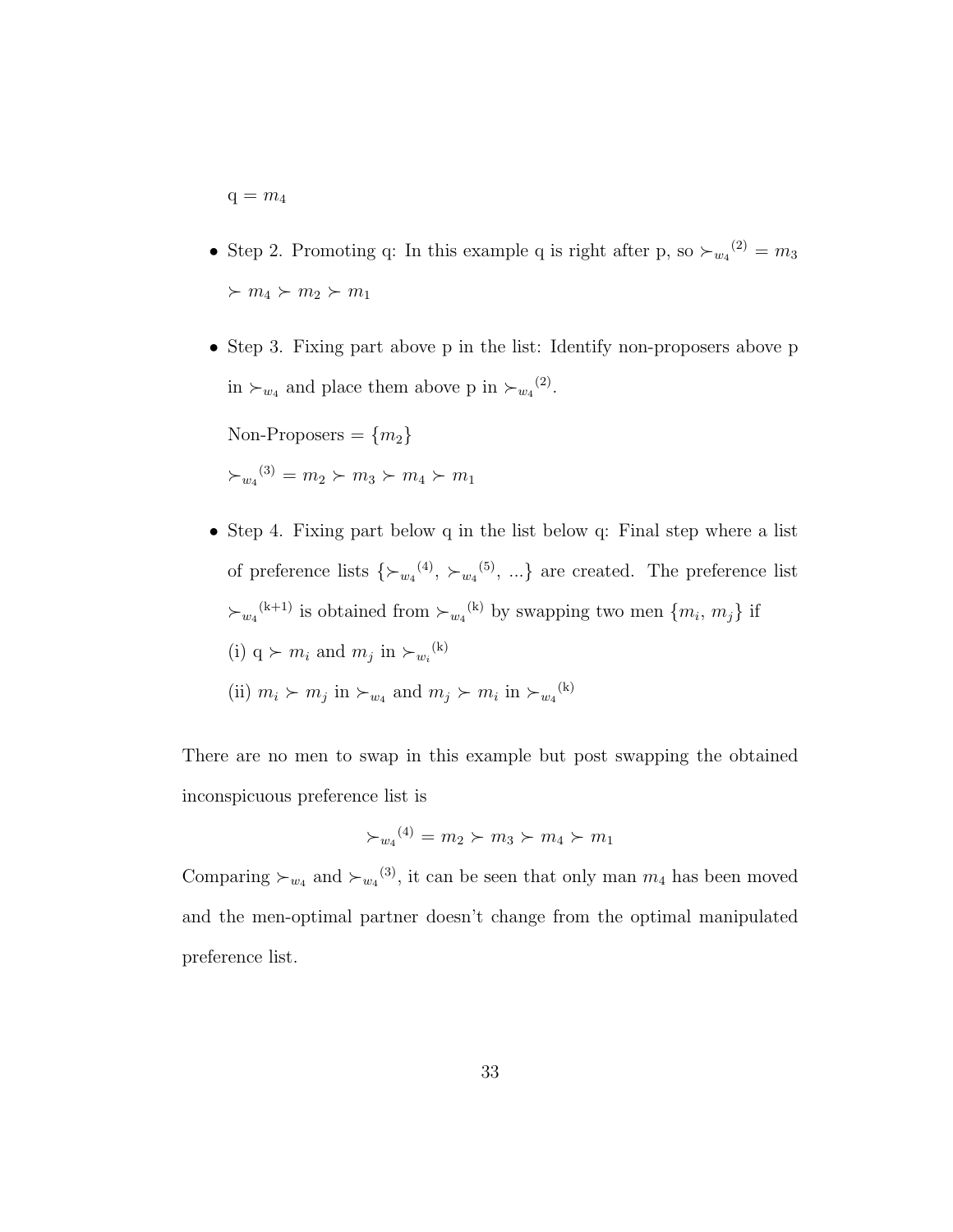q = $m_4$

- Step 2. Promoting q: In this example q is right after p, so ${\succ_{w_4}}^{(2)} = m_3 \succ m_4 \succ m_2 \succ m_1$

- Step 3. Fixing part above p in the list: Identify non-proposers above p in $\succ_{w_4}$ and place them above p in ${\succ_{w_4}}^{(2)}$.

  Non-Proposers = $\{m_2\}$

  ${\succ_{w_4}}^{(3)} = m_2 \succ m_3 \succ m_4 \succ m_1$

- Step 4. Fixing part below q in the list below q: Final step where a list of preference lists $\{{\succ_{w_4}}^{(4)}, {\succ_{w_4}}^{(5)}, ...\}$ are created. The preference list ${\succ_{w_4}}^{(k+1)}$ is obtained from ${\succ_{w_4}}^{(k)}$ by swapping two men $\{m_i, m_j\}$ if

  (i) q $\succ m_i$ and $m_j$ in ${\succ_{w_i}}^{(k)}$

  (ii) $m_i \succ m_j$ in $\succ_{w_4}$ and $m_j \succ m_i$ in ${\succ_{w_4}}^{(k)}$

There are no men to swap in this example but post swapping the obtained inconspicuous preference list is

$${\succ_{w_4}}^{(4)} = m_2 \succ m_3 \succ m_4 \succ m_1$$

Comparing $\succ_{w_4}$ and ${\succ_{w_4}}^{(3)}$, it can be seen that only man $m_4$ has been moved and the men-optimal partner doesn't change from the optimal manipulated preference list.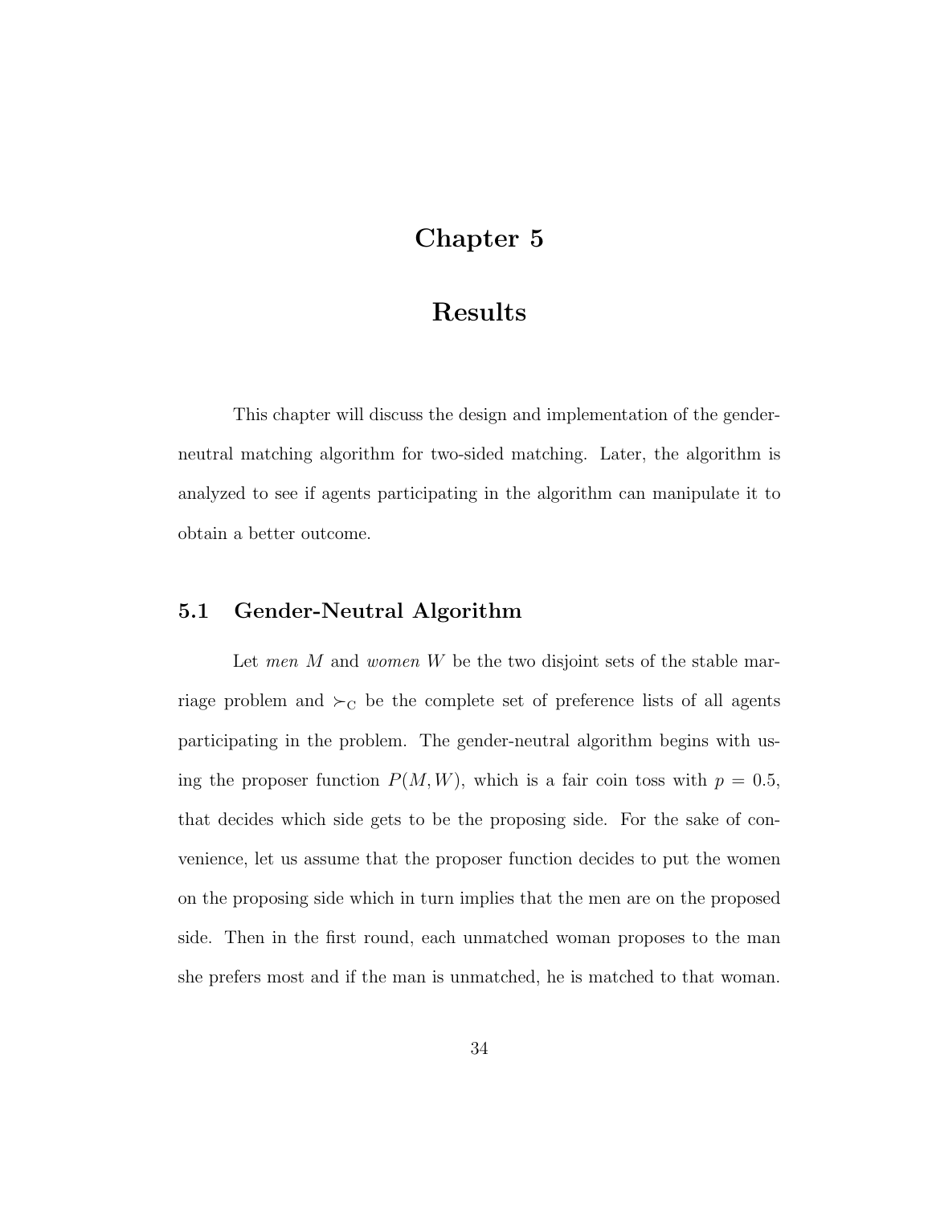# Chapter 5

# Results

This chapter will discuss the design and implementation of the gender-neutral matching algorithm for two-sided matching. Later, the algorithm is analyzed to see if agents participating in the algorithm can manipulate it to obtain a better outcome.

## 5.1 Gender-Neutral Algorithm

Let *men* $M$ and *women* $W$ be the two disjoint sets of the stable marriage problem and $\succ_C$ be the complete set of preference lists of all agents participating in the problem. The gender-neutral algorithm begins with using the proposer function $P(M, W)$, which is a fair coin toss with $p = 0.5$, that decides which side gets to be the proposing side. For the sake of convenience, let us assume that the proposer function decides to put the women on the proposing side which in turn implies that the men are on the proposed side. Then in the first round, each unmatched woman proposes to the man she prefers most and if the man is unmatched, he is matched to that woman.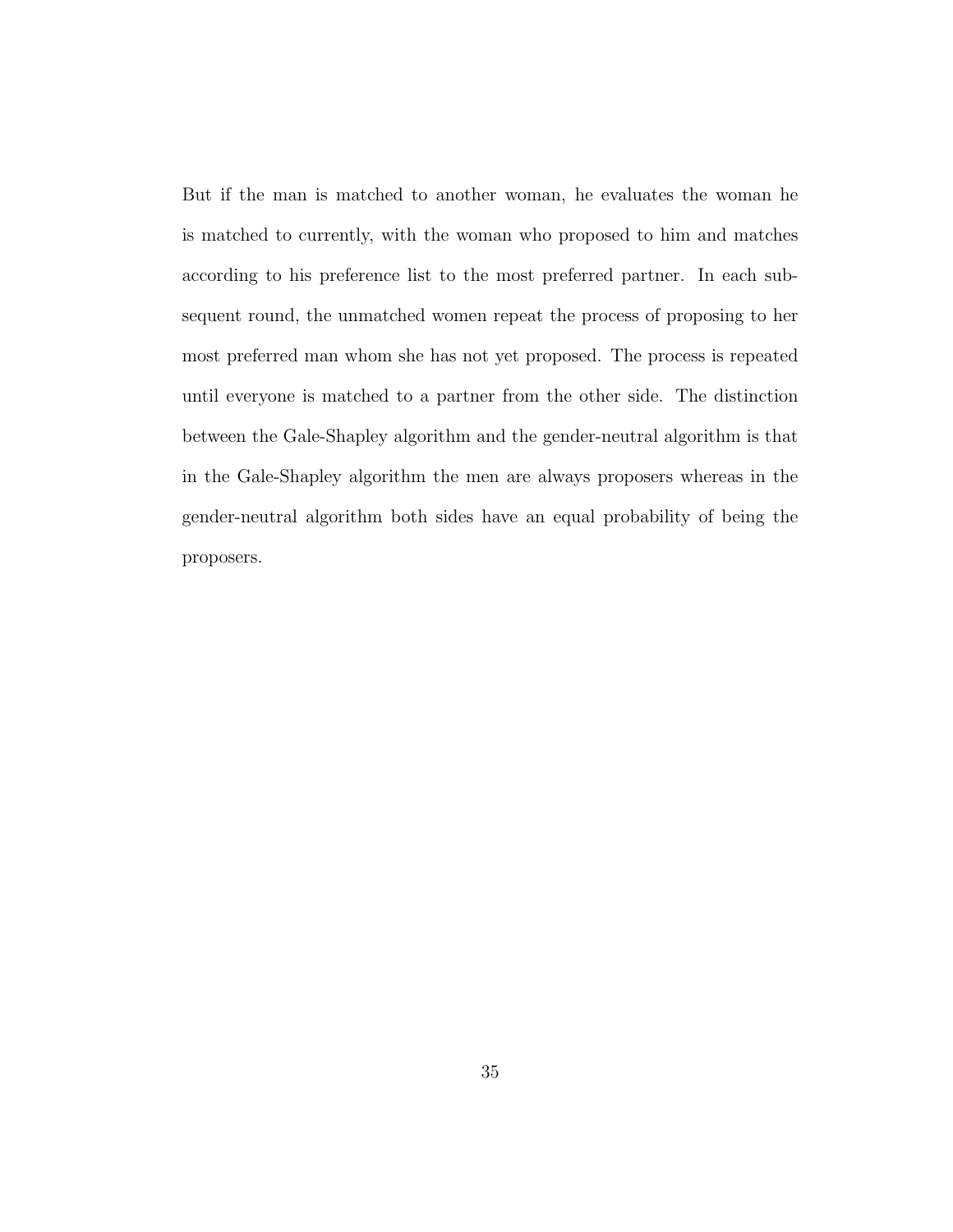But if the man is matched to another woman, he evaluates the woman he is matched to currently, with the woman who proposed to him and matches according to his preference list to the most preferred partner. In each subsequent round, the unmatched women repeat the process of proposing to her most preferred man whom she has not yet proposed. The process is repeated until everyone is matched to a partner from the other side. The distinction between the Gale-Shapley algorithm and the gender-neutral algorithm is that in the Gale-Shapley algorithm the men are always proposers whereas in the gender-neutral algorithm both sides have an equal probability of being the proposers.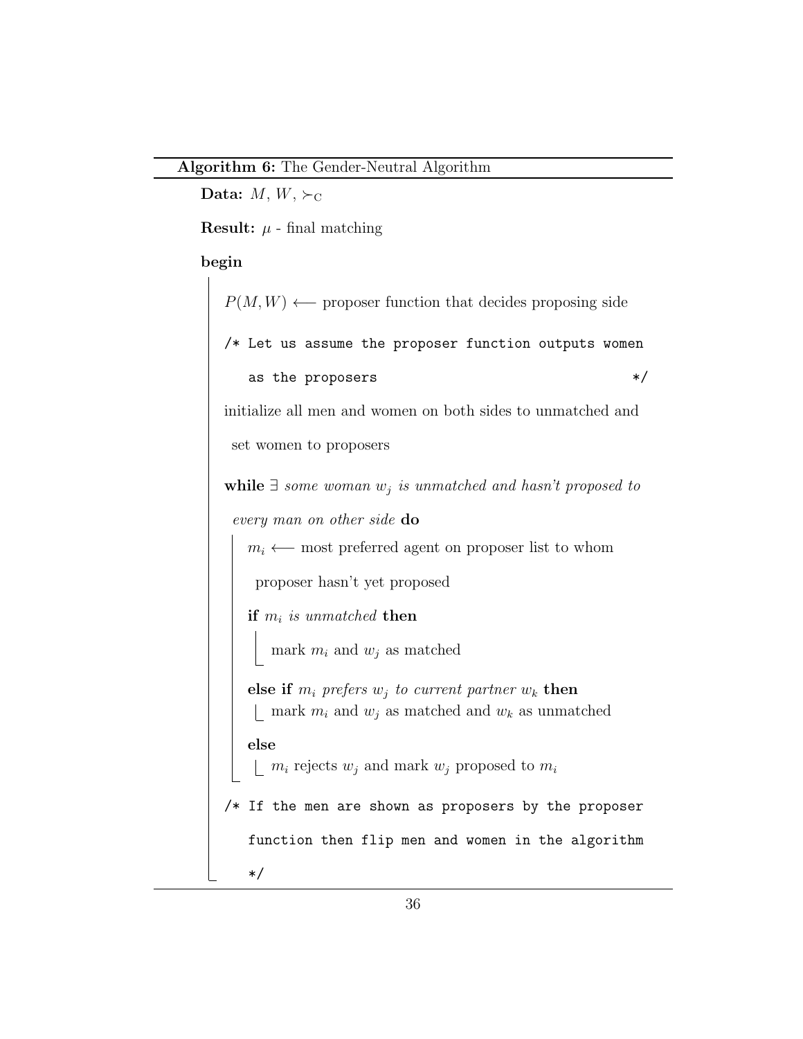**Algorithm 6:** The Gender-Neutral Algorithm

**Data:** $M$, $W$, $\succ_C$

**Result:** $\mu$ - final matching

**begin**

$P(M, W) \longleftarrow$ proposer function that decides proposing side

```
/* Let us assume the proposer function outputs women
   as the proposers                                   */
```

initialize all men and women on both sides to unmatched and set women to proposers

**while** $\exists$ *some woman* $w_j$ *is unmatched and hasn't proposed to every man on other side* **do**

- $m_i \longleftarrow$ most preferred agent on proposer list to whom proposer hasn't yet proposed
- **if** $m_i$ *is unmatched* **then**
  - mark $m_i$ and $w_j$ as matched
- **else if** $m_i$ *prefers* $w_j$ *to current partner* $w_k$ **then**
  - mark $m_i$ and $w_j$ as matched and $w_k$ as unmatched
- **else**
  - $m_i$ rejects $w_j$ and mark $w_j$ proposed to $m_i$

```
/* If the men are shown as proposers by the proposer
   function then flip men and women in the algorithm
   */
```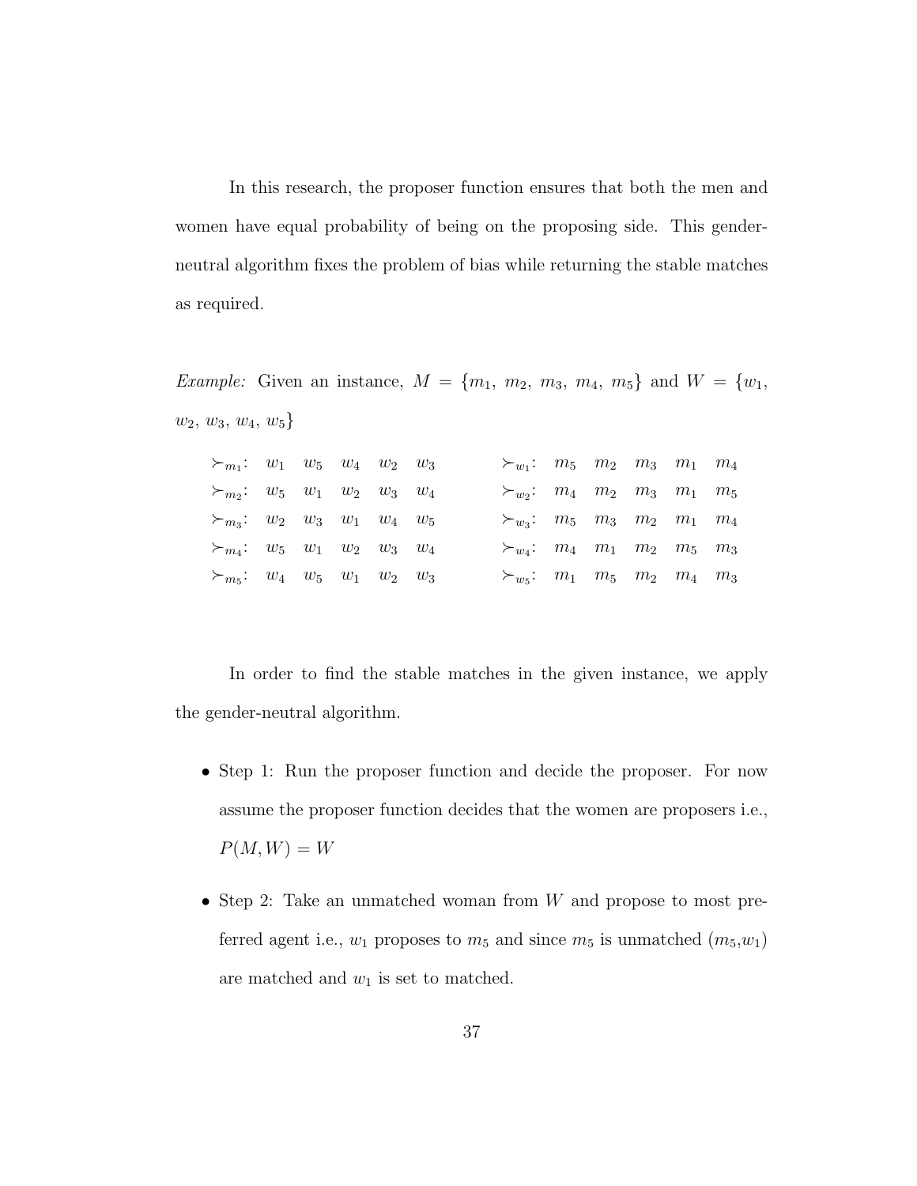In this research, the proposer function ensures that both the men and women have equal probability of being on the proposing side. This gender-neutral algorithm fixes the problem of bias while returning the stable matches as required.

*Example:* Given an instance, $M = \{m_1,\ m_2,\ m_3,\ m_4,\ m_5\}$ and $W = \{w_1,\ w_2,\ w_3,\ w_4,\ w_5\}$

$$
\begin{array}{llllll}
\succ_{m_1}: & w_1 & w_5 & w_4 & w_2 & w_3 \\
\succ_{m_2}: & w_5 & w_1 & w_2 & w_3 & w_4 \\
\succ_{m_3}: & w_2 & w_3 & w_1 & w_4 & w_5 \\
\succ_{m_4}: & w_5 & w_1 & w_2 & w_3 & w_4 \\
\succ_{m_5}: & w_4 & w_5 & w_1 & w_2 & w_3
\end{array}
\qquad
\begin{array}{llllll}
\succ_{w_1}: & m_5 & m_2 & m_3 & m_1 & m_4 \\
\succ_{w_2}: & m_4 & m_2 & m_3 & m_1 & m_5 \\
\succ_{w_3}: & m_5 & m_3 & m_2 & m_1 & m_4 \\
\succ_{w_4}: & m_4 & m_1 & m_2 & m_5 & m_3 \\
\succ_{w_5}: & m_1 & m_5 & m_2 & m_4 & m_3
\end{array}
$$

In order to find the stable matches in the given instance, we apply the gender-neutral algorithm.

- Step 1: Run the proposer function and decide the proposer. For now assume the proposer function decides that the women are proposers i.e., $P(M, W) = W$
- Step 2: Take an unmatched woman from $W$ and propose to most preferred agent i.e., $w_1$ proposes to $m_5$ and since $m_5$ is unmatched ($m_5$,$w_1$) are matched and $w_1$ is set to matched.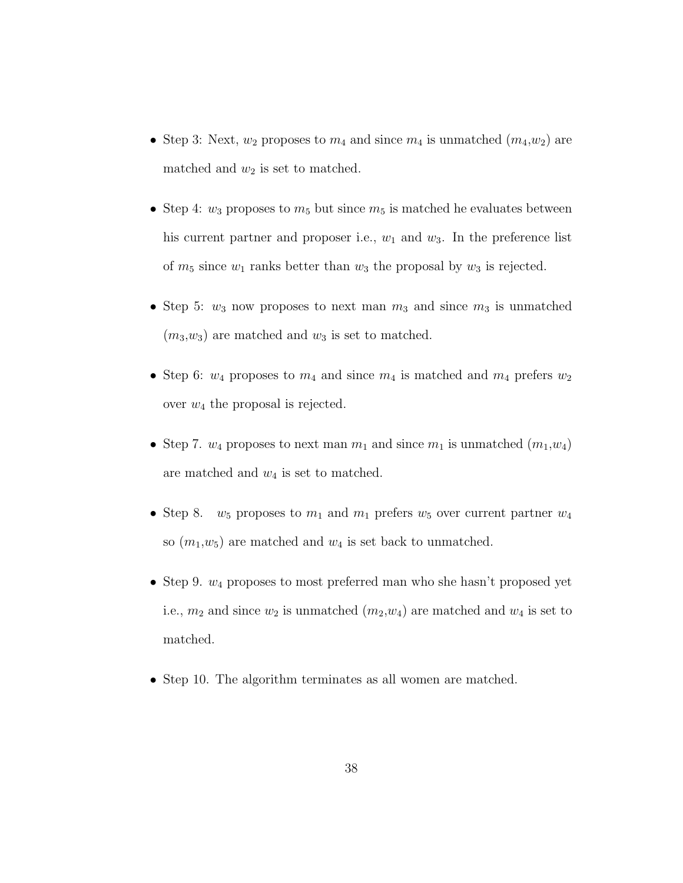- Step 3: Next, $w_2$ proposes to $m_4$ and since $m_4$ is unmatched ($m_4$,$w_2$) are matched and $w_2$ is set to matched.

- Step 4: $w_3$ proposes to $m_5$ but since $m_5$ is matched he evaluates between his current partner and proposer i.e., $w_1$ and $w_3$. In the preference list of $m_5$ since $w_1$ ranks better than $w_3$ the proposal by $w_3$ is rejected.

- Step 5: $w_3$ now proposes to next man $m_3$ and since $m_3$ is unmatched ($m_3$,$w_3$) are matched and $w_3$ is set to matched.

- Step 6: $w_4$ proposes to $m_4$ and since $m_4$ is matched and $m_4$ prefers $w_2$ over $w_4$ the proposal is rejected.

- Step 7. $w_4$ proposes to next man $m_1$ and since $m_1$ is unmatched ($m_1$,$w_4$) are matched and $w_4$ is set to matched.

- Step 8. $w_5$ proposes to $m_1$ and $m_1$ prefers $w_5$ over current partner $w_4$ so ($m_1$,$w_5$) are matched and $w_4$ is set back to unmatched.

- Step 9. $w_4$ proposes to most preferred man who she hasn't proposed yet i.e., $m_2$ and since $w_2$ is unmatched ($m_2$,$w_4$) are matched and $w_4$ is set to matched.

- Step 10. The algorithm terminates as all women are matched.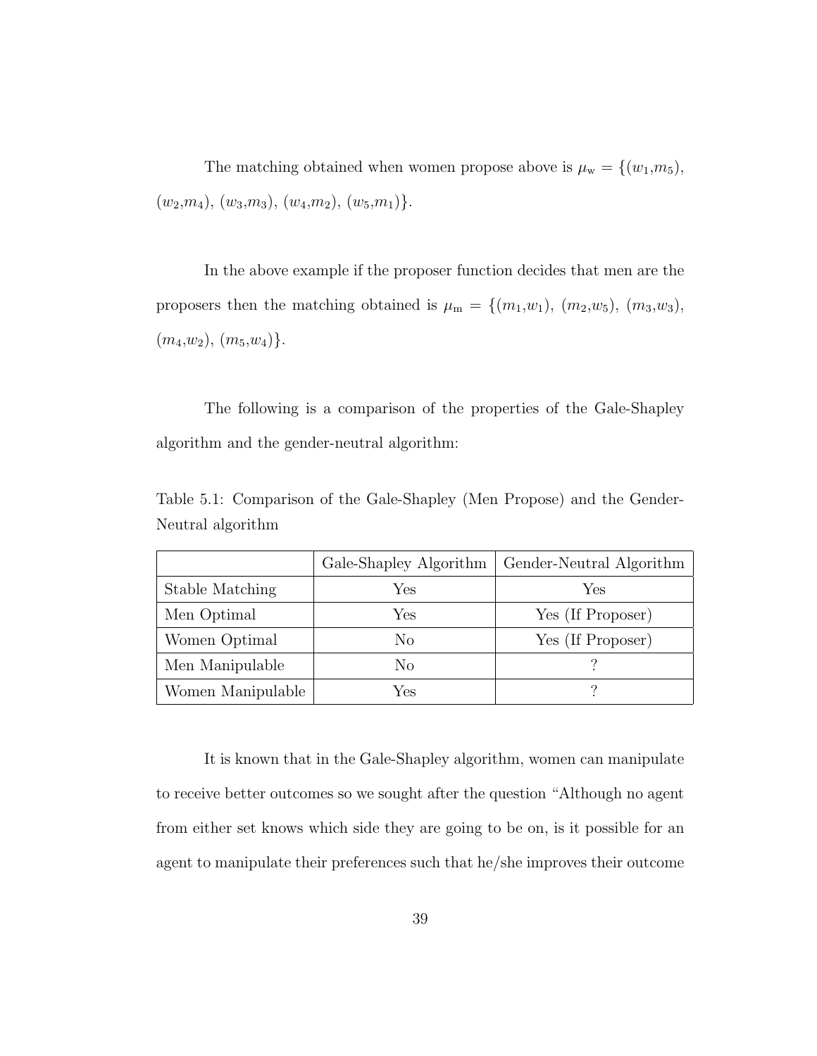The matching obtained when women propose above is $\mu_w = \{(w_1,m_5), (w_2,m_4), (w_3,m_3), (w_4,m_2), (w_5,m_1)\}$.

In the above example if the proposer function decides that men are the proposers then the matching obtained is $\mu_m = \{(m_1,w_1), (m_2,w_5), (m_3,w_3), (m_4,w_2), (m_5,w_4)\}$.

The following is a comparison of the properties of the Gale-Shapley algorithm and the gender-neutral algorithm:

Table 5.1: Comparison of the Gale-Shapley (Men Propose) and the Gender-Neutral algorithm

| | Gale-Shapley Algorithm | Gender-Neutral Algorithm |
|---|---|---|
| Stable Matching | Yes | Yes |
| Men Optimal | Yes | Yes (If Proposer) |
| Women Optimal | No | Yes (If Proposer) |
| Men Manipulable | No | ? |
| Women Manipulable | Yes | ? |

It is known that in the Gale-Shapley algorithm, women can manipulate to receive better outcomes so we sought after the question "Although no agent from either set knows which side they are going to be on, is it possible for an agent to manipulate their preferences such that he/she improves their outcome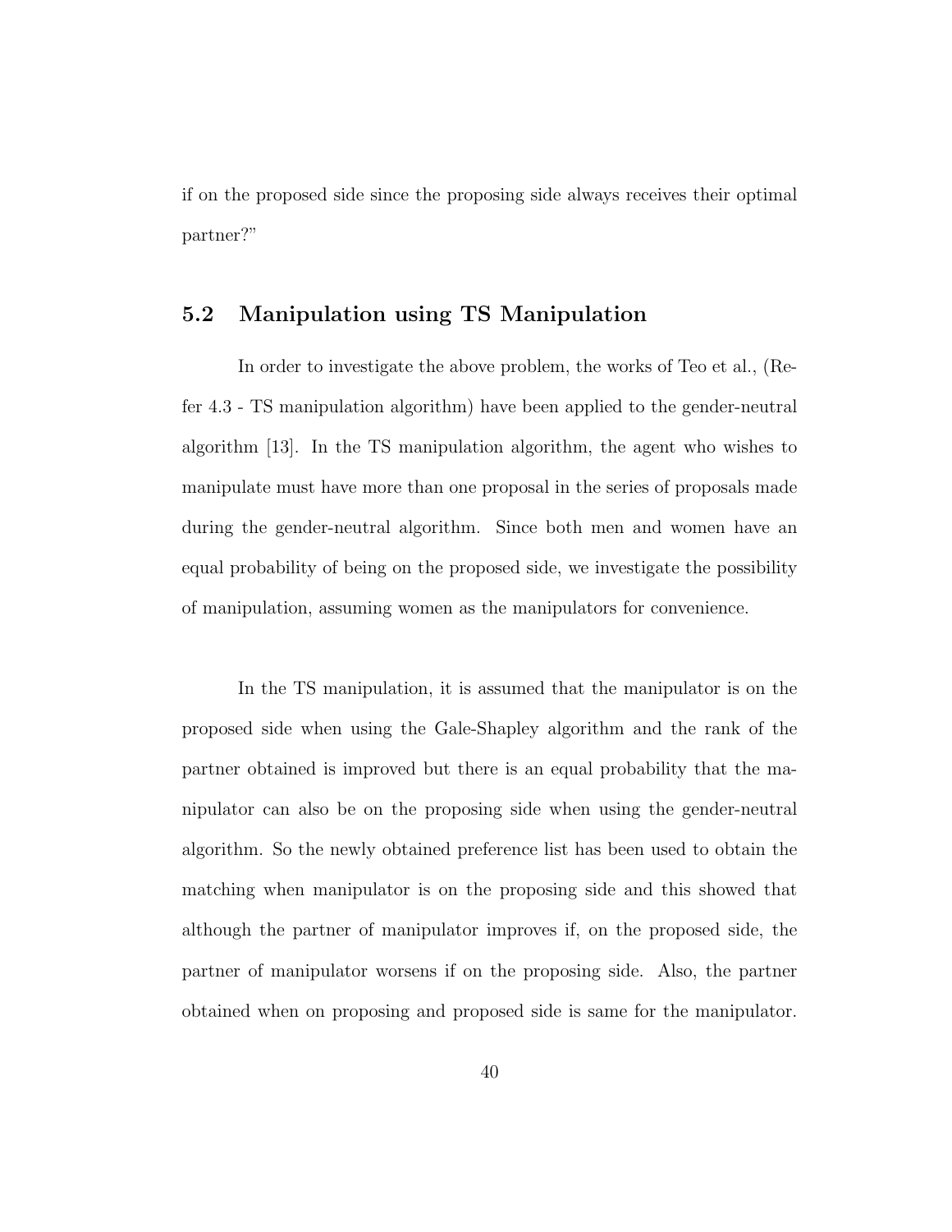if on the proposed side since the proposing side always receives their optimal partner?"

## 5.2 Manipulation using TS Manipulation

In order to investigate the above problem, the works of Teo et al., (Refer 4.3 - TS manipulation algorithm) have been applied to the gender-neutral algorithm [13]. In the TS manipulation algorithm, the agent who wishes to manipulate must have more than one proposal in the series of proposals made during the gender-neutral algorithm. Since both men and women have an equal probability of being on the proposed side, we investigate the possibility of manipulation, assuming women as the manipulators for convenience.

In the TS manipulation, it is assumed that the manipulator is on the proposed side when using the Gale-Shapley algorithm and the rank of the partner obtained is improved but there is an equal probability that the manipulator can also be on the proposing side when using the gender-neutral algorithm. So the newly obtained preference list has been used to obtain the matching when manipulator is on the proposing side and this showed that although the partner of manipulator improves if, on the proposed side, the partner of manipulator worsens if on the proposing side. Also, the partner obtained when on proposing and proposed side is same for the manipulator.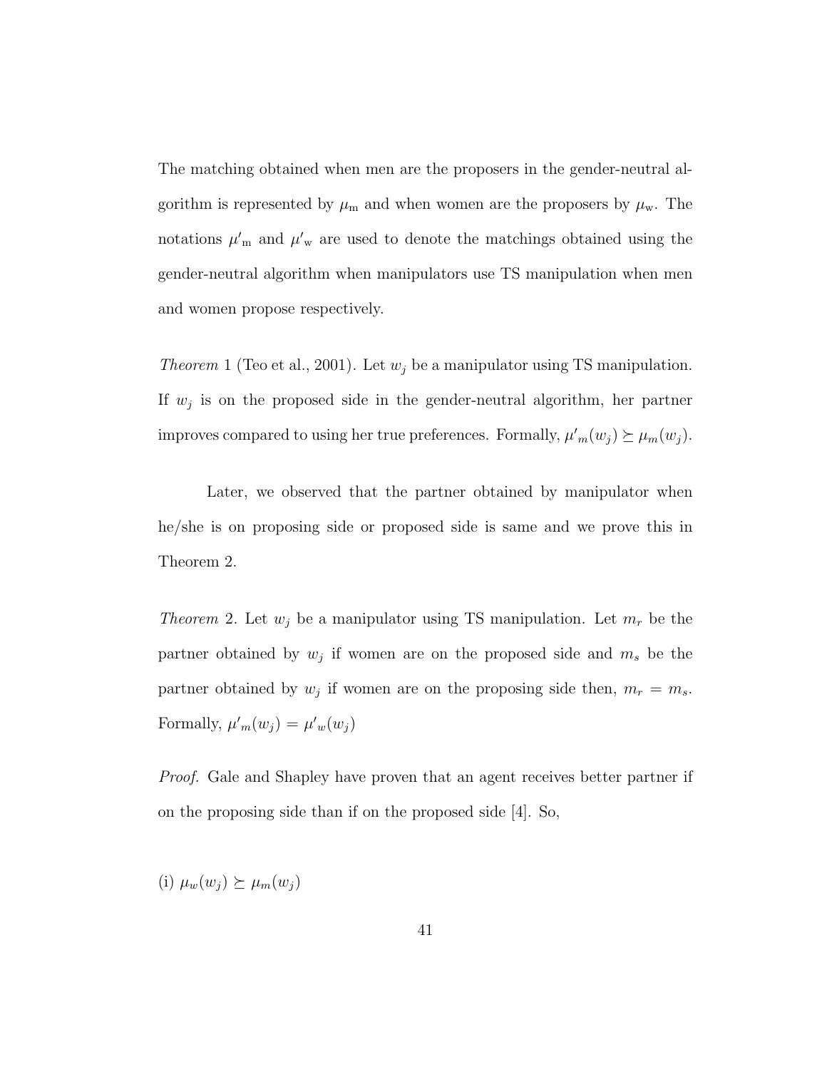The matching obtained when men are the proposers in the gender-neutral algorithm is represented by $\mu_{\mathrm{m}}$ and when women are the proposers by $\mu_{\mathrm{w}}$. The notations $\mu'_{\mathrm{m}}$ and $\mu'_{\mathrm{w}}$ are used to denote the matchings obtained using the gender-neutral algorithm when manipulators use TS manipulation when men and women propose respectively.

*Theorem* 1 (Teo et al., 2001). Let $w_j$ be a manipulator using TS manipulation. If $w_j$ is on the proposed side in the gender-neutral algorithm, her partner improves compared to using her true preferences. Formally, $\mu'_m(w_j) \succeq \mu_m(w_j)$.

Later, we observed that the partner obtained by manipulator when he/she is on proposing side or proposed side is same and we prove this in Theorem 2.

*Theorem* 2. Let $w_j$ be a manipulator using TS manipulation. Let $m_r$ be the partner obtained by $w_j$ if women are on the proposed side and $m_s$ be the partner obtained by $w_j$ if women are on the proposing side then, $m_r = m_s$. Formally, $\mu'_m(w_j) = \mu'_w(w_j)$

*Proof.* Gale and Shapley have proven that an agent receives better partner if on the proposing side than if on the proposed side [4]. So,

(i) $\mu_w(w_j) \succeq \mu_m(w_j)$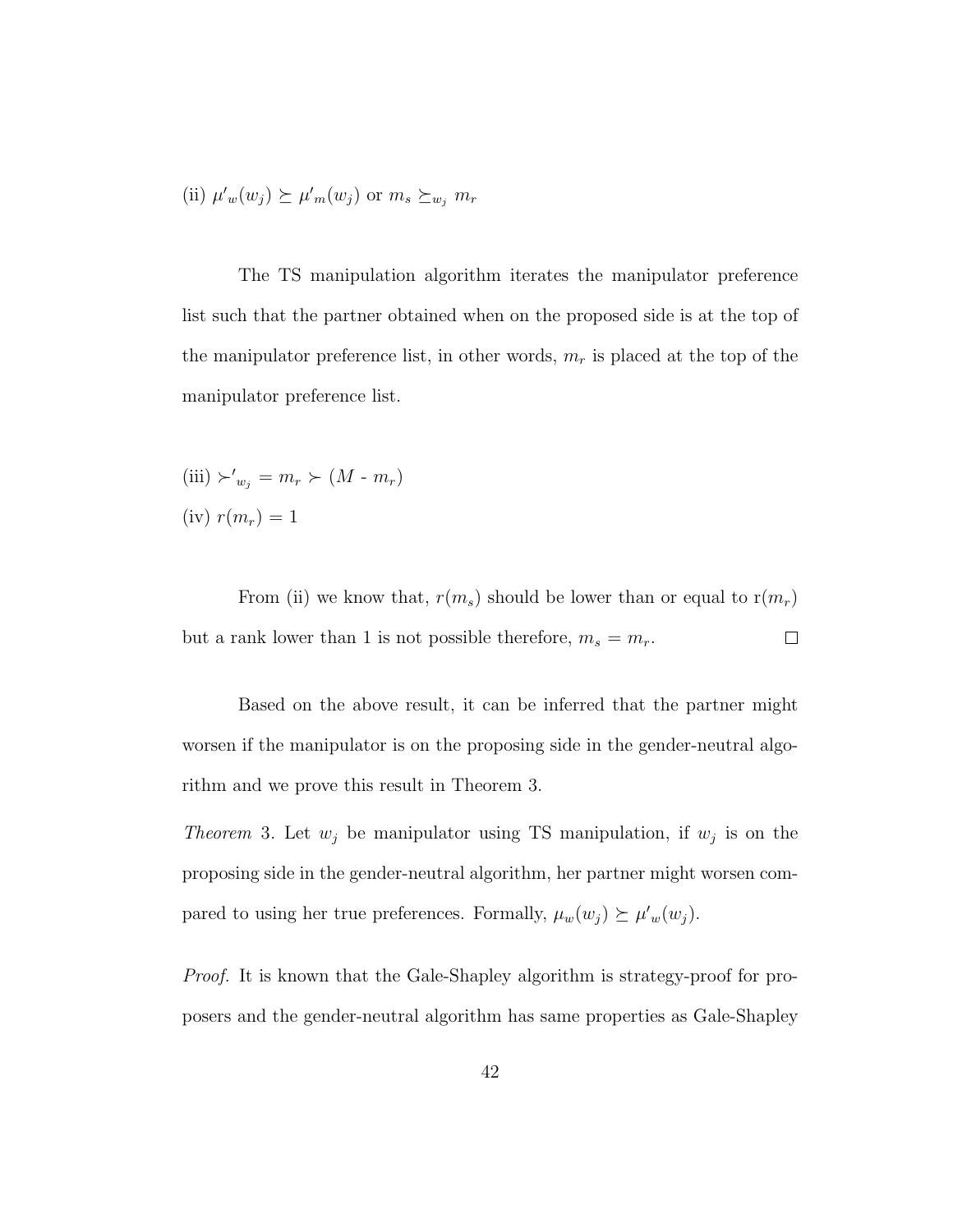(ii) $\mu'_w(w_j) \succeq \mu'_m(w_j)$ or $m_s \succeq_{w_j} m_r$

The TS manipulation algorithm iterates the manipulator preference list such that the partner obtained when on the proposed side is at the top of the manipulator preference list, in other words, $m_r$ is placed at the top of the manipulator preference list.

(iii) $\succ'_{w_j} = m_r \succ (M$ - $m_r)$

(iv) $r(m_r) = 1$

From (ii) we know that, $r(m_s)$ should be lower than or equal to r$(m_r)$ but a rank lower than 1 is not possible therefore, $m_s = m_r$. $\square$

Based on the above result, it can be inferred that the partner might worsen if the manipulator is on the proposing side in the gender-neutral algorithm and we prove this result in Theorem 3.

*Theorem* 3. Let $w_j$ be manipulator using TS manipulation, if $w_j$ is on the proposing side in the gender-neutral algorithm, her partner might worsen compared to using her true preferences. Formally, $\mu_w(w_j) \succeq \mu'_w(w_j)$.

*Proof.* It is known that the Gale-Shapley algorithm is strategy-proof for proposers and the gender-neutral algorithm has same properties as Gale-Shapley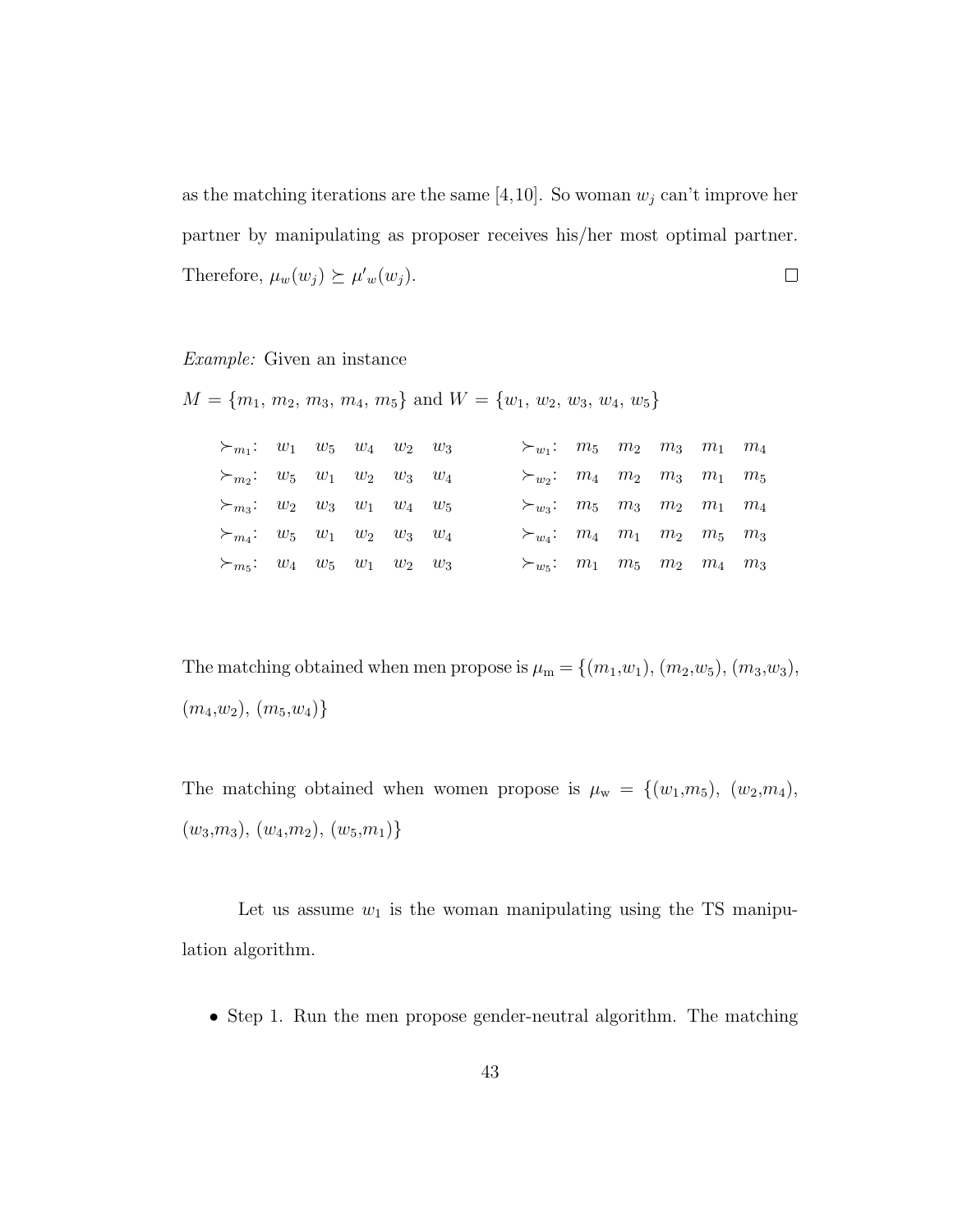as the matching iterations are the same [4,10]. So woman $w_j$ can't improve her partner by manipulating as proposer receives his/her most optimal partner. Therefore, $\mu_w(w_j) \succeq \mu'_w(w_j)$. □

*Example:* Given an instance

$M = \{m_1, m_2, m_3, m_4, m_5\}$ and $W = \{w_1, w_2, w_3, w_4, w_5\}$

$\succ_{m_1}$: $w_1$ $w_5$ $w_4$ $w_2$ $w_3$
$\succ_{m_2}$: $w_5$ $w_1$ $w_2$ $w_3$ $w_4$
$\succ_{m_3}$: $w_2$ $w_3$ $w_1$ $w_4$ $w_5$
$\succ_{m_4}$: $w_5$ $w_1$ $w_2$ $w_3$ $w_4$
$\succ_{m_5}$: $w_4$ $w_5$ $w_1$ $w_2$ $w_3$

$\succ_{w_1}$: $m_5$ $m_2$ $m_3$ $m_1$ $m_4$
$\succ_{w_2}$: $m_4$ $m_2$ $m_3$ $m_1$ $m_5$
$\succ_{w_3}$: $m_5$ $m_3$ $m_2$ $m_1$ $m_4$
$\succ_{w_4}$: $m_4$ $m_1$ $m_2$ $m_5$ $m_3$
$\succ_{w_5}$: $m_1$ $m_5$ $m_2$ $m_4$ $m_3$

The matching obtained when men propose is $\mu_{\text{m}} = \{(m_1,w_1), (m_2,w_5), (m_3,w_3), (m_4,w_2), (m_5,w_4)\}$

The matching obtained when women propose is $\mu_{\text{w}} = \{(w_1,m_5), (w_2,m_4), (w_3,m_3), (w_4,m_2), (w_5,m_1)\}$

Let us assume $w_1$ is the woman manipulating using the TS manipulation algorithm.

- Step 1. Run the men propose gender-neutral algorithm. The matching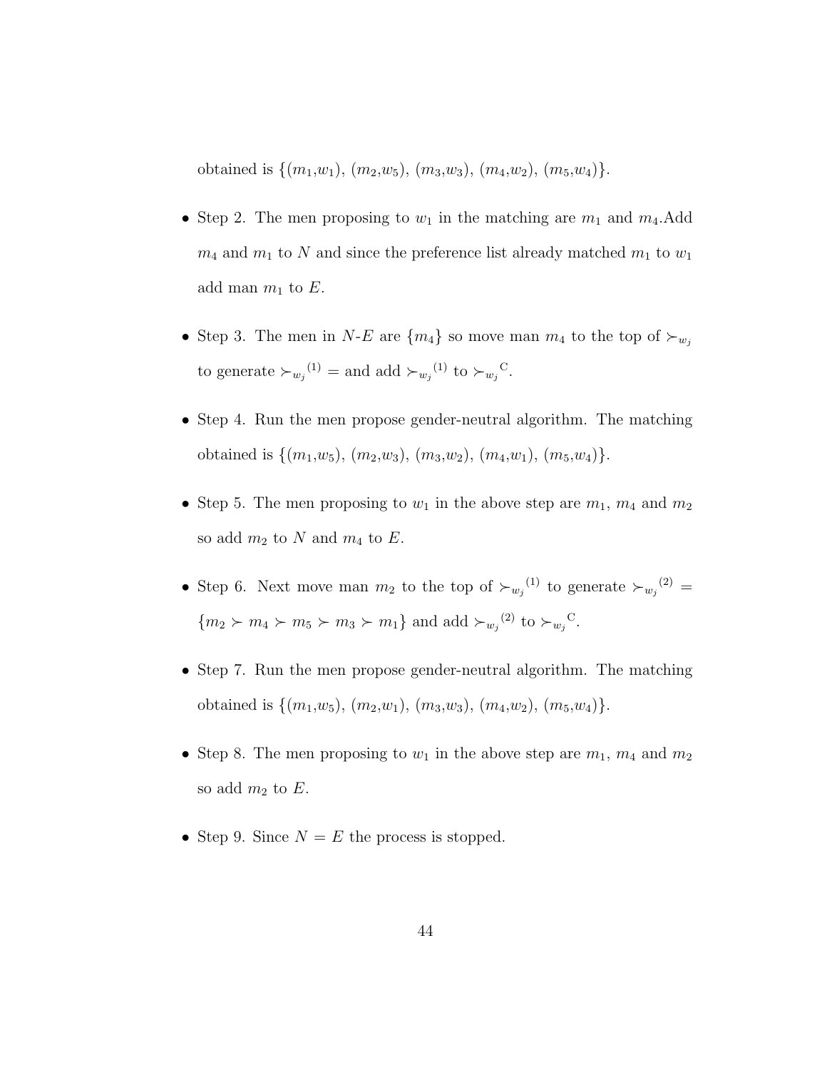obtained is $\{(m_1,w_1), (m_2,w_5), (m_3,w_3), (m_4,w_2), (m_5,w_4)\}$.

- Step 2. The men proposing to $w_1$ in the matching are $m_1$ and $m_4$.Add $m_4$ and $m_1$ to $N$ and since the preference list already matched $m_1$ to $w_1$ add man $m_1$ to $E$.

- Step 3. The men in $N$-$E$ are $\{m_4\}$ so move man $m_4$ to the top of $\succ_{w_j}$ to generate ${\succ_{w_j}}^{(1)} =$ and add ${\succ_{w_j}}^{(1)}$ to ${\succ_{w_j}}^{\mathrm{C}}$.

- Step 4. Run the men propose gender-neutral algorithm. The matching obtained is $\{(m_1,w_5), (m_2,w_3), (m_3,w_2), (m_4,w_1), (m_5,w_4)\}$.

- Step 5. The men proposing to $w_1$ in the above step are $m_1$, $m_4$ and $m_2$ so add $m_2$ to $N$ and $m_4$ to $E$.

- Step 6. Next move man $m_2$ to the top of ${\succ_{w_j}}^{(1)}$ to generate ${\succ_{w_j}}^{(2)} = \{m_2 \succ m_4 \succ m_5 \succ m_3 \succ m_1\}$ and add ${\succ_{w_j}}^{(2)}$ to ${\succ_{w_j}}^{\mathrm{C}}$.

- Step 7. Run the men propose gender-neutral algorithm. The matching obtained is $\{(m_1,w_5), (m_2,w_1), (m_3,w_3), (m_4,w_2), (m_5,w_4)\}$.

- Step 8. The men proposing to $w_1$ in the above step are $m_1$, $m_4$ and $m_2$ so add $m_2$ to $E$.

- Step 9. Since $N = E$ the process is stopped.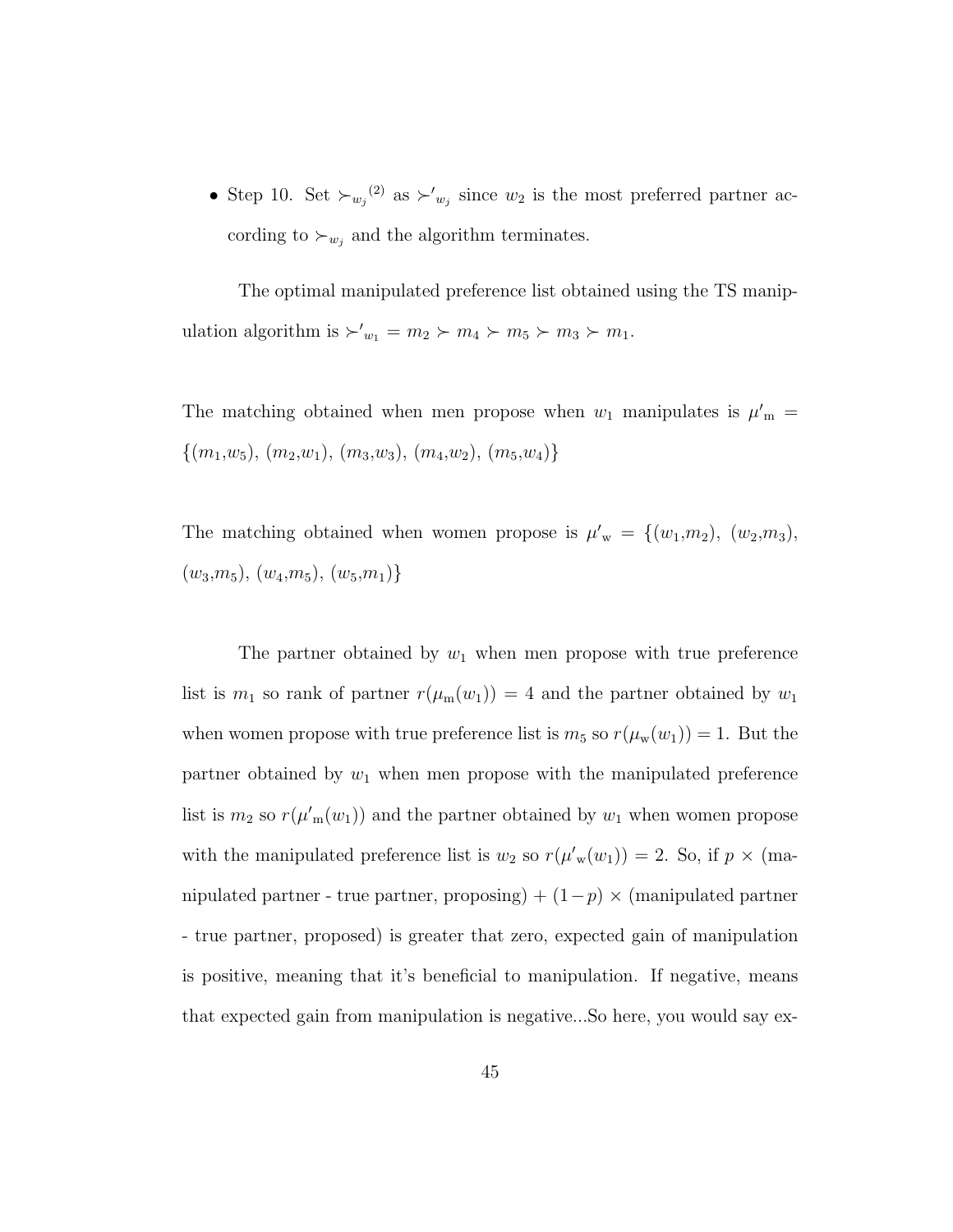- Step 10. Set ${\succ_{w_j}}^{(2)}$ as ${\succ'}_{w_j}$ since $w_2$ is the most preferred partner according to $\succ_{w_j}$ and the algorithm terminates.

The optimal manipulated preference list obtained using the TS manipulation algorithm is ${\succ'}_{w_1} = m_2 \succ m_4 \succ m_5 \succ m_3 \succ m_1$.

The matching obtained when men propose when $w_1$ manipulates is ${\mu'}_{\mathrm{m}} = \{(m_1,w_5), (m_2,w_1), (m_3,w_3), (m_4,w_2), (m_5,w_4)\}$

The matching obtained when women propose is ${\mu'}_{\mathrm{w}} = \{(w_1,m_2), (w_2,m_3), (w_3,m_5), (w_4,m_5), (w_5,m_1)\}$

The partner obtained by $w_1$ when men propose with true preference list is $m_1$ so rank of partner $r(\mu_{\mathrm{m}}(w_1)) = 4$ and the partner obtained by $w_1$ when women propose with true preference list is $m_5$ so $r(\mu_{\mathrm{w}}(w_1)) = 1$. But the partner obtained by $w_1$ when men propose with the manipulated preference list is $m_2$ so $r({\mu'}_{\mathrm{m}}(w_1))$ and the partner obtained by $w_1$ when women propose with the manipulated preference list is $w_2$ so $r({\mu'}_{\mathrm{w}}(w_1)) = 2$. So, if $p \times$ (manipulated partner - true partner, proposing) + $(1-p) \times$ (manipulated partner - true partner, proposed) is greater that zero, expected gain of manipulation is positive, meaning that it's beneficial to manipulation. If negative, means that expected gain from manipulation is negative...So here, you would say ex-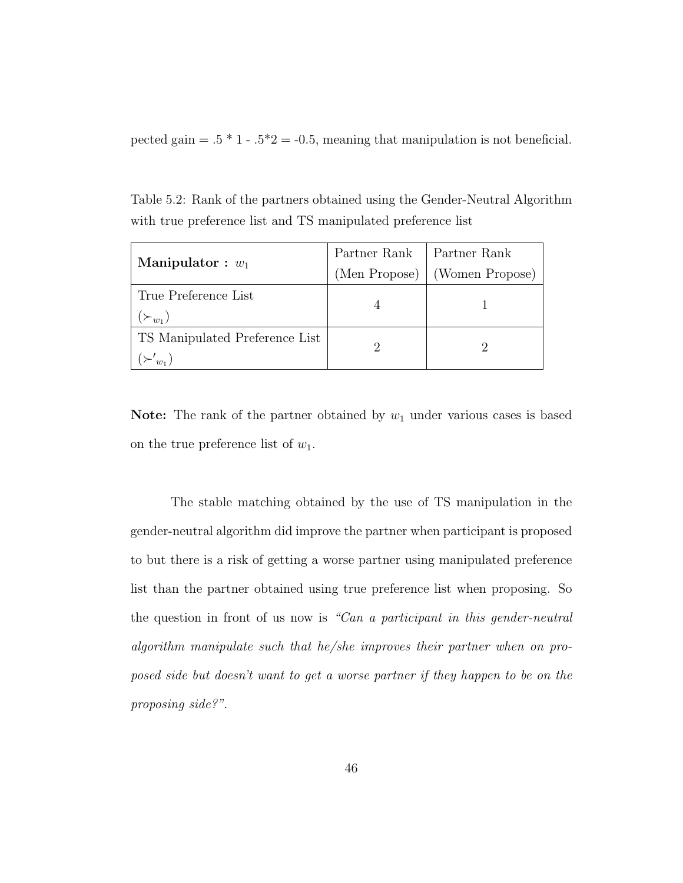pected gain = .5 * 1 - .5*2 = -0.5, meaning that manipulation is not beneficial.

Table 5.2: Rank of the partners obtained using the Gender-Neutral Algorithm with true preference list and TS manipulated preference list

| **Manipulator :** $w_1$ | Partner Rank (Men Propose) | Partner Rank (Women Propose) |
|---|---|---|
| True Preference List ($\succ_{w_1}$) | 4 | 1 |
| TS Manipulated Preference List ($\succ'_{w_1}$) | 2 | 2 |

**Note:** The rank of the partner obtained by $w_1$ under various cases is based on the true preference list of $w_1$.

The stable matching obtained by the use of TS manipulation in the gender-neutral algorithm did improve the partner when participant is proposed to but there is a risk of getting a worse partner using manipulated preference list than the partner obtained using true preference list when proposing. So the question in front of us now is *"Can a participant in this gender-neutral algorithm manipulate such that he/she improves their partner when on proposed side but doesn't want to get a worse partner if they happen to be on the proposing side?"*.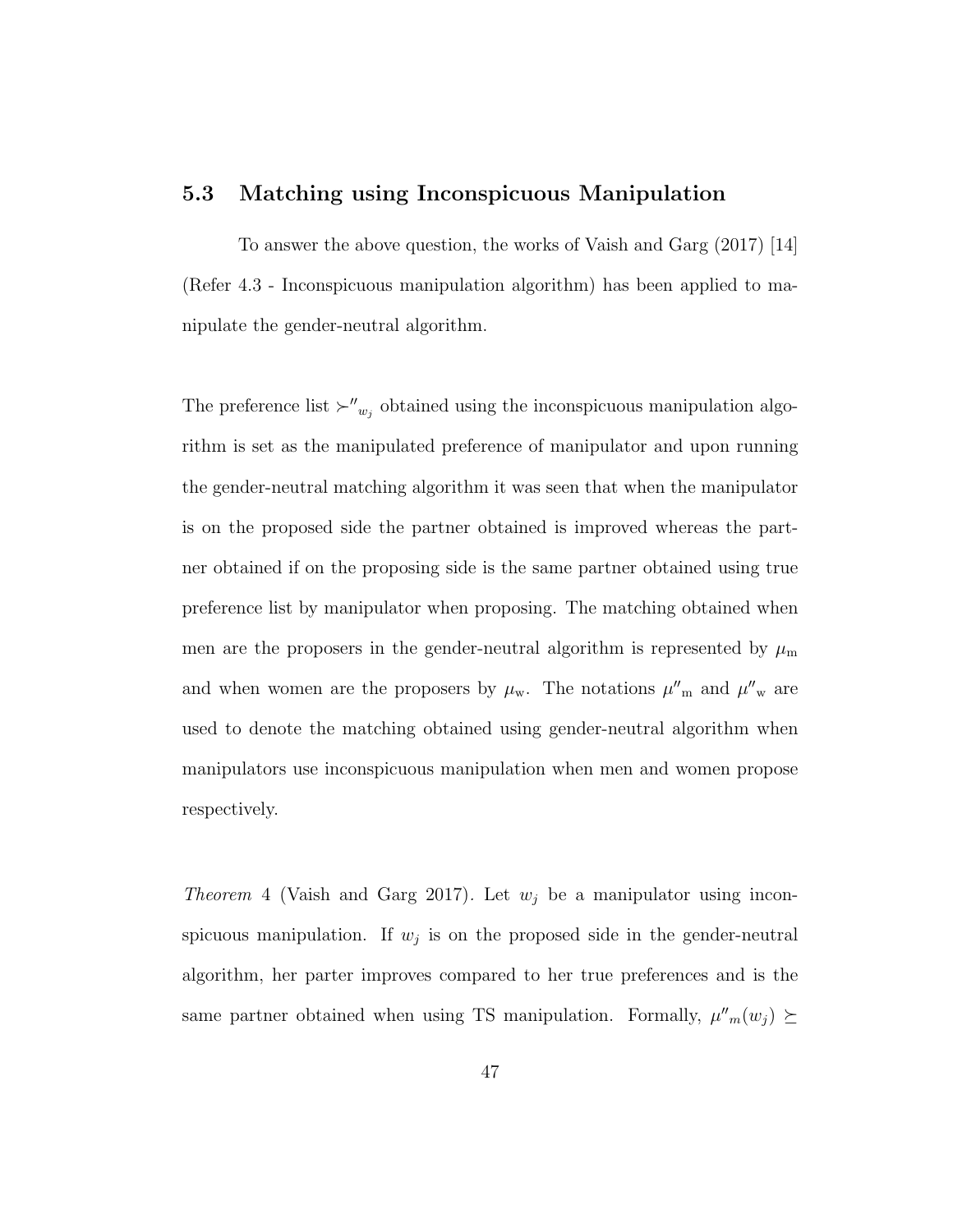## 5.3 Matching using Inconspicuous Manipulation

To answer the above question, the works of Vaish and Garg (2017) [14] (Refer 4.3 - Inconspicuous manipulation algorithm) has been applied to manipulate the gender-neutral algorithm.

The preference list $\succ''_{w_j}$ obtained using the inconspicuous manipulation algorithm is set as the manipulated preference of manipulator and upon running the gender-neutral matching algorithm it was seen that when the manipulator is on the proposed side the partner obtained is improved whereas the partner obtained if on the proposing side is the same partner obtained using true preference list by manipulator when proposing. The matching obtained when men are the proposers in the gender-neutral algorithm is represented by $\mu_{\text{m}}$ and when women are the proposers by $\mu_{\text{w}}$. The notations $\mu''_{\text{m}}$ and $\mu''_{\text{w}}$ are used to denote the matching obtained using gender-neutral algorithm when manipulators use inconspicuous manipulation when men and women propose respectively.

*Theorem* 4 (Vaish and Garg 2017). Let $w_j$ be a manipulator using inconspicuous manipulation. If $w_j$ is on the proposed side in the gender-neutral algorithm, her parter improves compared to her true preferences and is the same partner obtained when using TS manipulation. Formally, $\mu''_m(w_j) \succeq$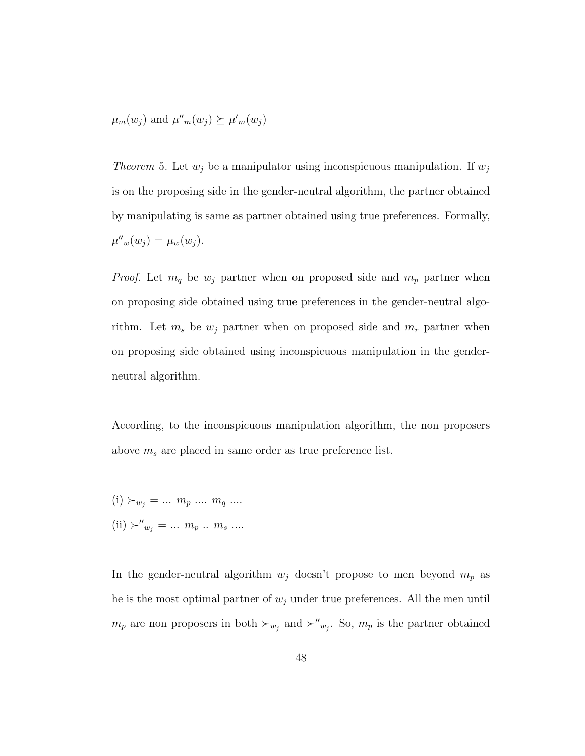$\mu_m(w_j)$ and $\mu''_m(w_j) \succeq \mu'_m(w_j)$

*Theorem* 5. Let $w_j$ be a manipulator using inconspicuous manipulation. If $w_j$ is on the proposing side in the gender-neutral algorithm, the partner obtained by manipulating is same as partner obtained using true preferences. Formally, $\mu''_w(w_j) = \mu_w(w_j)$.

*Proof.* Let $m_q$ be $w_j$ partner when on proposed side and $m_p$ partner when on proposing side obtained using true preferences in the gender-neutral algorithm. Let $m_s$ be $w_j$ partner when on proposed side and $m_r$ partner when on proposing side obtained using inconspicuous manipulation in the gender-neutral algorithm.

According, to the inconspicuous manipulation algorithm, the non proposers above $m_s$ are placed in same order as true preference list.

(i) $\succ_{w_j} = ...\ m_p\ ....\ m_q\ ....$

(ii) $\succ''_{w_j} = ...\ m_p\ ..\ m_s\ ....$

In the gender-neutral algorithm $w_j$ doesn't propose to men beyond $m_p$ as he is the most optimal partner of $w_j$ under true preferences. All the men until $m_p$ are non proposers in both $\succ_{w_j}$ and $\succ''_{w_j}$. So, $m_p$ is the partner obtained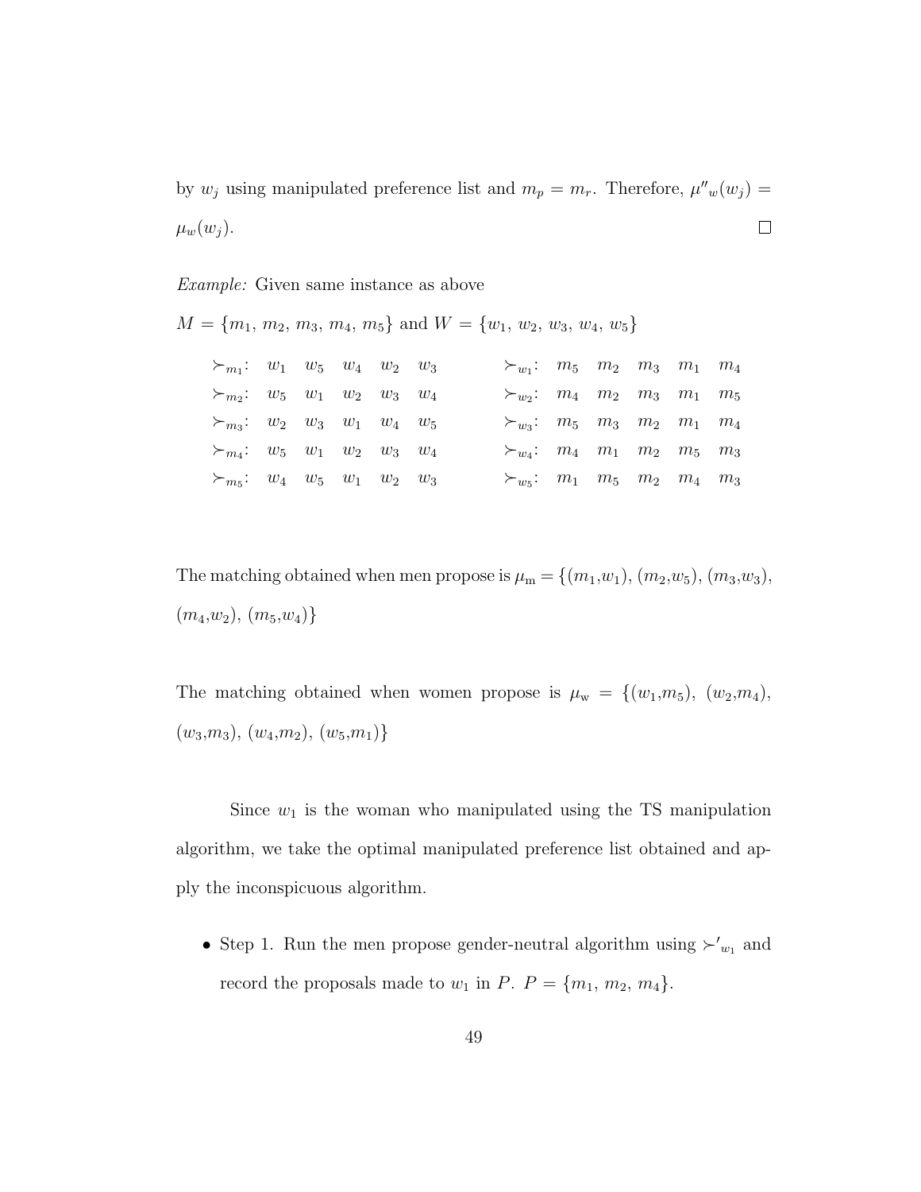by $w_j$ using manipulated preference list and $m_p = m_r$. Therefore, $\mu''_w(w_j) = \mu_w(w_j)$. $\square$

*Example:* Given same instance as above

$M = \{m_1, m_2, m_3, m_4, m_5\}$ and $W = \{w_1, w_2, w_3, w_4, w_5\}$

$$
\begin{array}{llllll}
\succ_{m_1}: & w_1 & w_5 & w_4 & w_2 & w_3 \\
\succ_{m_2}: & w_5 & w_1 & w_2 & w_3 & w_4 \\
\succ_{m_3}: & w_2 & w_3 & w_1 & w_4 & w_5 \\
\succ_{m_4}: & w_5 & w_1 & w_2 & w_3 & w_4 \\
\succ_{m_5}: & w_4 & w_5 & w_1 & w_2 & w_3
\end{array}
\qquad
\begin{array}{llllll}
\succ_{w_1}: & m_5 & m_2 & m_3 & m_1 & m_4 \\
\succ_{w_2}: & m_4 & m_2 & m_3 & m_1 & m_5 \\
\succ_{w_3}: & m_5 & m_3 & m_2 & m_1 & m_4 \\
\succ_{w_4}: & m_4 & m_1 & m_2 & m_5 & m_3 \\
\succ_{w_5}: & m_1 & m_5 & m_2 & m_4 & m_3
\end{array}
$$

The matching obtained when men propose is $\mu_{\mathrm{m}} = \{(m_1,w_1), (m_2,w_5), (m_3,w_3), (m_4,w_2), (m_5,w_4)\}$

The matching obtained when women propose is $\mu_{\mathrm{w}} = \{(w_1,m_5), (w_2,m_4), (w_3,m_3), (w_4,m_2), (w_5,m_1)\}$

Since $w_1$ is the woman who manipulated using the TS manipulation algorithm, we take the optimal manipulated preference list obtained and apply the inconspicuous algorithm.

- Step 1. Run the men propose gender-neutral algorithm using $\succ'_{w_1}$ and record the proposals made to $w_1$ in $P$. $P = \{m_1, m_2, m_4\}$.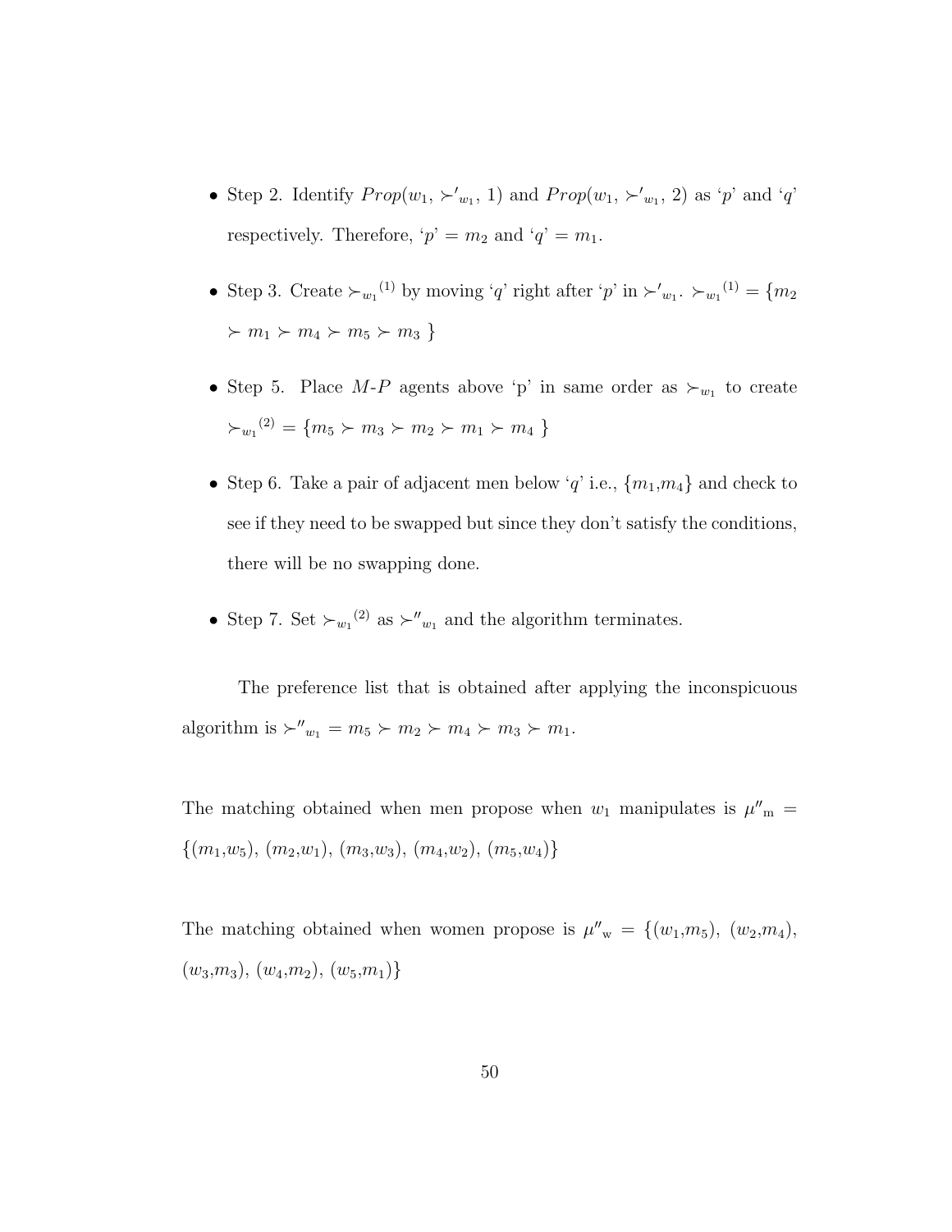- Step 2. Identify $Prop(w_1, \succ'_{w_1}, 1)$ and $Prop(w_1, \succ'_{w_1}, 2)$ as '$p$' and '$q$' respectively. Therefore, '$p$' = $m_2$ and '$q$' = $m_1$.

- Step 3. Create ${\succ_{w_1}}^{(1)}$ by moving '$q$' right after '$p$' in $\succ'_{w_1}$. ${\succ_{w_1}}^{(1)} = \{m_2 \succ m_1 \succ m_4 \succ m_5 \succ m_3 \}$

- Step 5. Place $M$-$P$ agents above 'p' in same order as $\succ_{w_1}$ to create ${\succ_{w_1}}^{(2)} = \{m_5 \succ m_3 \succ m_2 \succ m_1 \succ m_4 \}$

- Step 6. Take a pair of adjacent men below '$q$' i.e., $\{m_1, m_4\}$ and check to see if they need to be swapped but since they don't satisfy the conditions, there will be no swapping done.

- Step 7. Set ${\succ_{w_1}}^{(2)}$ as $\succ''_{w_1}$ and the algorithm terminates.

The preference list that is obtained after applying the inconspicuous algorithm is $\succ''_{w_1} = m_5 \succ m_2 \succ m_4 \succ m_3 \succ m_1$.

The matching obtained when men propose when $w_1$ manipulates is $\mu''_{\text{m}} = \{(m_1,w_5), (m_2,w_1), (m_3,w_3), (m_4,w_2), (m_5,w_4)\}$

The matching obtained when women propose is $\mu''_{\text{w}} = \{(w_1,m_5), (w_2,m_4), (w_3,m_3), (w_4,m_2), (w_5,m_1)\}$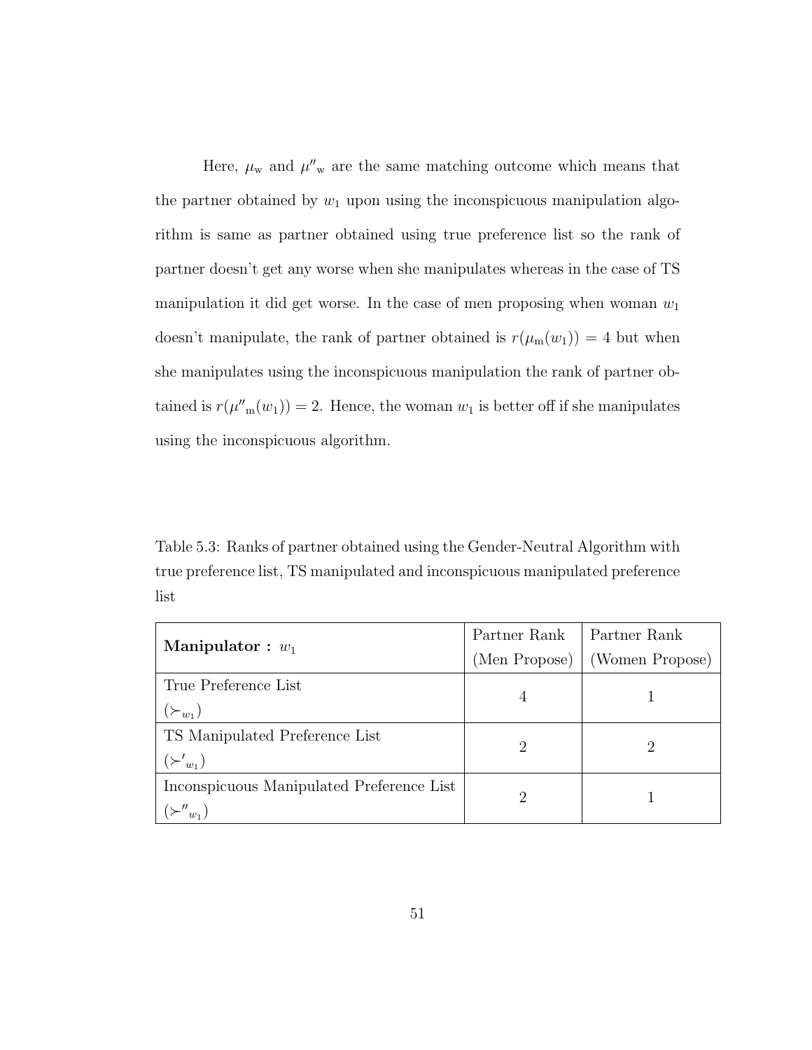Here, $\mu_{\mathrm{w}}$ and $\mu''_{\mathrm{w}}$ are the same matching outcome which means that the partner obtained by $w_1$ upon using the inconspicuous manipulation algorithm is same as partner obtained using true preference list so the rank of partner doesn't get any worse when she manipulates whereas in the case of TS manipulation it did get worse. In the case of men proposing when woman $w_1$ doesn't manipulate, the rank of partner obtained is $r(\mu_{\mathrm{m}}(w_1)) = 4$ but when she manipulates using the inconspicuous manipulation the rank of partner obtained is $r(\mu''_{\mathrm{m}}(w_1)) = 2$. Hence, the woman $w_1$ is better off if she manipulates using the inconspicuous algorithm.

Table 5.3: Ranks of partner obtained using the Gender-Neutral Algorithm with true preference list, TS manipulated and inconspicuous manipulated preference list

| **Manipulator :** $w_1$ | Partner Rank (Men Propose) | Partner Rank (Women Propose) |
|---|---|---|
| True Preference List ($\succ_{w_1}$) | 4 | 1 |
| TS Manipulated Preference List ($\succ'_{w_1}$) | 2 | 2 |
| Inconspicuous Manipulated Preference List ($\succ''_{w_1}$) | 2 | 1 |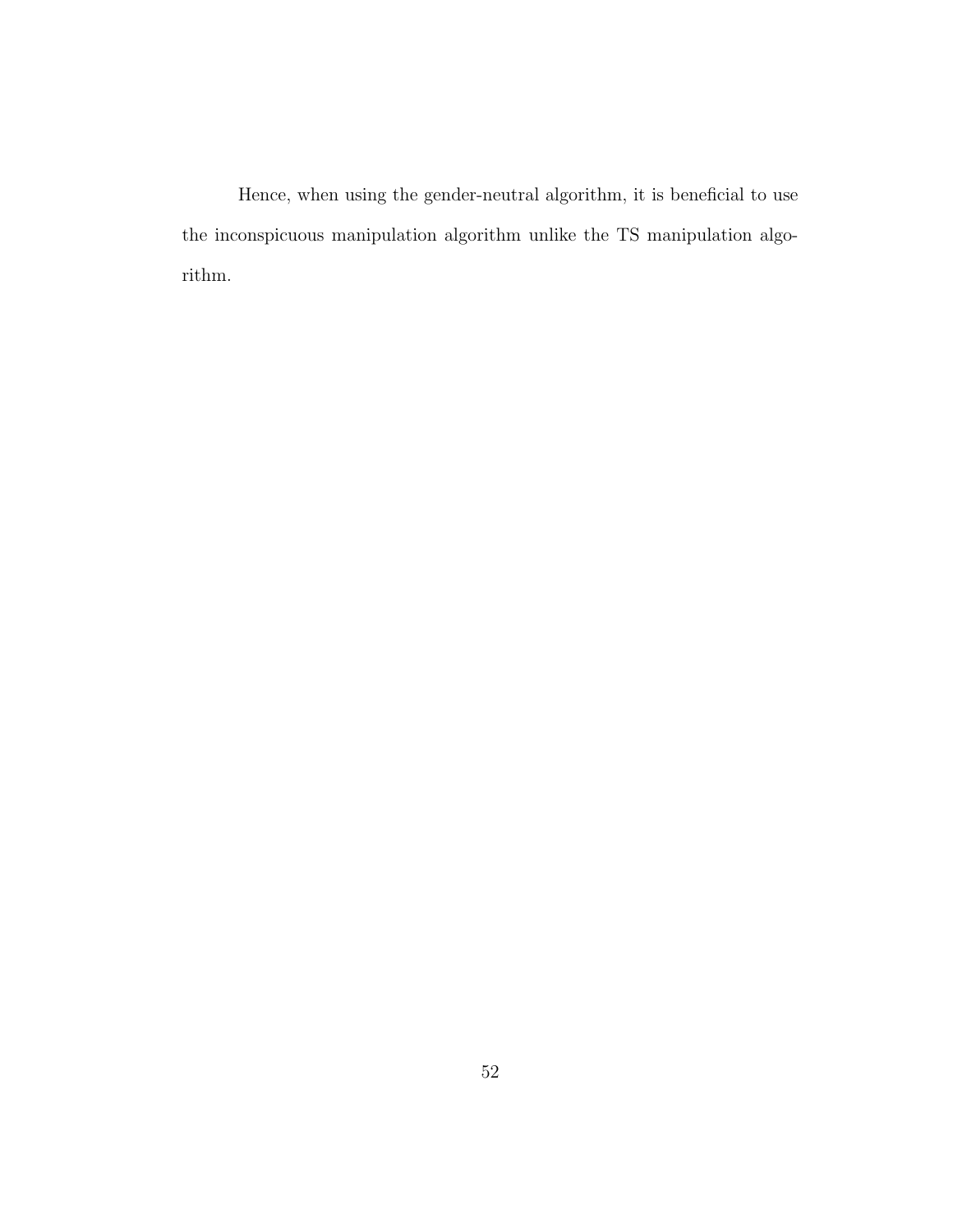Hence, when using the gender-neutral algorithm, it is beneficial to use the inconspicuous manipulation algorithm unlike the TS manipulation algorithm.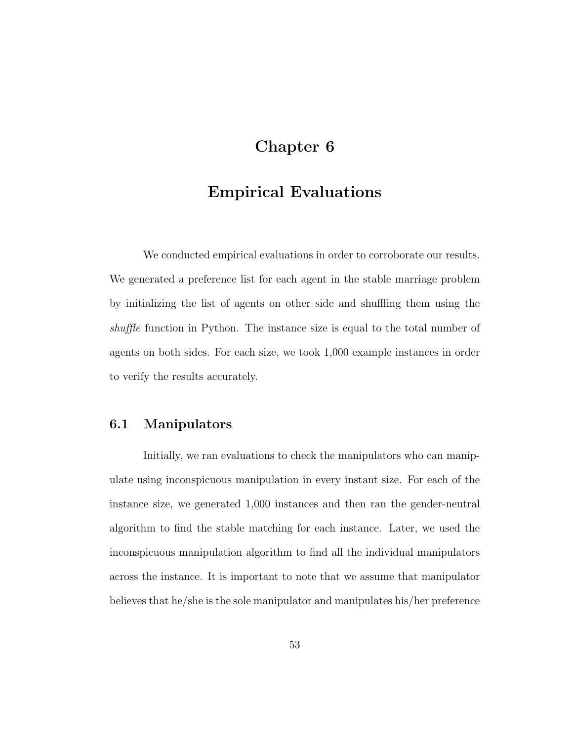# Chapter 6

# Empirical Evaluations

We conducted empirical evaluations in order to corroborate our results. We generated a preference list for each agent in the stable marriage problem by initializing the list of agents on other side and shuffling them using the *shuffle* function in Python. The instance size is equal to the total number of agents on both sides. For each size, we took 1,000 example instances in order to verify the results accurately.

## 6.1 Manipulators

Initially, we ran evaluations to check the manipulators who can manipulate using inconspicuous manipulation in every instant size. For each of the instance size, we generated 1,000 instances and then ran the gender-neutral algorithm to find the stable matching for each instance. Later, we used the inconspicuous manipulation algorithm to find all the individual manipulators across the instance. It is important to note that we assume that manipulator believes that he/she is the sole manipulator and manipulates his/her preference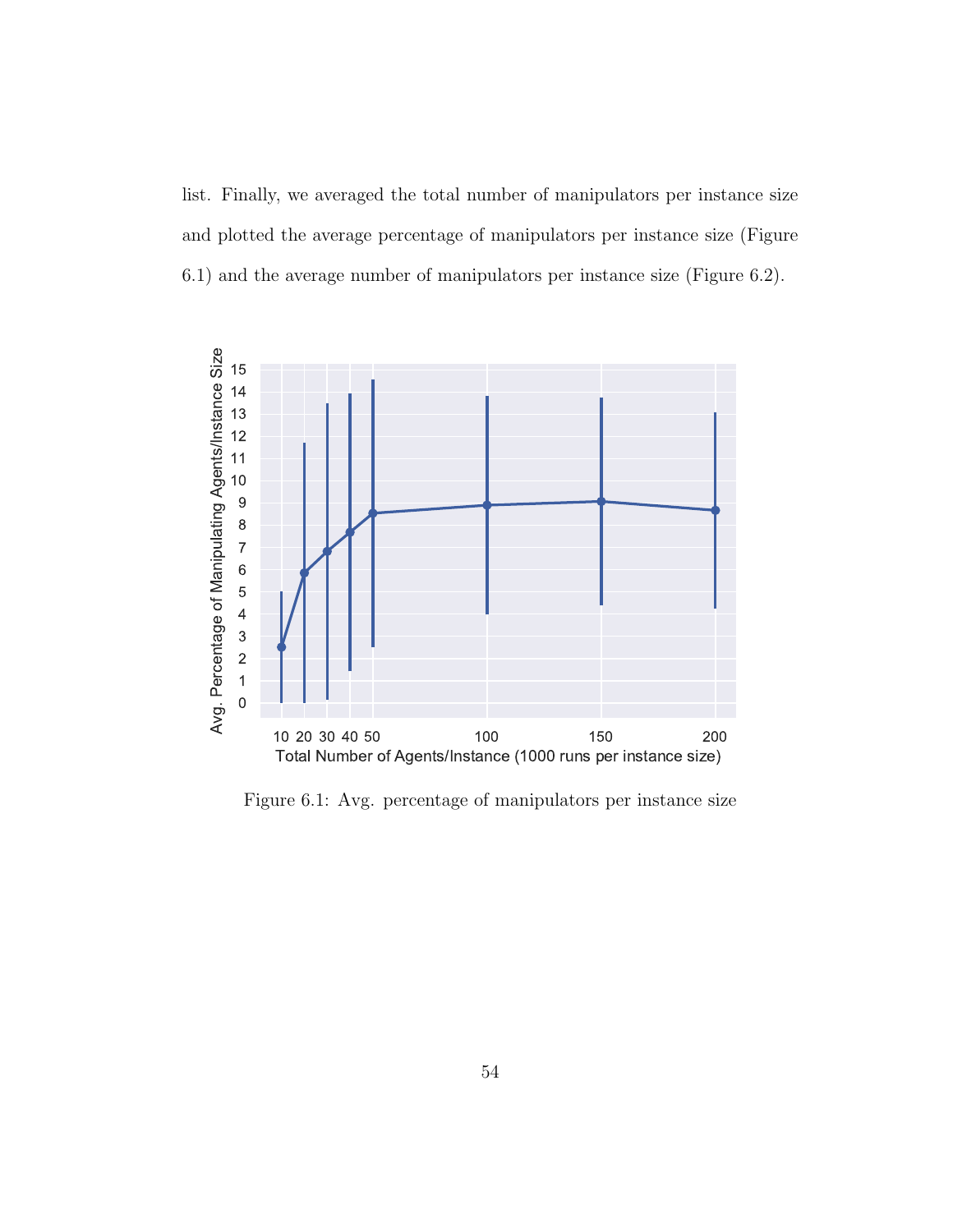list. Finally, we averaged the total number of manipulators per instance size and plotted the average percentage of manipulators per instance size (Figure 6.1) and the average number of manipulators per instance size (Figure 6.2).

Figure 6.1: Avg. percentage of manipulators per instance size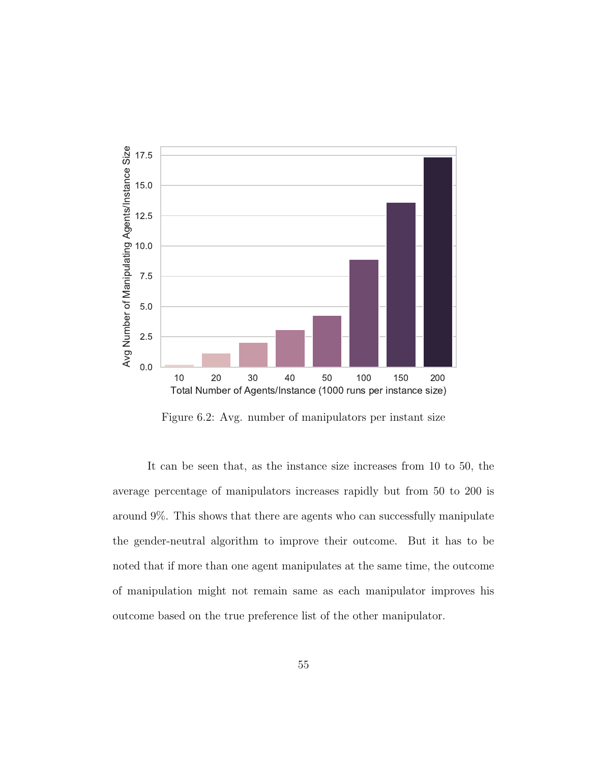Figure 6.2: Avg. number of manipulators per instant size

It can be seen that, as the instance size increases from 10 to 50, the average percentage of manipulators increases rapidly but from 50 to 200 is around 9%. This shows that there are agents who can successfully manipulate the gender-neutral algorithm to improve their outcome. But it has to be noted that if more than one agent manipulates at the same time, the outcome of manipulation might not remain same as each manipulator improves his outcome based on the true preference list of the other manipulator.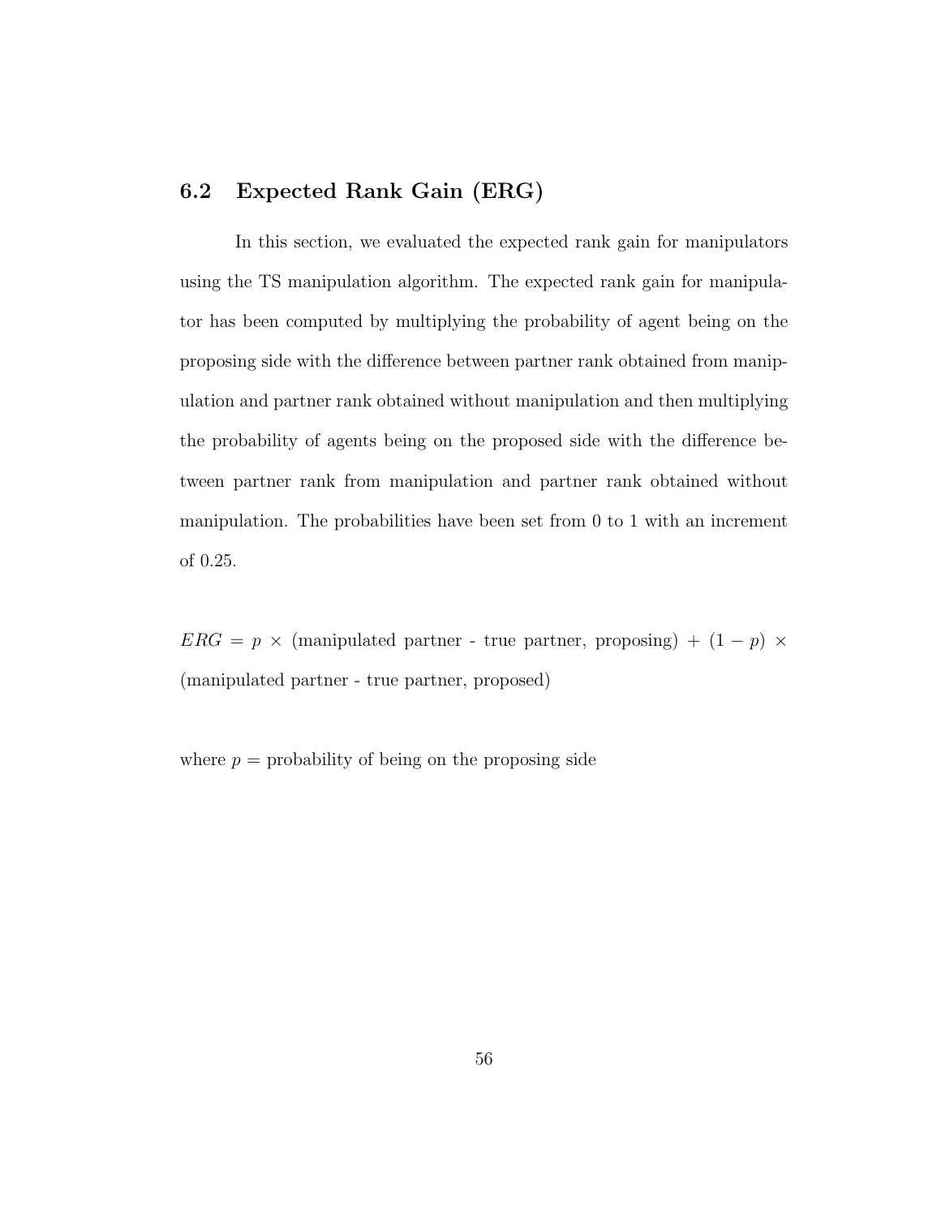## 6.2 Expected Rank Gain (ERG)

In this section, we evaluated the expected rank gain for manipulators using the TS manipulation algorithm. The expected rank gain for manipulator has been computed by multiplying the probability of agent being on the proposing side with the difference between partner rank obtained from manipulation and partner rank obtained without manipulation and then multiplying the probability of agents being on the proposed side with the difference between partner rank from manipulation and partner rank obtained without manipulation. The probabilities have been set from 0 to 1 with an increment of 0.25.

$ERG = p \times$ (manipulated partner - true partner, proposing) + $(1 - p) \times$ (manipulated partner - true partner, proposed)

where $p$ = probability of being on the proposing side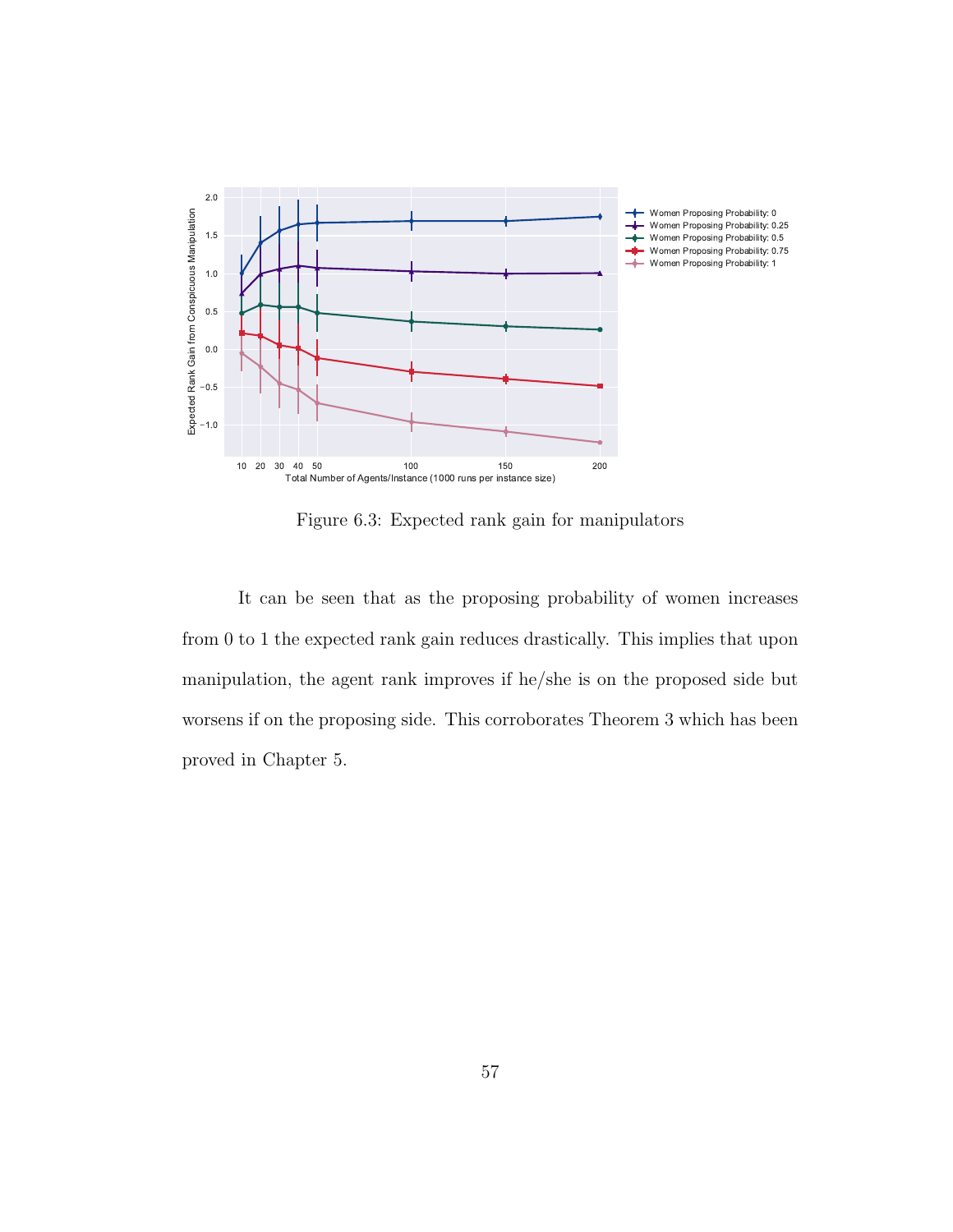Figure 6.3: Expected rank gain for manipulators

It can be seen that as the proposing probability of women increases from 0 to 1 the expected rank gain reduces drastically. This implies that upon manipulation, the agent rank improves if he/she is on the proposed side but worsens if on the proposing side. This corroborates Theorem 3 which has been proved in Chapter 5.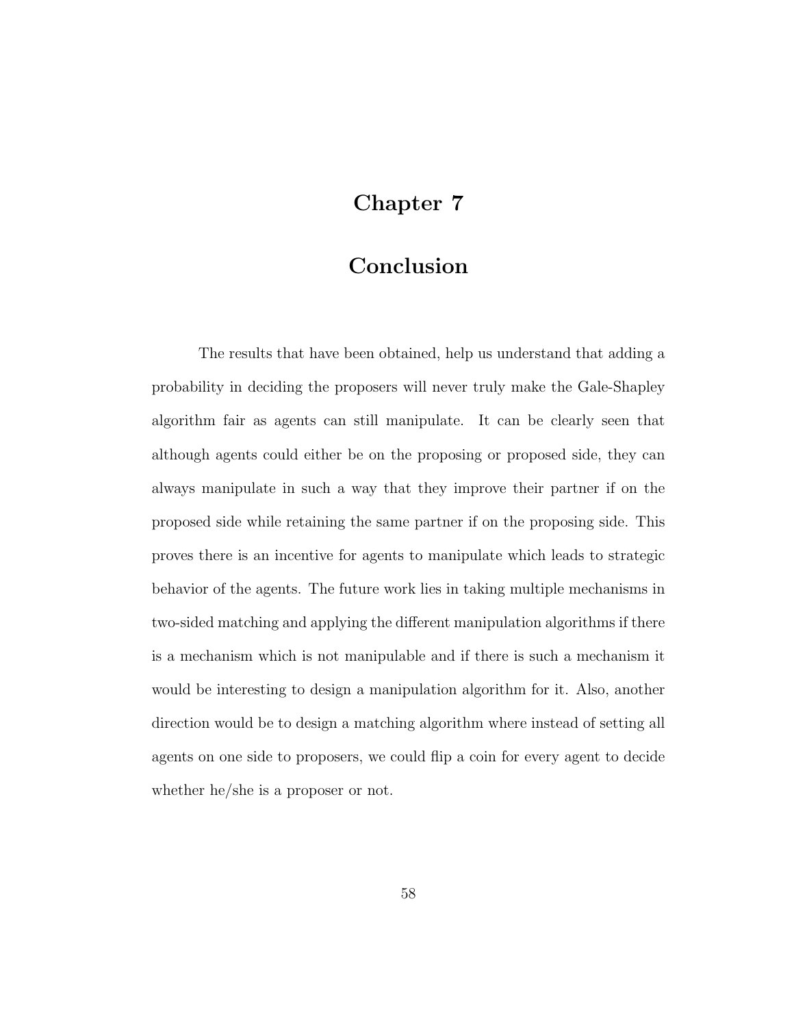# Chapter 7

# Conclusion

The results that have been obtained, help us understand that adding a probability in deciding the proposers will never truly make the Gale-Shapley algorithm fair as agents can still manipulate. It can be clearly seen that although agents could either be on the proposing or proposed side, they can always manipulate in such a way that they improve their partner if on the proposed side while retaining the same partner if on the proposing side. This proves there is an incentive for agents to manipulate which leads to strategic behavior of the agents. The future work lies in taking multiple mechanisms in two-sided matching and applying the different manipulation algorithms if there is a mechanism which is not manipulable and if there is such a mechanism it would be interesting to design a manipulation algorithm for it. Also, another direction would be to design a matching algorithm where instead of setting all agents on one side to proposers, we could flip a coin for every agent to decide whether he/she is a proposer or not.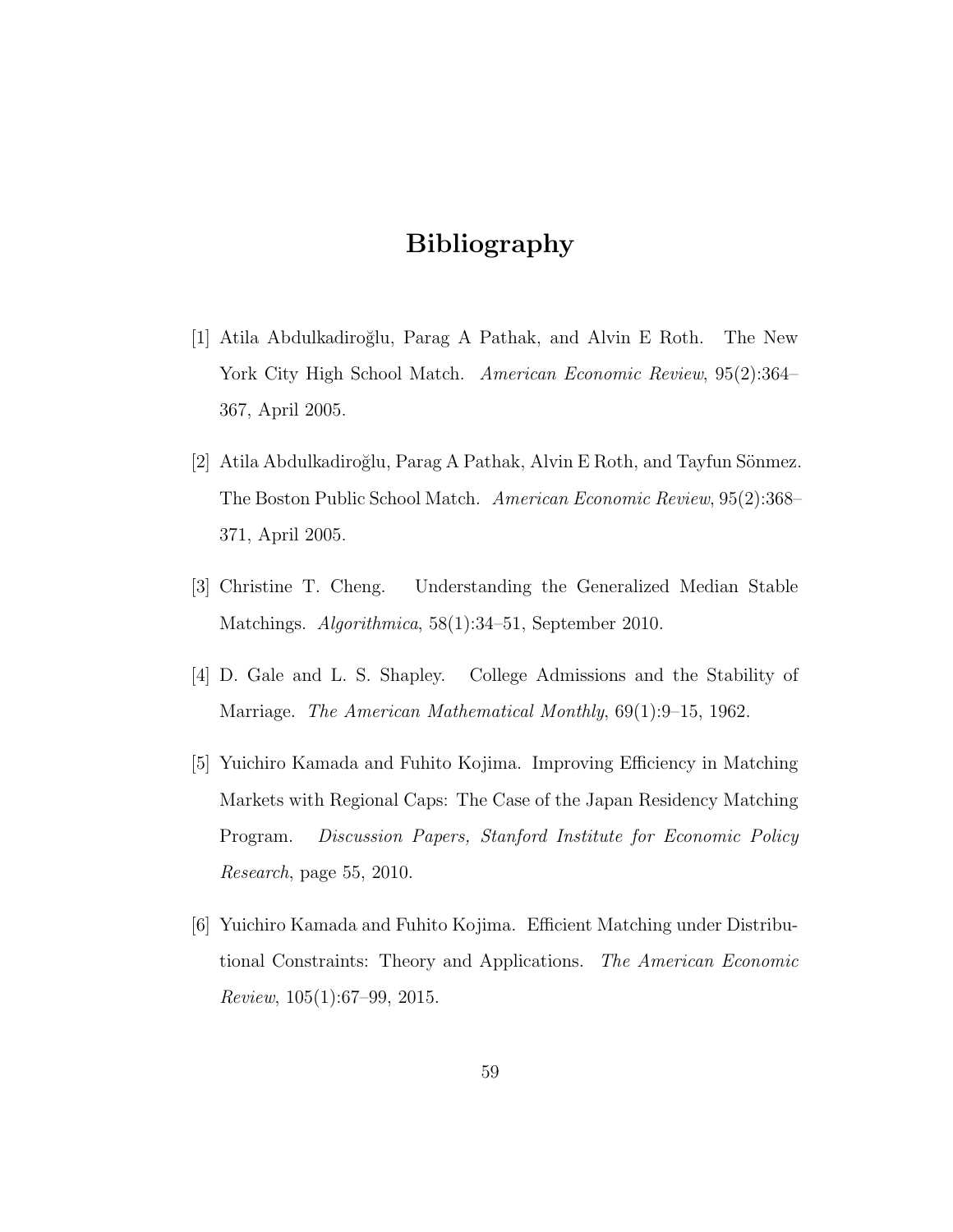# Bibliography

[1] Atila Abdulkadiroğlu, Parag A Pathak, and Alvin E Roth. The New York City High School Match. *American Economic Review*, 95(2):364–367, April 2005.

[2] Atila Abdulkadiroğlu, Parag A Pathak, Alvin E Roth, and Tayfun Sönmez. The Boston Public School Match. *American Economic Review*, 95(2):368–371, April 2005.

[3] Christine T. Cheng. Understanding the Generalized Median Stable Matchings. *Algorithmica*, 58(1):34–51, September 2010.

[4] D. Gale and L. S. Shapley. College Admissions and the Stability of Marriage. *The American Mathematical Monthly*, 69(1):9–15, 1962.

[5] Yuichiro Kamada and Fuhito Kojima. Improving Efficiency in Matching Markets with Regional Caps: The Case of the Japan Residency Matching Program. *Discussion Papers, Stanford Institute for Economic Policy Research*, page 55, 2010.

[6] Yuichiro Kamada and Fuhito Kojima. Efficient Matching under Distributional Constraints: Theory and Applications. *The American Economic Review*, 105(1):67–99, 2015.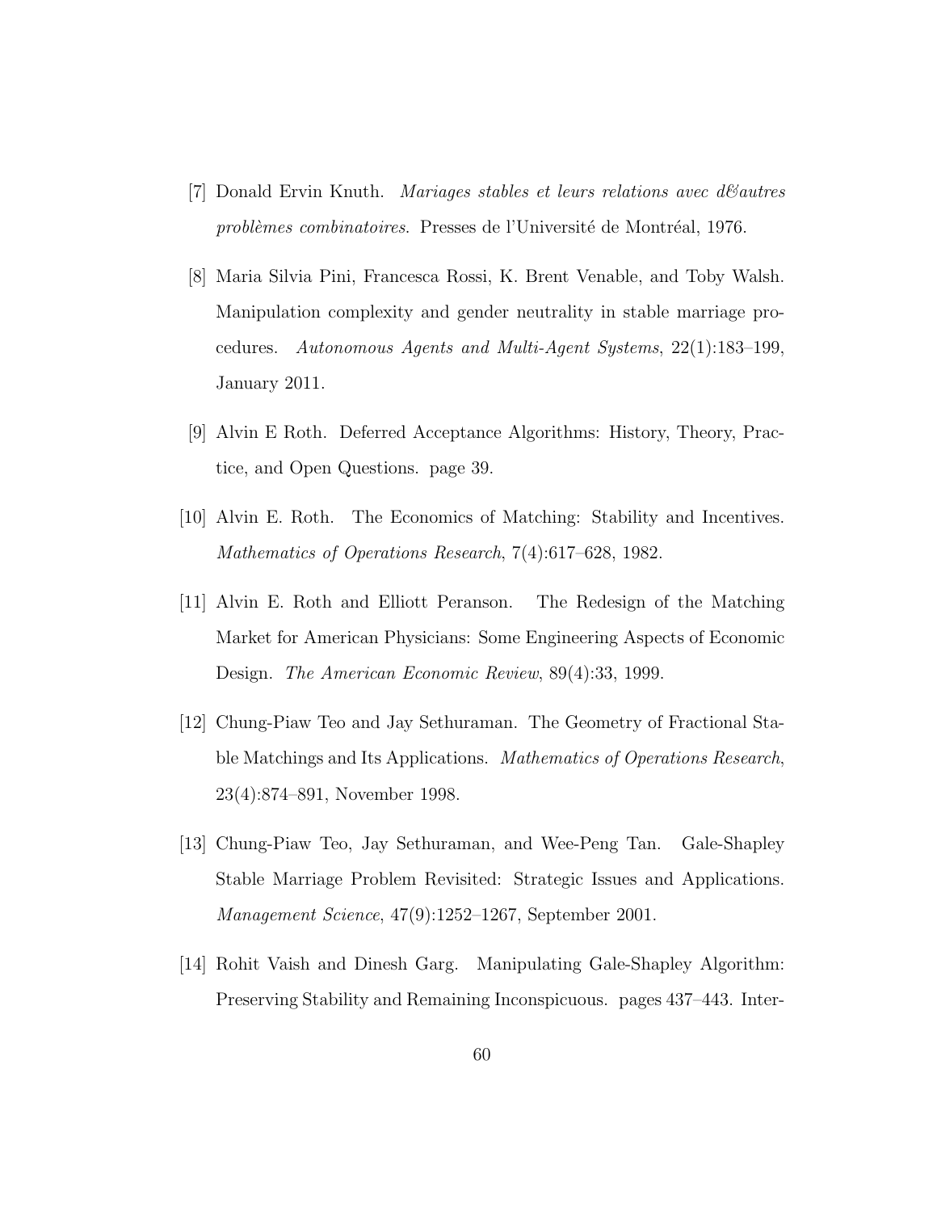[7] Donald Ervin Knuth. *Mariages stables et leurs relations avec d&autres problèmes combinatoires*. Presses de l'Université de Montréal, 1976.

[8] Maria Silvia Pini, Francesca Rossi, K. Brent Venable, and Toby Walsh. Manipulation complexity and gender neutrality in stable marriage procedures. *Autonomous Agents and Multi-Agent Systems*, 22(1):183–199, January 2011.

[9] Alvin E Roth. Deferred Acceptance Algorithms: History, Theory, Practice, and Open Questions. page 39.

[10] Alvin E. Roth. The Economics of Matching: Stability and Incentives. *Mathematics of Operations Research*, 7(4):617–628, 1982.

[11] Alvin E. Roth and Elliott Peranson. The Redesign of the Matching Market for American Physicians: Some Engineering Aspects of Economic Design. *The American Economic Review*, 89(4):33, 1999.

[12] Chung-Piaw Teo and Jay Sethuraman. The Geometry of Fractional Stable Matchings and Its Applications. *Mathematics of Operations Research*, 23(4):874–891, November 1998.

[13] Chung-Piaw Teo, Jay Sethuraman, and Wee-Peng Tan. Gale-Shapley Stable Marriage Problem Revisited: Strategic Issues and Applications. *Management Science*, 47(9):1252–1267, September 2001.

[14] Rohit Vaish and Dinesh Garg. Manipulating Gale-Shapley Algorithm: Preserving Stability and Remaining Inconspicuous. pages 437–443. Inter-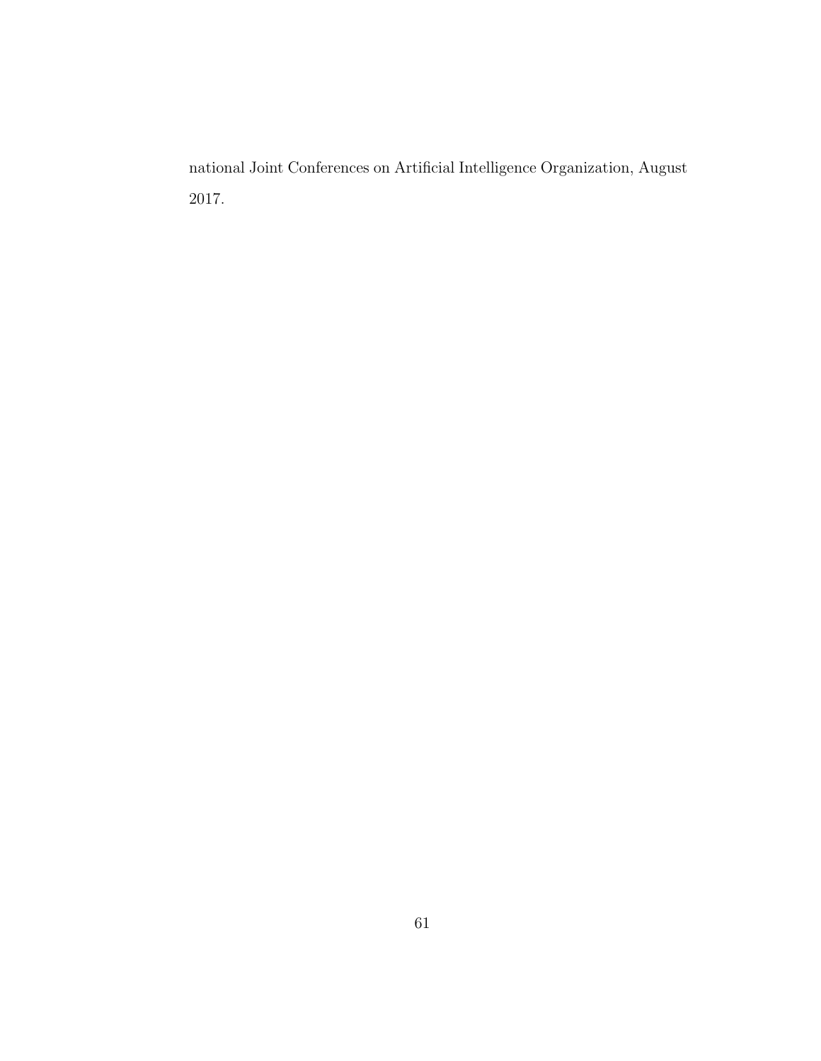national Joint Conferences on Artificial Intelligence Organization, August 2017.